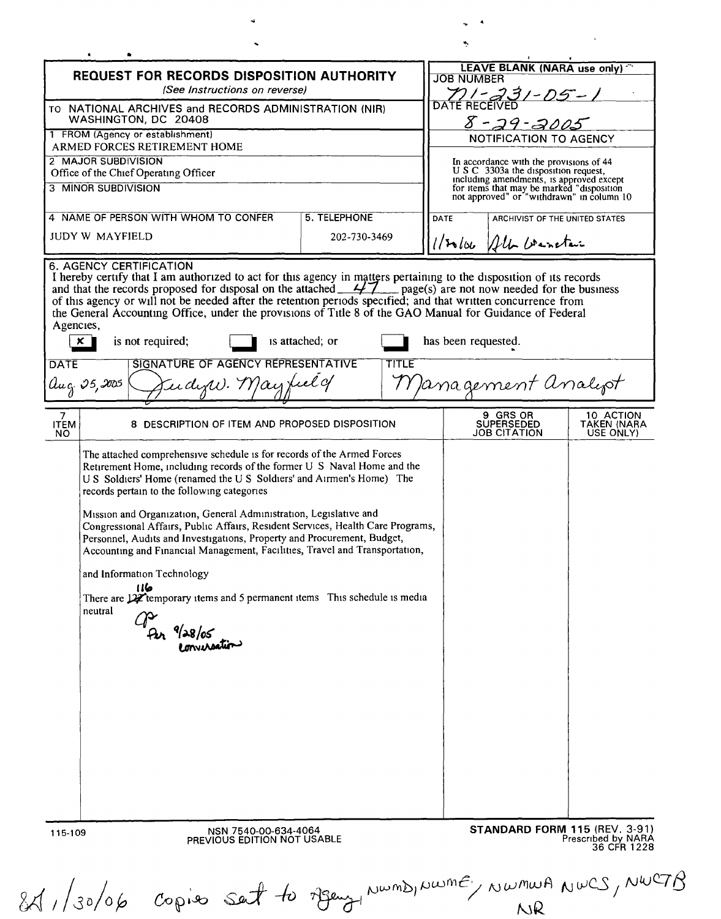# REQUEST FOR RECORDS DISPOSITION AUTHORITY

*(See Instructions on reverse)*

TO NATIONAL ARCHIVES and RECORDS ADMINISTRATION (NIR) WASHINGTON, DC 20408

**LEAVE BLANK (NARA use only)**

JOB NUMBER: N1-231-05-1

DATE RECEIVED: 8-29-2005

**NOTIFICATION TO AGENCY**

In accordance with the provisions of 44 U S C 3303a the disposition request, including amendments, is approved except for items that may be marked "disposition not approved" or "withdrawn" in column 10

| DATE | ARCHIVIST OF THE UNITED STATES |
|---|---|
| 1/30/06 | Allen Weinstein |

1 FROM (Agency or establishment): ARMED FORCES RETIREMENT HOME

2 MAJOR SUBDIVISION: Office of the Chief Operating Officer

3 MINOR SUBDIVISION:

| 4 NAME OF PERSON WITH WHOM TO CONFER | 5. TELEPHONE |
|---|---|
| JUDY W MAYFIELD | 202-730-3469 |

## 6. AGENCY CERTIFICATION

I hereby certify that I am authorized to act for this agency in matters pertaining to the disposition of its records and that the records proposed for disposal on the attached 47 page(s) are not now needed for the business of this agency or will not be needed after the retention periods specified; and that written concurrence from the General Accounting Office, under the provisions of Title 8 of the GAO Manual for Guidance of Federal Agencies,

[X] is not required; [ ] is attached; or [ ] has been requested.

| DATE | SIGNATURE OF AGENCY REPRESENTATIVE | TITLE |
|---|---|---|
| Aug. 25, 2005 | Judy W. Mayfield | Management Analyst |

| 7 ITEM NO | 8 DESCRIPTION OF ITEM AND PROPOSED DISPOSITION | 9 GRS OR SUPERSEDED JOB CITATION | 10 ACTION TAKEN (NARA USE ONLY) |
|---|---|---|---|
| | The attached comprehensive schedule is for records of the Armed Forces Retirement Home, including records of the former U S Naval Home and the U S Soldiers' Home (renamed the U S Soldiers' and Airmen's Home) The records pertain to the following categories<br><br>Mission and Organization, General Administration, Legislative and Congressional Affairs, Public Affairs, Resident Services, Health Care Programs, Personnel, Audits and Investigations, Property and Procurement, Budget, Accounting and Financial Management, Facilities, Travel and Transportation, and Information Technology<br><br>There are ~~127~~ 116 temporary items and 5 permanent items This schedule is media neutral<br><br>Per 9/28/05 conversation | | |

115-109 NSN 7540-00-634-4064 PREVIOUS EDITION NOT USABLE

**STANDARD FORM 115** (REV. 3-91) Prescribed by NARA 36 CFR 1228

1/30/06 Copies sent to Agency, NWMD, NWME, NWMWA, NWCS, NWCTB, NR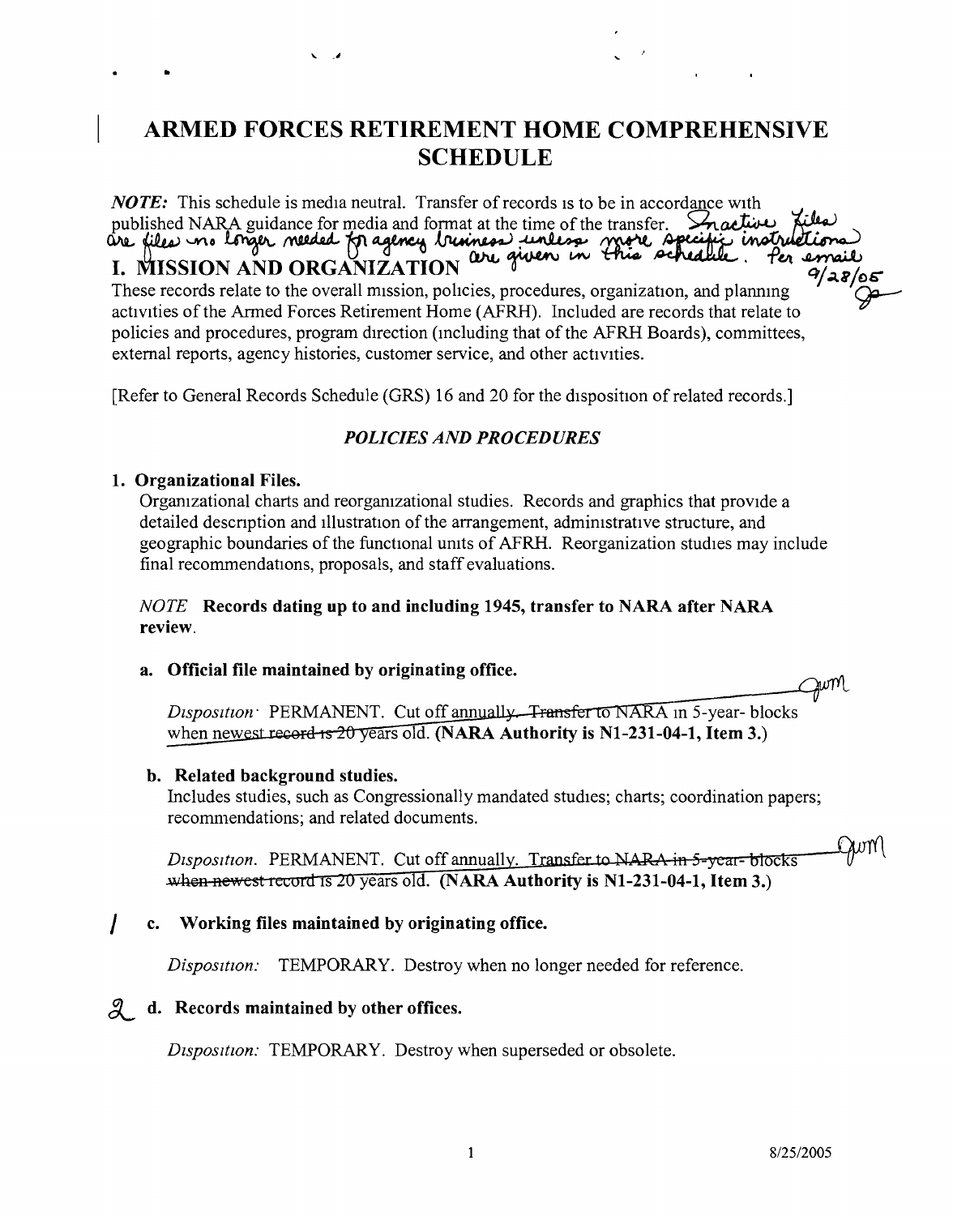# ARMED FORCES RETIREMENT HOME COMPREHENSIVE SCHEDULE

***NOTE:*** This schedule is media neutral. Transfer of records is to be in accordance with published NARA guidance for media and format at the time of the transfer. Inactive files are files no longer needed for agency business unless more specific instructions are given in this schedule. Per email 9/28/05

## I. MISSION AND ORGANIZATION

These records relate to the overall mission, policies, procedures, organization, and planning activities of the Armed Forces Retirement Home (AFRH). Included are records that relate to policies and procedures, program direction (including that of the AFRH Boards), committees, external reports, agency histories, customer service, and other activities.

[Refer to General Records Schedule (GRS) 16 and 20 for the disposition of related records.]

### *POLICIES AND PROCEDURES*

**1. Organizational Files.**

Organizational charts and reorganizational studies. Records and graphics that provide a detailed description and illustration of the arrangement, administrative structure, and geographic boundaries of the functional units of AFRH. Reorganization studies may include final recommendations, proposals, and staff evaluations.

*NOTE* **Records dating up to and including 1945, transfer to NARA after NARA review.**

**a. Official file maintained by originating office.**

*Disposition:* PERMANENT. Cut off annually. ~~Transfer to NARA~~ in 5-year- blocks when newest ~~record is 20~~ years old. **(NARA Authority is N1-231-04-1, Item 3.)**

**b. Related background studies.**

Includes studies, such as Congressionally mandated studies; charts; coordination papers; recommendations; and related documents.

*Disposition.* PERMANENT. Cut off annually. ~~Transfer to NARA in 5-year- blocks when newest record is~~ 20 years old. **(NARA Authority is N1-231-04-1, Item 3.)**

**c. Working files maintained by originating office.**

*Disposition:* TEMPORARY. Destroy when no longer needed for reference.

**d. Records maintained by other offices.**

*Disposition:* TEMPORARY. Destroy when superseded or obsolete.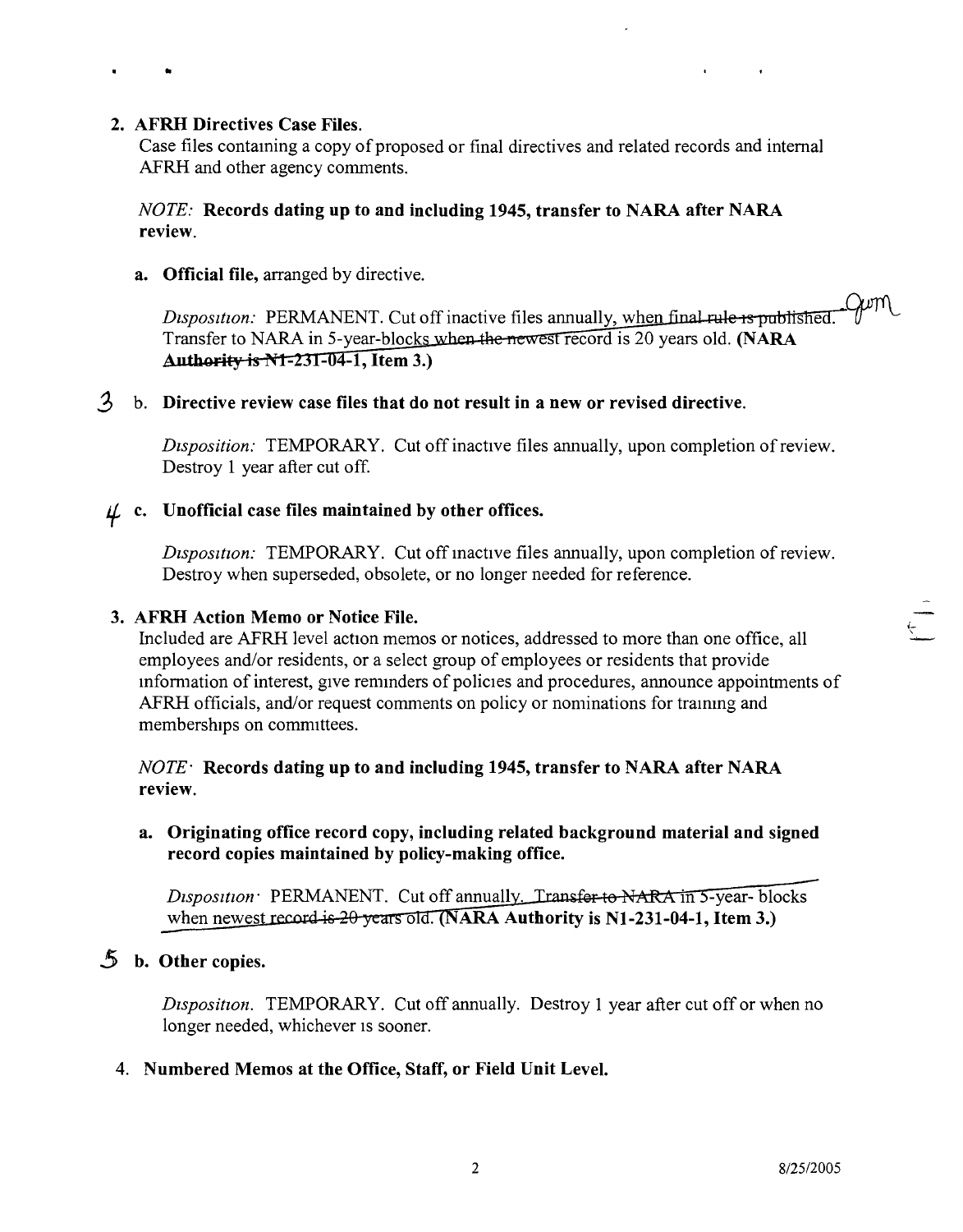**2. AFRH Directives Case Files.**
Case files containing a copy of proposed or final directives and related records and internal AFRH and other agency comments.

*NOTE:* **Records dating up to and including 1945, transfer to NARA after NARA review.**

**a. Official file,** arranged by directive.

*Disposition:* PERMANENT. Cut off inactive files annually, when final rule is published. Transfer to NARA in 5-year-blocks when the newest record is 20 years old. **(NARA Authority is N1-231-04-1, Item 3.)**

3 b. **Directive review case files that do not result in a new or revised directive.**

*Disposition:* TEMPORARY. Cut off inactive files annually, upon completion of review. Destroy 1 year after cut off.

4 c. **Unofficial case files maintained by other offices.**

*Disposition:* TEMPORARY. Cut off inactive files annually, upon completion of review. Destroy when superseded, obsolete, or no longer needed for reference.

**3. AFRH Action Memo or Notice File.**
Included are AFRH level action memos or notices, addressed to more than one office, all employees and/or residents, or a select group of employees or residents that provide information of interest, give reminders of policies and procedures, announce appointments of AFRH officials, and/or request comments on policy or nominations for training and memberships on committees.

*NOTE:* **Records dating up to and including 1945, transfer to NARA after NARA review.**

**a. Originating office record copy, including related background material and signed record copies maintained by policy-making office.**

*Disposition:* PERMANENT. Cut off annually. Transfer to NARA in 5-year- blocks when newest record is 20 years old. **(NARA Authority is N1-231-04-1, Item 3.)**

5 **b. Other copies.**

*Disposition.* TEMPORARY. Cut off annually. Destroy 1 year after cut off or when no longer needed, whichever is sooner.

4. **Numbered Memos at the Office, Staff, or Field Unit Level.**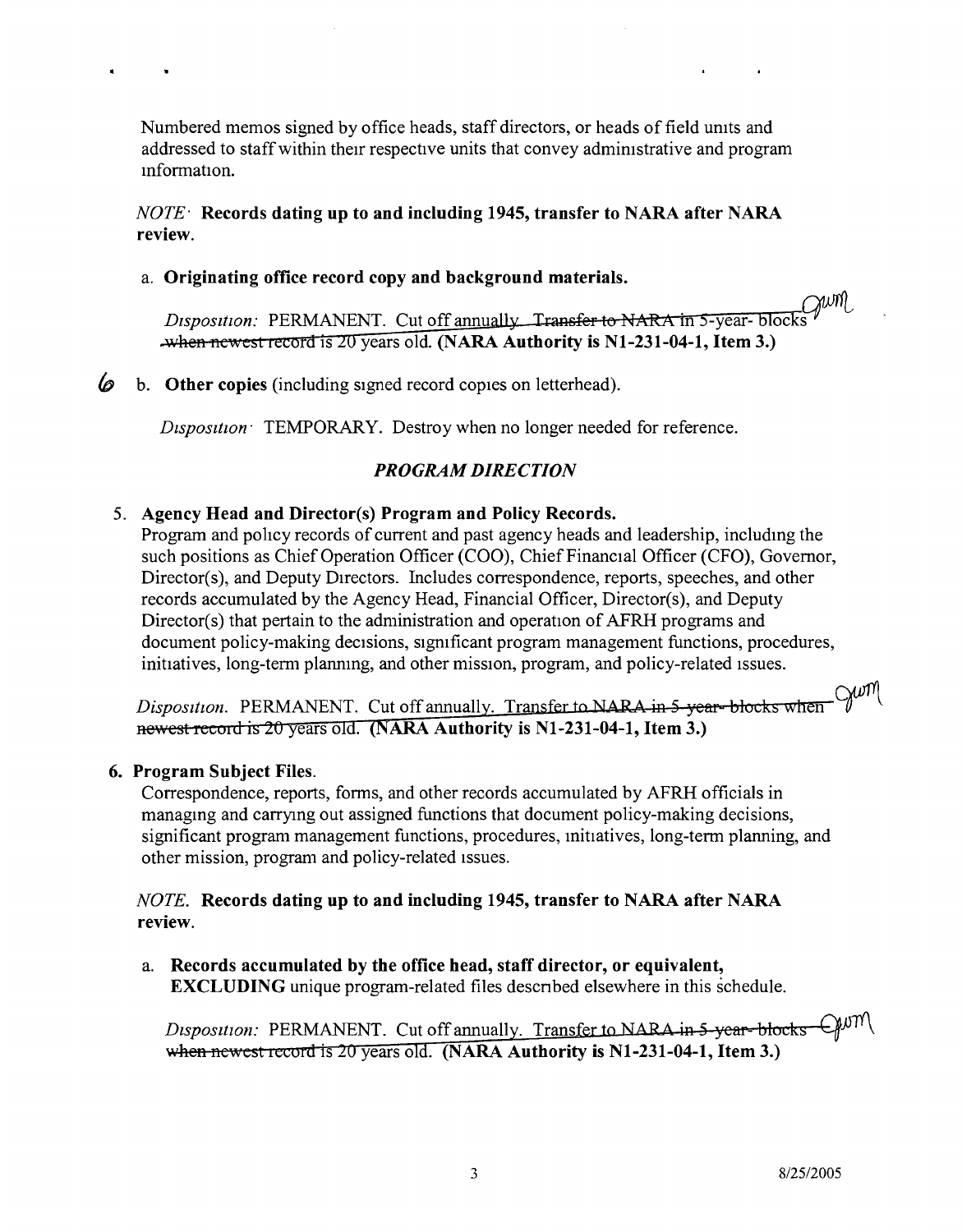Numbered memos signed by office heads, staff directors, or heads of field units and addressed to staff within their respective units that convey administrative and program information.

*NOTE:* **Records dating up to and including 1945, transfer to NARA after NARA review.**

a. **Originating office record copy and background materials.**

*Disposition:* PERMANENT. Cut off annually. ~~Transfer to NARA in 5-year- blocks when newest record is 20~~ years old. **(NARA Authority is N1-231-04-1, Item 3.)** gwm

6 b. **Other copies** (including signed record copies on letterhead).

*Disposition:* TEMPORARY. Destroy when no longer needed for reference.

## *PROGRAM DIRECTION*

5. **Agency Head and Director(s) Program and Policy Records.**
Program and policy records of current and past agency heads and leadership, including the such positions as Chief Operation Officer (COO), Chief Financial Officer (CFO), Governor, Director(s), and Deputy Directors. Includes correspondence, reports, speeches, and other records accumulated by the Agency Head, Financial Officer, Director(s), and Deputy Director(s) that pertain to the administration and operation of AFRH programs and document policy-making decisions, significant program management functions, procedures, initiatives, long-term planning, and other mission, program, and policy-related issues.

*Disposition.* PERMANENT. Cut off annually. Transfer to NARA ~~in 5-year- blocks when newest record is 20~~ years old. **(NARA Authority is N1-231-04-1, Item 3.)** gwm

6. **Program Subject Files.**
Correspondence, reports, forms, and other records accumulated by AFRH officials in managing and carrying out assigned functions that document policy-making decisions, significant program management functions, procedures, initiatives, long-term planning, and other mission, program and policy-related issues.

*NOTE.* **Records dating up to and including 1945, transfer to NARA after NARA review.**

a. **Records accumulated by the office head, staff director, or equivalent, EXCLUDING** unique program-related files described elsewhere in this schedule.

*Disposition:* PERMANENT. Cut off annually. Transfer to NARA ~~in 5-year- blocks when newest record is 20~~ years old. **(NARA Authority is N1-231-04-1, Item 3.)** gwm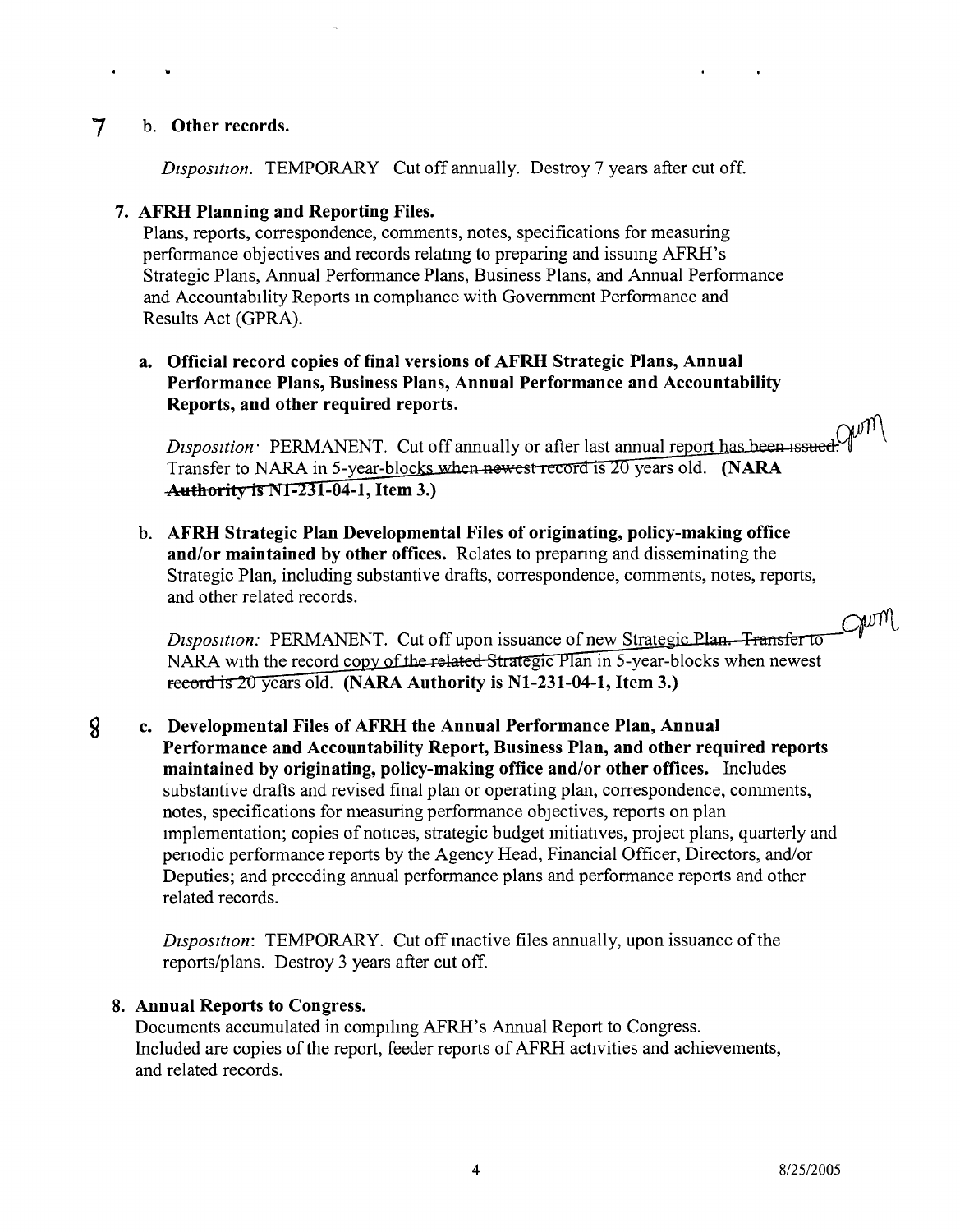7 b. **Other records.**

*Disposition.* TEMPORARY Cut off annually. Destroy 7 years after cut off.

**7. AFRH Planning and Reporting Files.**
Plans, reports, correspondence, comments, notes, specifications for measuring performance objectives and records relating to preparing and issuing AFRH's Strategic Plans, Annual Performance Plans, Business Plans, and Annual Performance and Accountability Reports in compliance with Government Performance and Results Act (GPRA).

a. **Official record copies of final versions of AFRH Strategic Plans, Annual Performance Plans, Business Plans, Annual Performance and Accountability Reports, and other required reports.**

*Disposition:* PERMANENT. Cut off annually or after last annual report ~~has been issued.~~ Transfer to NARA in 5-year-blocks ~~when newest record is 20~~ years old. **(NARA ~~Authority is N1-231-04-1,~~ Item 3.)**

b. **AFRH Strategic Plan Developmental Files of originating, policy-making office and/or maintained by other offices.** Relates to preparing and disseminating the Strategic Plan, including substantive drafts, correspondence, comments, notes, reports, and other related records.

*Disposition:* PERMANENT. Cut off upon issuance of new Strategic ~~Plan. Transfer to~~ NARA with the record copy ~~of the related Strategic~~ Plan in 5-year-blocks when newest ~~record is 20~~ years old. **(NARA Authority is N1-231-04-1, Item 3.)**

8 c. **Developmental Files of AFRH the Annual Performance Plan, Annual Performance and Accountability Report, Business Plan, and other required reports maintained by originating, policy-making office and/or other offices.** Includes substantive drafts and revised final plan or operating plan, correspondence, comments, notes, specifications for measuring performance objectives, reports on plan implementation; copies of notices, strategic budget initiatives, project plans, quarterly and periodic performance reports by the Agency Head, Financial Officer, Directors, and/or Deputies; and preceding annual performance plans and performance reports and other related records.

*Disposition:* TEMPORARY. Cut off inactive files annually, upon issuance of the reports/plans. Destroy 3 years after cut off.

**8. Annual Reports to Congress.**
Documents accumulated in compiling AFRH's Annual Report to Congress. Included are copies of the report, feeder reports of AFRH activities and achievements, and related records.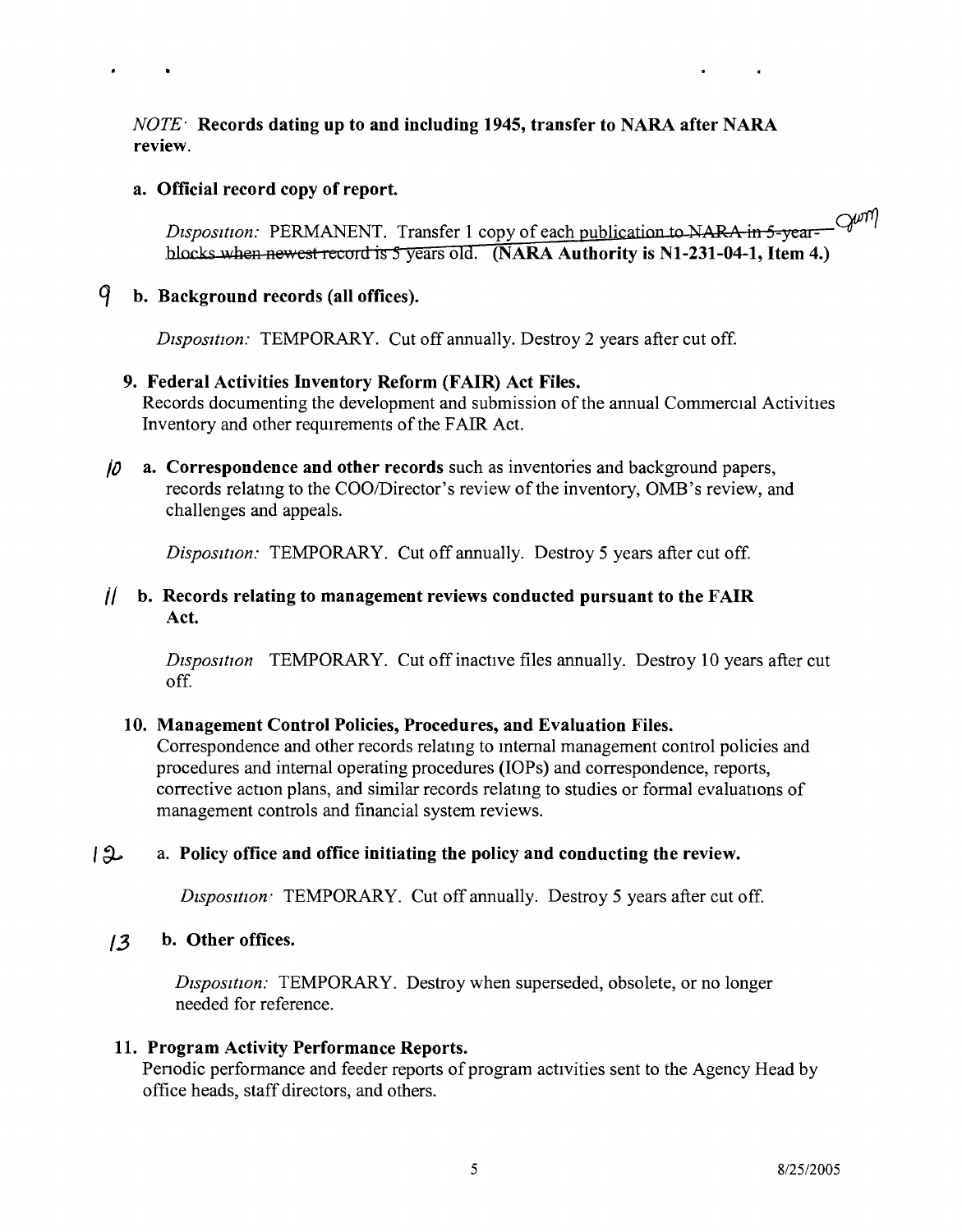*NOTE:* **Records dating up to and including 1945, transfer to NARA after NARA review.**

**a. Official record copy of report.**

*Disposition:* PERMANENT. Transfer 1 copy of each ~~publication to NARA in 5-year-blocks when newest record is 5~~ years old. **(NARA Authority is N1-231-04-1, Item 4.)**

9 **b. Background records (all offices).**

*Disposition:* TEMPORARY. Cut off annually. Destroy 2 years after cut off.

**9. Federal Activities Inventory Reform (FAIR) Act Files.**

Records documenting the development and submission of the annual Commercial Activities Inventory and other requirements of the FAIR Act.

10 **a. Correspondence and other records** such as inventories and background papers, records relating to the COO/Director's review of the inventory, OMB's review, and challenges and appeals.

*Disposition:* TEMPORARY. Cut off annually. Destroy 5 years after cut off.

11 **b. Records relating to management reviews conducted pursuant to the FAIR Act.**

*Disposition* TEMPORARY. Cut off inactive files annually. Destroy 10 years after cut off.

**10. Management Control Policies, Procedures, and Evaluation Files.**

Correspondence and other records relating to internal management control policies and procedures and internal operating procedures (IOPs) and correspondence, reports, corrective action plans, and similar records relating to studies or formal evaluations of management controls and financial system reviews.

12 a. **Policy office and office initiating the policy and conducting the review.**

*Disposition:* TEMPORARY. Cut off annually. Destroy 5 years after cut off.

13 **b. Other offices.**

*Disposition:* TEMPORARY. Destroy when superseded, obsolete, or no longer needed for reference.

**11. Program Activity Performance Reports.**

Periodic performance and feeder reports of program activities sent to the Agency Head by office heads, staff directors, and others.

8/25/2005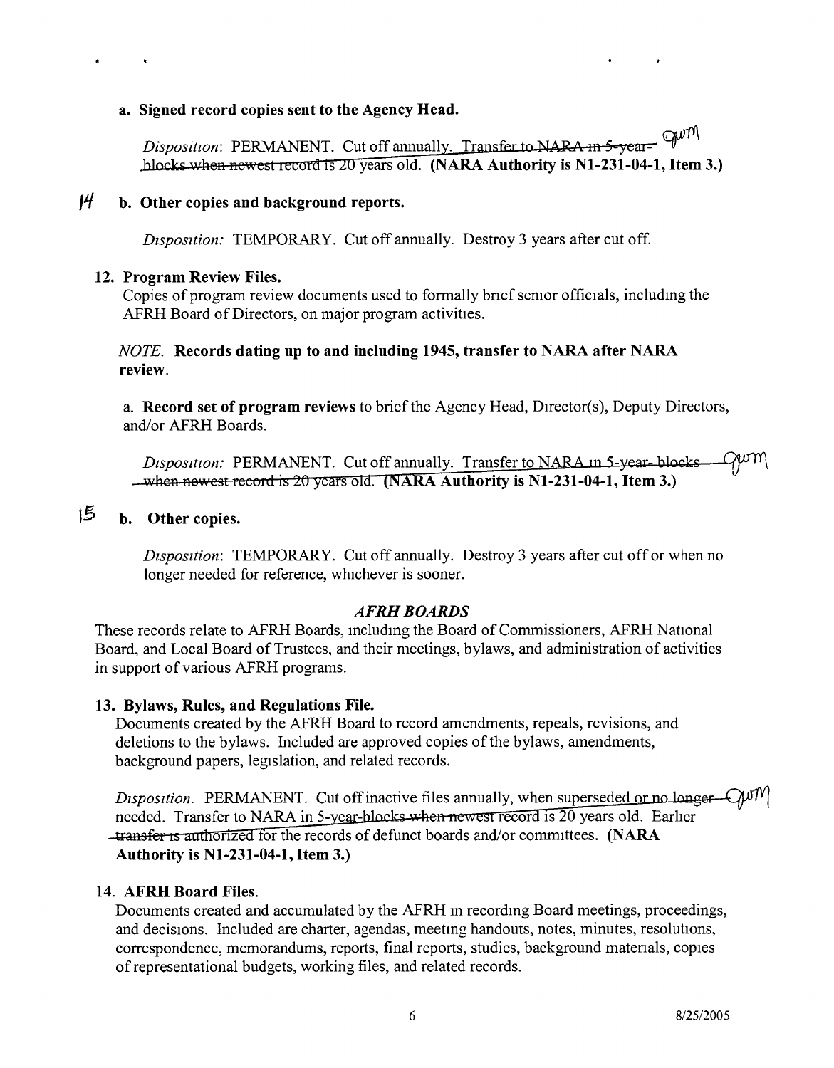**a. Signed record copies sent to the Agency Head.**

*Disposition*: PERMANENT. Cut off annually. ~~Transfer to NARA in 5-year blocks when newest record is 20 years old.~~ **(NARA Authority is N1-231-04-1, Item 3.)**

14 **b. Other copies and background reports.**

*Disposition:* TEMPORARY. Cut off annually. Destroy 3 years after cut off.

**12. Program Review Files.**

Copies of program review documents used to formally brief senior officials, including the AFRH Board of Directors, on major program activities.

*NOTE.* **Records dating up to and including 1945, transfer to NARA after NARA review.**

a. **Record set of program reviews** to brief the Agency Head, Director(s), Deputy Directors, and/or AFRH Boards.

*Disposition:* PERMANENT. Cut off annually. ~~Transfer to NARA in 5-year blocks when newest record is 20 years old.~~ **(NARA Authority is N1-231-04-1, Item 3.)**

15 **b. Other copies.**

*Disposition*: TEMPORARY. Cut off annually. Destroy 3 years after cut off or when no longer needed for reference, whichever is sooner.

### *AFRH BOARDS*

These records relate to AFRH Boards, including the Board of Commissioners, AFRH National Board, and Local Board of Trustees, and their meetings, bylaws, and administration of activities in support of various AFRH programs.

**13. Bylaws, Rules, and Regulations File.**

Documents created by the AFRH Board to record amendments, repeals, revisions, and deletions to the bylaws. Included are approved copies of the bylaws, amendments, background papers, legislation, and related records.

*Disposition.* PERMANENT. Cut off inactive files annually, when superseded ~~or no longer needed~~. Transfer to NARA in 5-year ~~blocks when newest record is 20 years old. Earlier transfer is authorized for the records of defunct boards and/or committees.~~ **(NARA Authority is N1-231-04-1, Item 3.)**

14. **AFRH Board Files.**

Documents created and accumulated by the AFRH in recording Board meetings, proceedings, and decisions. Included are charter, agendas, meeting handouts, notes, minutes, resolutions, correspondence, memorandums, reports, final reports, studies, background materials, copies of representational budgets, working files, and related records.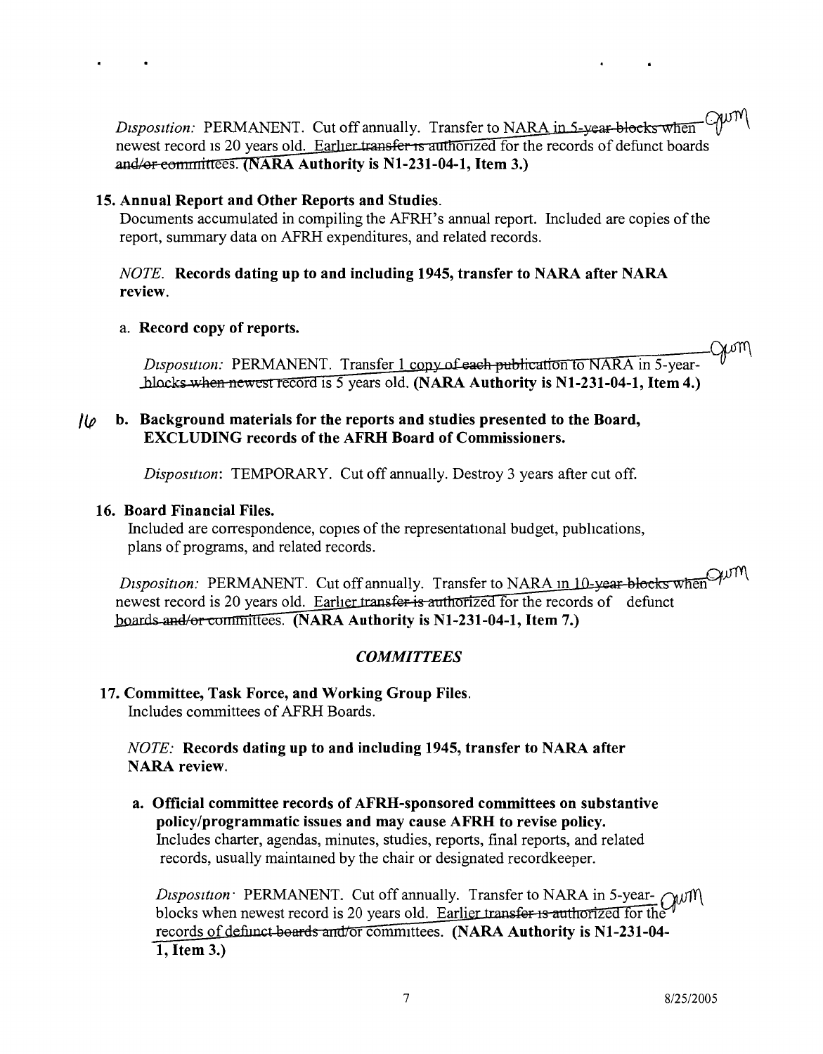*Disposition:* PERMANENT. Cut off annually. Transfer to NARA in 5-year blocks when newest record is 20 years old. Earlier transfer is authorized for the records of defunct boards and/or committees. **(NARA Authority is N1-231-04-1, Item 3.)**

**15. Annual Report and Other Reports and Studies.**

Documents accumulated in compiling the AFRH's annual report. Included are copies of the report, summary data on AFRH expenditures, and related records.

*NOTE.* **Records dating up to and including 1945, transfer to NARA after NARA review.**

a. **Record copy of reports.**

*Disposition:* PERMANENT. Transfer 1 copy of each publication to NARA in 5-year-blocks when newest record is 5 years old. **(NARA Authority is N1-231-04-1, Item 4.)**

16 b. **Background materials for the reports and studies presented to the Board, EXCLUDING records of the AFRH Board of Commissioners.**

*Disposition*: TEMPORARY. Cut off annually. Destroy 3 years after cut off.

**16. Board Financial Files.**

Included are correspondence, copies of the representational budget, publications, plans of programs, and related records.

*Disposition:* PERMANENT. Cut off annually. Transfer to NARA in 10-year blocks when newest record is 20 years old. Earlier transfer is authorized for the records of defunct boards and/or committees. **(NARA Authority is N1-231-04-1, Item 7.)**

### *COMMITTEES*

**17. Committee, Task Force, and Working Group Files.**

Includes committees of AFRH Boards.

*NOTE:* **Records dating up to and including 1945, transfer to NARA after NARA review.**

a. **Official committee records of AFRH-sponsored committees on substantive policy/programmatic issues and may cause AFRH to revise policy.**
Includes charter, agendas, minutes, studies, reports, final reports, and related records, usually maintained by the chair or designated recordkeeper.

*Disposition:* PERMANENT. Cut off annually. Transfer to NARA in 5-year-blocks when newest record is 20 years old. Earlier transfer is authorized for the records of defunct boards and/or committees. **(NARA Authority is N1-231-04-1, Item 3.)**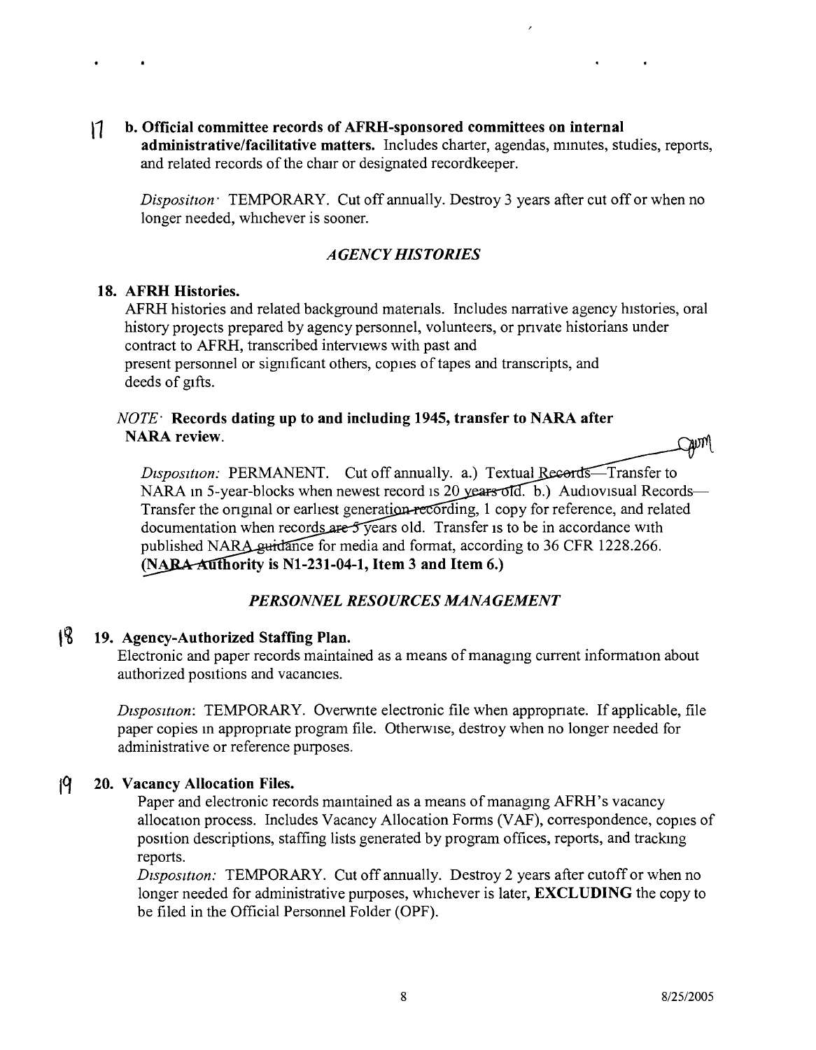17 **b. Official committee records of AFRH-sponsored committees on internal administrative/facilitative matters.** Includes charter, agendas, minutes, studies, reports, and related records of the chair or designated recordkeeper.

*Disposition*: TEMPORARY. Cut off annually. Destroy 3 years after cut off or when no longer needed, whichever is sooner.

### *AGENCY HISTORIES*

**18. AFRH Histories.**

AFRH histories and related background materials. Includes narrative agency histories, oral history projects prepared by agency personnel, volunteers, or private historians under contract to AFRH, transcribed interviews with past and present personnel or significant others, copies of tapes and transcripts, and deeds of gifts.

*NOTE*: **Records dating up to and including 1945, transfer to NARA after NARA review.**

*Disposition:* PERMANENT. Cut off annually. a.) Textual Records—Transfer to NARA in 5-year-blocks when newest record is 20 years old. b.) Audiovisual Records—Transfer the original or earliest generation recording, 1 copy for reference, and related documentation when records are 5 years old. Transfer is to be in accordance with published NARA guidance for media and format, according to 36 CFR 1228.266. **(NARA Authority is N1-231-04-1, Item 3 and Item 6.)**

### *PERSONNEL RESOURCES MANAGEMENT*

18 **19. Agency-Authorized Staffing Plan.**

Electronic and paper records maintained as a means of managing current information about authorized positions and vacancies.

*Disposition*: TEMPORARY. Overwrite electronic file when appropriate. If applicable, file paper copies in appropriate program file. Otherwise, destroy when no longer needed for administrative or reference purposes.

19 **20. Vacancy Allocation Files.**

Paper and electronic records maintained as a means of managing AFRH's vacancy allocation process. Includes Vacancy Allocation Forms (VAF), correspondence, copies of position descriptions, staffing lists generated by program offices, reports, and tracking reports.

*Disposition:* TEMPORARY. Cut off annually. Destroy 2 years after cutoff or when no longer needed for administrative purposes, whichever is later, **EXCLUDING** the copy to be filed in the Official Personnel Folder (OPF).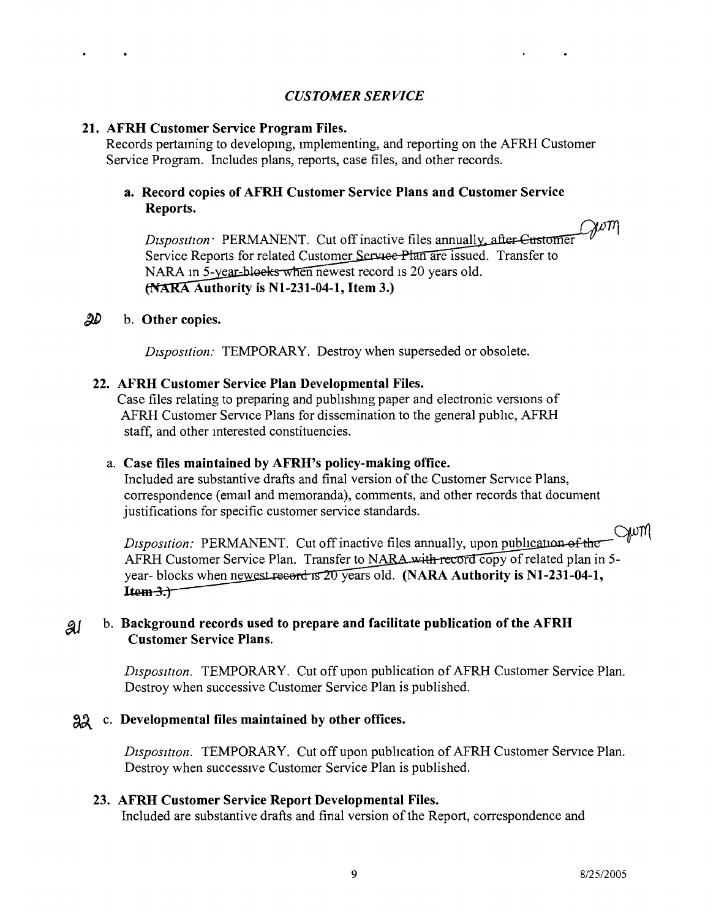## *CUSTOMER SERVICE*

**21. AFRH Customer Service Program Files.**
Records pertaining to developing, implementing, and reporting on the AFRH Customer Service Program. Includes plans, reports, case files, and other records.

**a. Record copies of AFRH Customer Service Plans and Customer Service Reports.**

*Disposition:* PERMANENT. Cut off inactive files annually~~, after Customer~~ Service Reports for related Customer ~~Service Plan~~ are issued. Transfer to NARA in 5-~~year-blocks when~~ newest record is 20 years old. ~~(NARA~~ **Authority is N1-231-04-1, Item 3.)** Gwm

20 b. **Other copies.**

*Disposition:* TEMPORARY. Destroy when superseded or obsolete.

**22. AFRH Customer Service Plan Developmental Files.**
Case files relating to preparing and publishing paper and electronic versions of AFRH Customer Service Plans for dissemination to the general public, AFRH staff, and other interested constituencies.

a. **Case files maintained by AFRH's policy-making office.**
Included are substantive drafts and final version of the Customer Service Plans, correspondence (email and memoranda), comments, and other records that document justifications for specific customer service standards.

*Disposition:* PERMANENT. Cut off inactive files annually, upon ~~publication of the~~ AFRH Customer Service Plan. Transfer to NARA ~~with record~~ copy of related plan in 5-year- blocks when newest ~~record is 20~~ years old. **(NARA Authority is N1-231-04-1, ~~Item 3.)~~** Gwm

21 b. **Background records used to prepare and facilitate publication of the AFRH Customer Service Plans.**

*Disposition.* TEMPORARY. Cut off upon publication of AFRH Customer Service Plan. Destroy when successive Customer Service Plan is published.

22 c. **Developmental files maintained by other offices.**

*Disposition.* TEMPORARY. Cut off upon publication of AFRH Customer Service Plan. Destroy when successive Customer Service Plan is published.

**23. AFRH Customer Service Report Developmental Files.**
Included are substantive drafts and final version of the Report, correspondence and

8/25/2005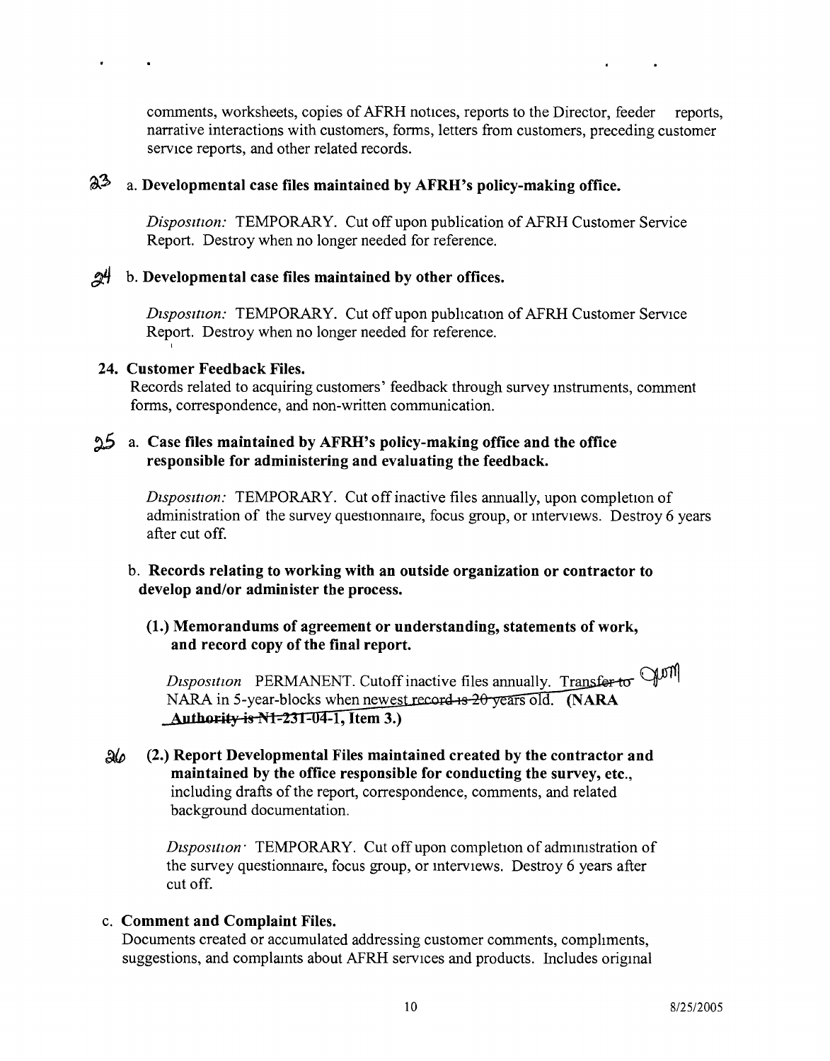comments, worksheets, copies of AFRH notices, reports to the Director, feeder reports, narrative interactions with customers, forms, letters from customers, preceding customer service reports, and other related records.

23 a. **Developmental case files maintained by AFRH's policy-making office.**

*Disposition:* TEMPORARY. Cut off upon publication of AFRH Customer Service Report. Destroy when no longer needed for reference.

24 b. **Developmental case files maintained by other offices.**

*Disposition:* TEMPORARY. Cut off upon publication of AFRH Customer Service Report. Destroy when no longer needed for reference.

**24. Customer Feedback Files.**

Records related to acquiring customers' feedback through survey instruments, comment forms, correspondence, and non-written communication.

25 a. **Case files maintained by AFRH's policy-making office and the office responsible for administering and evaluating the feedback.**

*Disposition:* TEMPORARY. Cut off inactive files annually, upon completion of administration of the survey questionnaire, focus group, or interviews. Destroy 6 years after cut off.

b. **Records relating to working with an outside organization or contractor to develop and/or administer the process.**

**(1.) Memorandums of agreement or understanding, statements of work, and record copy of the final report.**

*Disposition* PERMANENT. Cutoff inactive files annually. ~~Transfer to~~ NARA in 5-year-blocks when ~~newest record is 20 years old~~. **(NARA ~~Authority is N1-231-04-1~~, Item 3.)**

26 **(2.) Report Developmental Files maintained created by the contractor and maintained by the office responsible for conducting the survey, etc.**, including drafts of the report, correspondence, comments, and related background documentation.

*Disposition:* TEMPORARY. Cut off upon completion of administration of the survey questionnaire, focus group, or interviews. Destroy 6 years after cut off.

c. **Comment and Complaint Files.**

Documents created or accumulated addressing customer comments, compliments, suggestions, and complaints about AFRH services and products. Includes original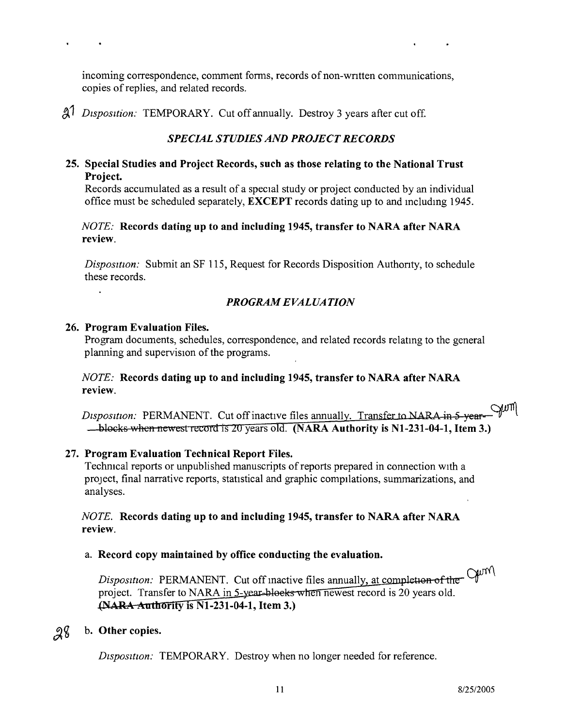incoming correspondence, comment forms, records of non-written communications, copies of replies, and related records.

27 *Disposition:* TEMPORARY. Cut off annually. Destroy 3 years after cut off.

### *SPECIAL STUDIES AND PROJECT RECORDS*

**25. Special Studies and Project Records, such as those relating to the National Trust Project.**

Records accumulated as a result of a special study or project conducted by an individual office must be scheduled separately, **EXCEPT** records dating up to and including 1945.

*NOTE:* **Records dating up to and including 1945, transfer to NARA after NARA review.**

*Disposition:* Submit an SF 115, Request for Records Disposition Authority, to schedule these records.

### *PROGRAM EVALUATION*

**26. Program Evaluation Files.**

Program documents, schedules, correspondence, and related records relating to the general planning and supervision of the programs.

*NOTE:* **Records dating up to and including 1945, transfer to NARA after NARA review.**

*Disposition:* PERMANENT. Cut off inactive files annually. ~~Transfer to NARA in 5-year blocks when newest record is 20 years old.~~ **(NARA Authority is N1-231-04-1, Item 3.)** Gwm

**27. Program Evaluation Technical Report Files.**

Technical reports or unpublished manuscripts of reports prepared in connection with a project, final narrative reports, statistical and graphic compilations, summarizations, and analyses.

*NOTE.* **Records dating up to and including 1945, transfer to NARA after NARA review.**

a. **Record copy maintained by office conducting the evaluation.**

*Disposition:* PERMANENT. Cut off inactive files annually, ~~at completion of the project~~. Transfer to NARA in ~~5-year blocks when~~ newest record is 20 years old. ~~(NARA Authority~~ **is N1-231-04-1, Item 3.)** Gwm

28 b. **Other copies.**

*Disposition:* TEMPORARY. Destroy when no longer needed for reference.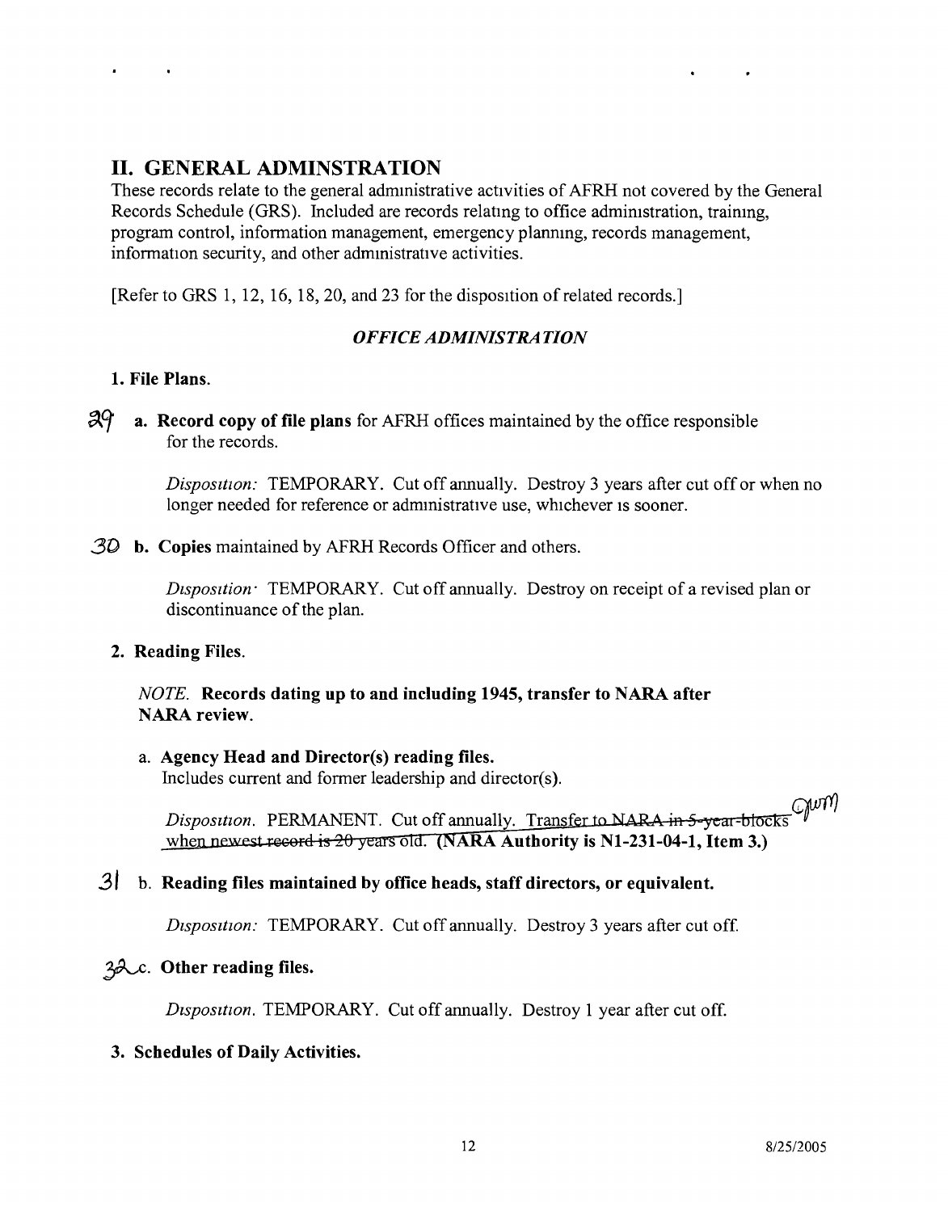## II. GENERAL ADMINSTRATION

These records relate to the general administrative activities of AFRH not covered by the General Records Schedule (GRS). Included are records relating to office administration, training, program control, information management, emergency planning, records management, information security, and other administrative activities.

[Refer to GRS 1, 12, 16, 18, 20, and 23 for the disposition of related records.]

### *OFFICE ADMINISTRATION*

**1. File Plans.**

29 **a. Record copy of file plans** for AFRH offices maintained by the office responsible for the records.

*Disposition:* TEMPORARY. Cut off annually. Destroy 3 years after cut off or when no longer needed for reference or administrative use, whichever is sooner.

30 **b. Copies** maintained by AFRH Records Officer and others.

*Disposition:* TEMPORARY. Cut off annually. Destroy on receipt of a revised plan or discontinuance of the plan.

**2. Reading Files.**

*NOTE.* **Records dating up to and including 1945, transfer to NARA after NARA review.**

a. **Agency Head and Director(s) reading files.**
Includes current and former leadership and director(s).

*Disposition.* PERMANENT. Cut off annually. ~~Transfer to NARA in 5-year-blocks when newest record is 20 years old.~~ **(NARA Authority is N1-231-04-1, Item 3.)**

31 b. **Reading files maintained by office heads, staff directors, or equivalent.**

*Disposition:* TEMPORARY. Cut off annually. Destroy 3 years after cut off.

32 c. **Other reading files.**

*Disposition.* TEMPORARY. Cut off annually. Destroy 1 year after cut off.

**3. Schedules of Daily Activities.**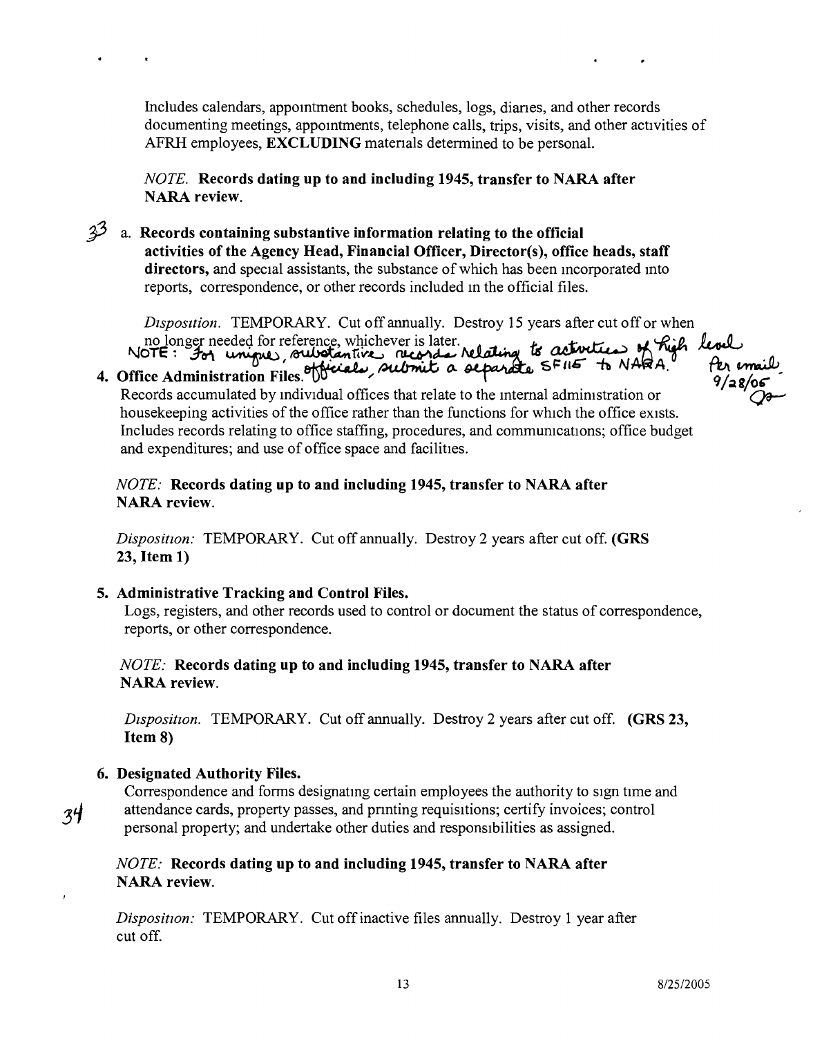Includes calendars, appointment books, schedules, logs, diaries, and other records documenting meetings, appointments, telephone calls, trips, visits, and other activities of AFRH employees, **EXCLUDING** materials determined to be personal.

*NOTE.* **Records dating up to and including 1945, transfer to NARA after NARA review.**

33 a. **Records containing substantive information relating to the official activities of the Agency Head, Financial Officer, Director(s), office heads, staff directors,** and special assistants, the substance of which has been incorporated into reports, correspondence, or other records included in the official files.

*Disposition.* TEMPORARY. Cut off annually. Destroy 15 years after cut off or when no longer needed for reference, whichever is later.

NOTE: For unique, substantive records relating to activities of high level officials, submit a separate SF115 to NARA. Per email 9/28/05

**4. Office Administration Files.**

Records accumulated by individual offices that relate to the internal administration or housekeeping activities of the office rather than the functions for which the office exists. Includes records relating to office staffing, procedures, and communications; office budget and expenditures; and use of office space and facilities.

*NOTE:* **Records dating up to and including 1945, transfer to NARA after NARA review.**

*Disposition:* TEMPORARY. Cut off annually. Destroy 2 years after cut off. **(GRS 23, Item 1)**

**5. Administrative Tracking and Control Files.**

Logs, registers, and other records used to control or document the status of correspondence, reports, or other correspondence.

*NOTE:* **Records dating up to and including 1945, transfer to NARA after NARA review.**

*Disposition.* TEMPORARY. Cut off annually. Destroy 2 years after cut off. **(GRS 23, Item 8)**

**6. Designated Authority Files.**

34 Correspondence and forms designating certain employees the authority to sign time and attendance cards, property passes, and printing requisitions; certify invoices; control personal property; and undertake other duties and responsibilities as assigned.

*NOTE:* **Records dating up to and including 1945, transfer to NARA after NARA review.**

*Disposition:* TEMPORARY. Cut off inactive files annually. Destroy 1 year after cut off.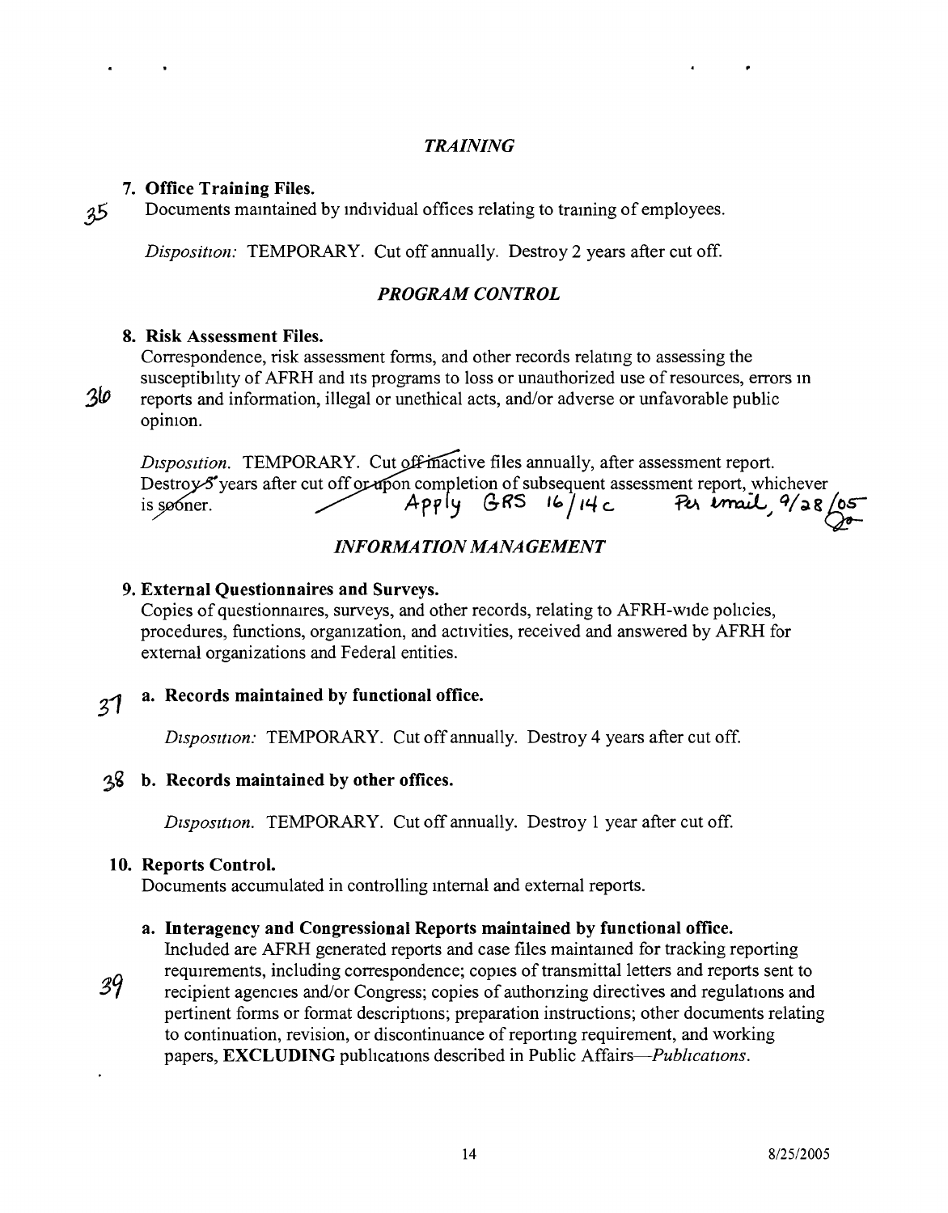### *TRAINING*

**7. Office Training Files.**

35 Documents maintained by individual offices relating to training of employees.

*Disposition:* TEMPORARY. Cut off annually. Destroy 2 years after cut off.

### *PROGRAM CONTROL*

**8. Risk Assessment Files.**

Correspondence, risk assessment forms, and other records relating to assessing the susceptibility of AFRH and its programs to loss or unauthorized use of resources, errors in reports and information, illegal or unethical acts, and/or adverse or unfavorable public opinion.

36

*Disposition.* TEMPORARY. Cut off inactive files annually, after assessment report. Destroy 5 years after cut off or upon completion of subsequent assessment report, whichever is sooner. Apply GRS 16/14c Per email, 9/28/05

### *INFORMATION MANAGEMENT*

**9. External Questionnaires and Surveys.**

Copies of questionnaires, surveys, and other records, relating to AFRH-wide policies, procedures, functions, organization, and activities, received and answered by AFRH for external organizations and Federal entities.

37 **a. Records maintained by functional office.**

*Disposition:* TEMPORARY. Cut off annually. Destroy 4 years after cut off.

38 **b. Records maintained by other offices.**

*Disposition.* TEMPORARY. Cut off annually. Destroy 1 year after cut off.

**10. Reports Control.**

Documents accumulated in controlling internal and external reports.

**a. Interagency and Congressional Reports maintained by functional office.**

39 Included are AFRH generated reports and case files maintained for tracking reporting requirements, including correspondence; copies of transmittal letters and reports sent to recipient agencies and/or Congress; copies of authorizing directives and regulations and pertinent forms or format descriptions; preparation instructions; other documents relating to continuation, revision, or discontinuance of reporting requirement, and working papers, **EXCLUDING** publications described in Public Affairs—*Publications*.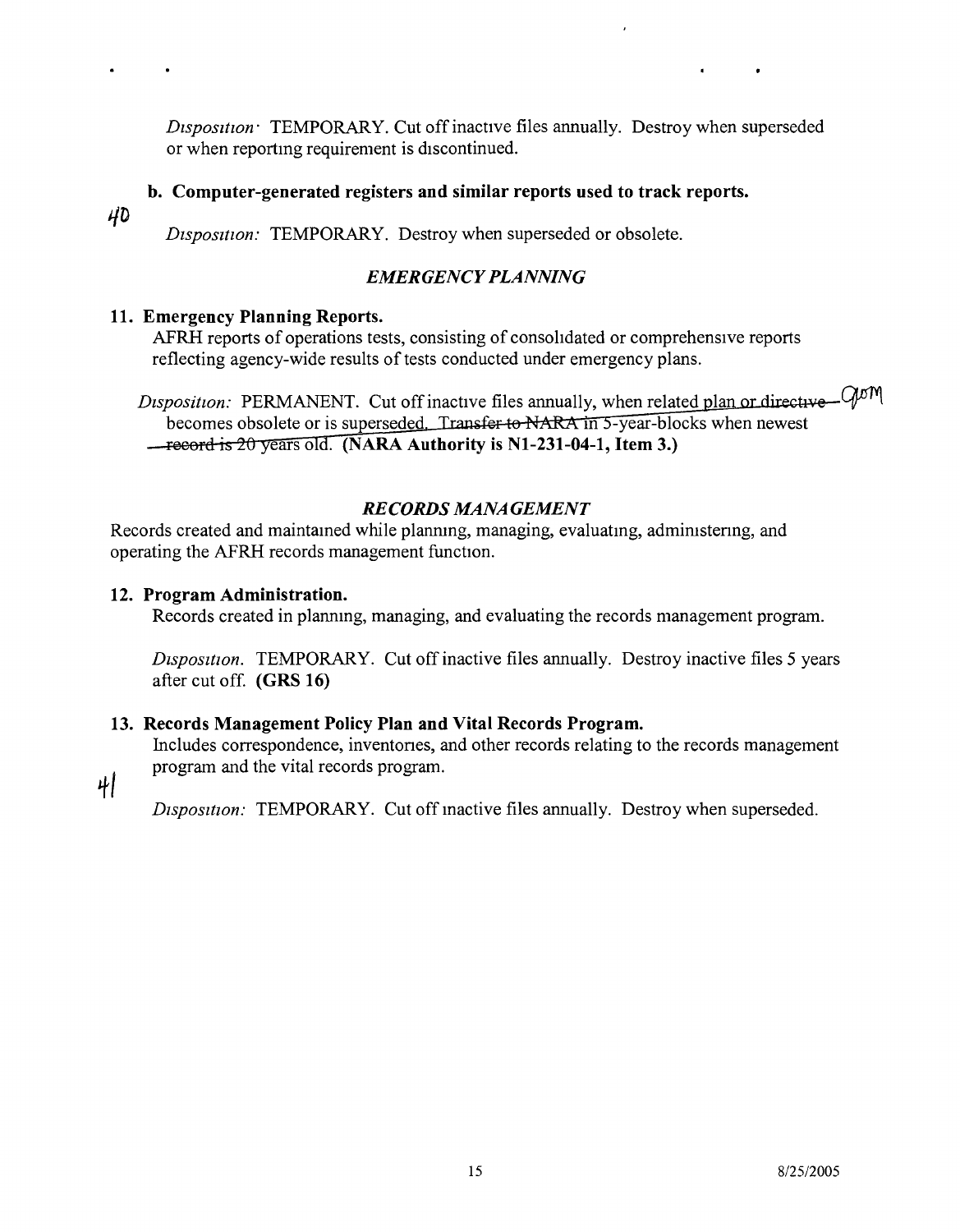*Disposition:* TEMPORARY. Cut off inactive files annually. Destroy when superseded or when reporting requirement is discontinued.

**b. Computer-generated registers and similar reports used to track reports.**

40

*Disposition:* TEMPORARY. Destroy when superseded or obsolete.

### *EMERGENCY PLANNING*

**11. Emergency Planning Reports.**

AFRH reports of operations tests, consisting of consolidated or comprehensive reports reflecting agency-wide results of tests conducted under emergency plans.

*Disposition:* PERMANENT. Cut off inactive files annually, when related ~~plan or directive~~ becomes obsolete or is superseded. ~~Transfer to NARA~~ in 5-year-blocks when newest ~~record is 20~~ years old. **(NARA Authority is N1-231-04-1, Item 3.)**

### *RECORDS MANAGEMENT*

Records created and maintained while planning, managing, evaluating, administering, and operating the AFRH records management function.

**12. Program Administration.**

Records created in planning, managing, and evaluating the records management program.

*Disposition.* TEMPORARY. Cut off inactive files annually. Destroy inactive files 5 years after cut off. **(GRS 16)**

**13. Records Management Policy Plan and Vital Records Program.**

Includes correspondence, inventories, and other records relating to the records management program and the vital records program.

41

*Disposition:* TEMPORARY. Cut off inactive files annually. Destroy when superseded.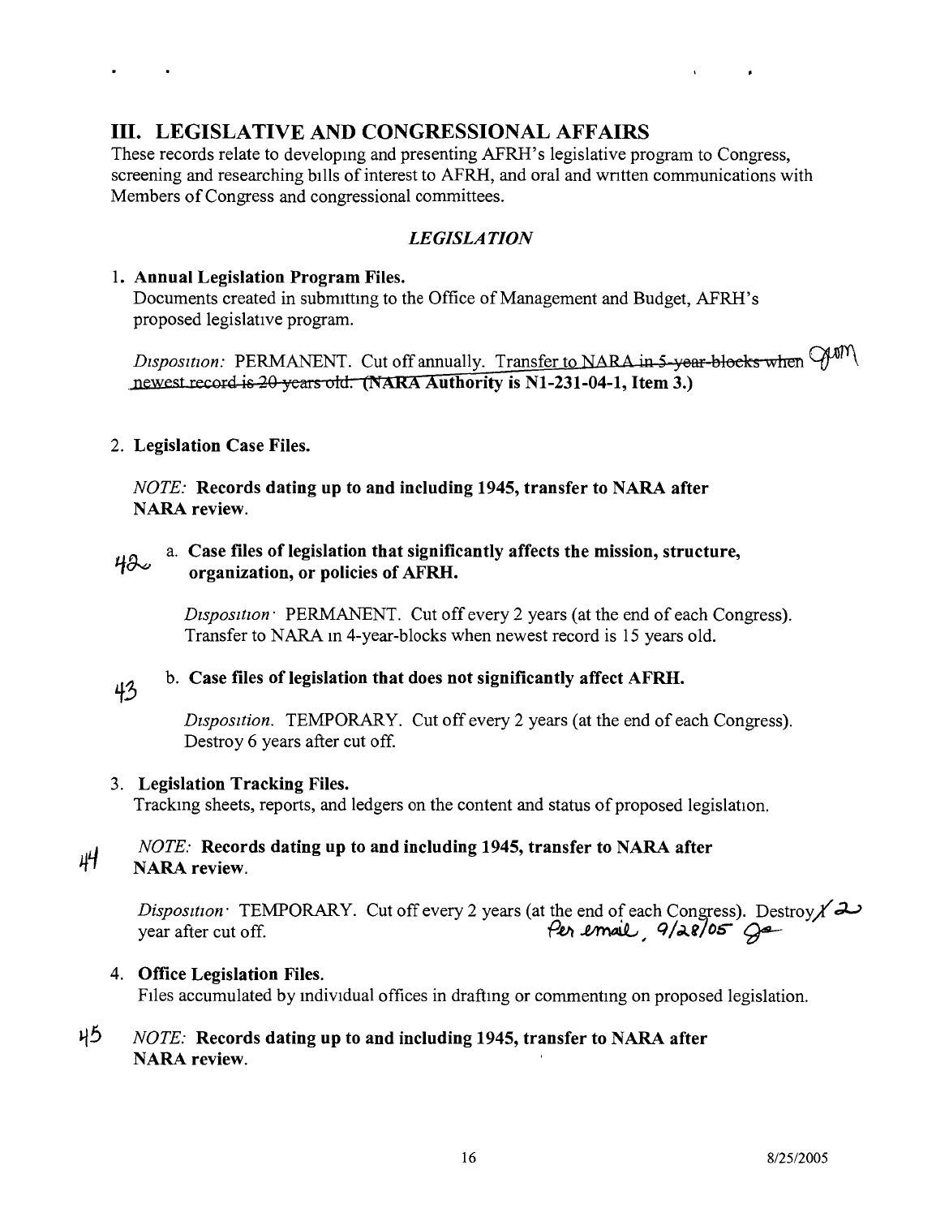## III. LEGISLATIVE AND CONGRESSIONAL AFFAIRS

These records relate to developing and presenting AFRH's legislative program to Congress, screening and researching bills of interest to AFRH, and oral and written communications with Members of Congress and congressional committees.

### *LEGISLATION*

1. **Annual Legislation Program Files.**
   Documents created in submitting to the Office of Management and Budget, AFRH's proposed legislative program.

   *Disposition:* PERMANENT. Cut off annually. Transfer to NARA ~~in 5-year-blocks when newest record is 20 years old.~~ **(NARA Authority is N1-231-04-1, Item 3.)**

2. **Legislation Case Files.**

   *NOTE:* **Records dating up to and including 1945, transfer to NARA after NARA review.**

   42 a. **Case files of legislation that significantly affects the mission, structure, organization, or policies of AFRH.**

   *Disposition:* PERMANENT. Cut off every 2 years (at the end of each Congress). Transfer to NARA in 4-year-blocks when newest record is 15 years old.

   43 b. **Case files of legislation that does not significantly affect AFRH.**

   *Disposition.* TEMPORARY. Cut off every 2 years (at the end of each Congress). Destroy 6 years after cut off.

3. **Legislation Tracking Files.**
   Tracking sheets, reports, and ledgers on the content and status of proposed legislation.

   44 *NOTE:* **Records dating up to and including 1945, transfer to NARA after NARA review.**

   *Disposition:* TEMPORARY. Cut off every 2 years (at the end of each Congress). Destroy ~~1~~ 2 year after cut off. Per email, 9/28/05

4. **Office Legislation Files.**
   Files accumulated by individual offices in drafting or commenting on proposed legislation.

   45 *NOTE:* **Records dating up to and including 1945, transfer to NARA after NARA review.**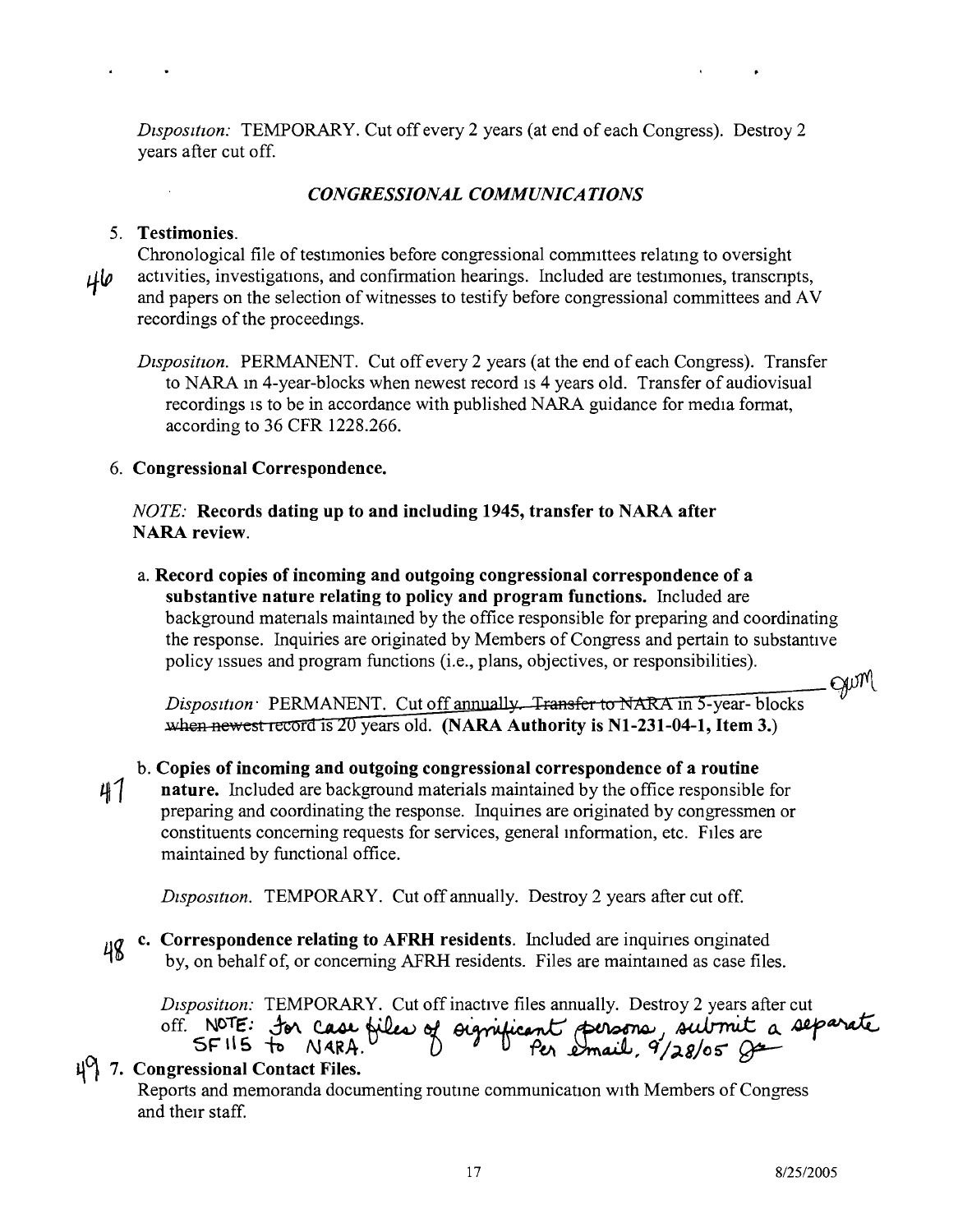*Disposition:* TEMPORARY. Cut off every 2 years (at end of each Congress). Destroy 2 years after cut off.

### *CONGRESSIONAL COMMUNICATIONS*

5. **Testimonies.**

   46 Chronological file of testimonies before congressional committees relating to oversight activities, investigations, and confirmation hearings. Included are testimonies, transcripts, and papers on the selection of witnesses to testify before congressional committees and AV recordings of the proceedings.

   *Disposition.* PERMANENT. Cut off every 2 years (at the end of each Congress). Transfer to NARA in 4-year-blocks when newest record is 4 years old. Transfer of audiovisual recordings is to be in accordance with published NARA guidance for media format, according to 36 CFR 1228.266.

6. **Congressional Correspondence.**

   *NOTE:* **Records dating up to and including 1945, transfer to NARA after NARA review.**

   a. **Record copies of incoming and outgoing congressional correspondence of a substantive nature relating to policy and program functions.** Included are background materials maintained by the office responsible for preparing and coordinating the response. Inquiries are originated by Members of Congress and pertain to substantive policy issues and program functions (i.e., plans, objectives, or responsibilities).

   *Disposition:* PERMANENT. Cut off ~~annually. Transfer to NARA in 5-year- blocks when newest record is 20~~ years old. **(NARA Authority is N1-231-04-1, Item 3.)** gwm

   47 b. **Copies of incoming and outgoing congressional correspondence of a routine nature.** Included are background materials maintained by the office responsible for preparing and coordinating the response. Inquiries are originated by congressmen or constituents concerning requests for services, general information, etc. Files are maintained by functional office.

   *Disposition.* TEMPORARY. Cut off annually. Destroy 2 years after cut off.

   48 c. **Correspondence relating to AFRH residents.** Included are inquiries originated by, on behalf of, or concerning AFRH residents. Files are maintained as case files.

   *Disposition:* TEMPORARY. Cut off inactive files annually. Destroy 2 years after cut off. NOTE: For case files of significant persons, submit a separate SF115 to NARA. Per email, 9/28/05 gs

49 7. **Congressional Contact Files.**

   Reports and memoranda documenting routine communication with Members of Congress and their staff.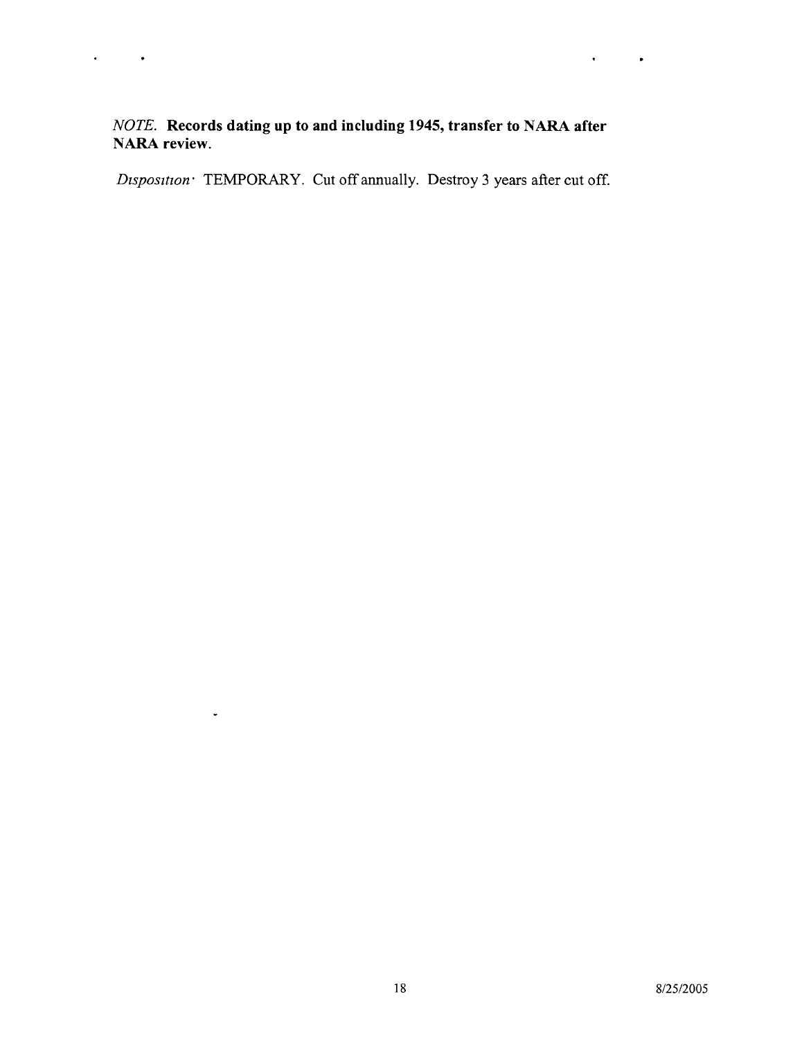*NOTE.* **Records dating up to and including 1945, transfer to NARA after NARA review.**

*Disposition:* TEMPORARY. Cut off annually. Destroy 3 years after cut off.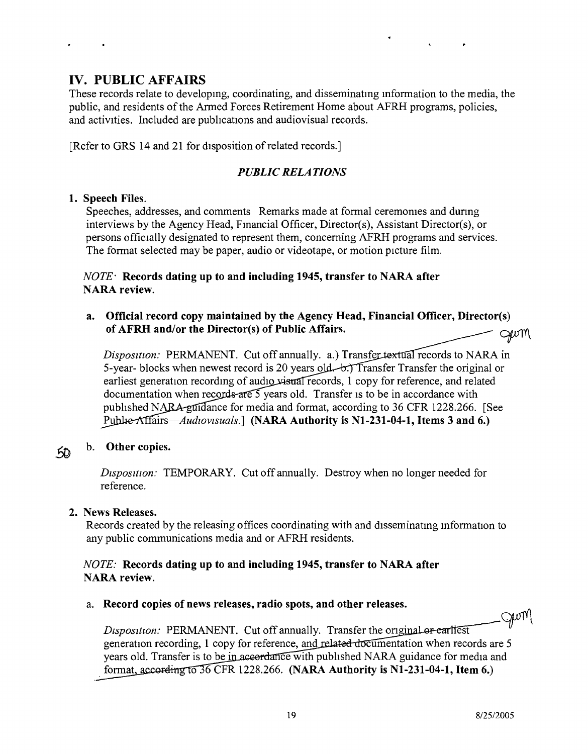## IV. PUBLIC AFFAIRS

These records relate to developing, coordinating, and disseminating information to the media, the public, and residents of the Armed Forces Retirement Home about AFRH programs, policies, and activities. Included are publications and audiovisual records.

[Refer to GRS 14 and 21 for disposition of related records.]

### *PUBLIC RELATIONS*

**1. Speech Files.**

Speeches, addresses, and comments Remarks made at formal ceremonies and during interviews by the Agency Head, Financial Officer, Director(s), Assistant Director(s), or persons officially designated to represent them, concerning AFRH programs and services. The format selected may be paper, audio or videotape, or motion picture film.

*NOTE:* **Records dating up to and including 1945, transfer to NARA after NARA review.**

**a. Official record copy maintained by the Agency Head, Financial Officer, Director(s) of AFRH and/or the Director(s) of Public Affairs.**

*Disposition:* PERMANENT. Cut off annually. a.) Transfer textual records to NARA in 5-year- blocks when newest record is 20 years old. b.) Transfer Transfer the original or earliest generation recording of audio visual records, 1 copy for reference, and related documentation when records are 5 years old. Transfer is to be in accordance with published NARA guidance for media and format, according to 36 CFR 1228.266. [See Public Affairs—*Audiovisuals.*] **(NARA Authority is N1-231-04-1, Items 3 and 6.)**

b. **Other copies.**

*Disposition:* TEMPORARY. Cut off annually. Destroy when no longer needed for reference.

**2. News Releases.**

Records created by the releasing offices coordinating with and disseminating information to any public communications media and or AFRH residents.

*NOTE:* **Records dating up to and including 1945, transfer to NARA after NARA review.**

a. **Record copies of news releases, radio spots, and other releases.**

*Disposition:* PERMANENT. Cut off annually. Transfer the original or earliest generation recording, 1 copy for reference, and related documentation when records are 5 years old. Transfer is to be in accordance with published NARA guidance for media and format, according to 36 CFR 1228.266. **(NARA Authority is N1-231-04-1, Item 6.)**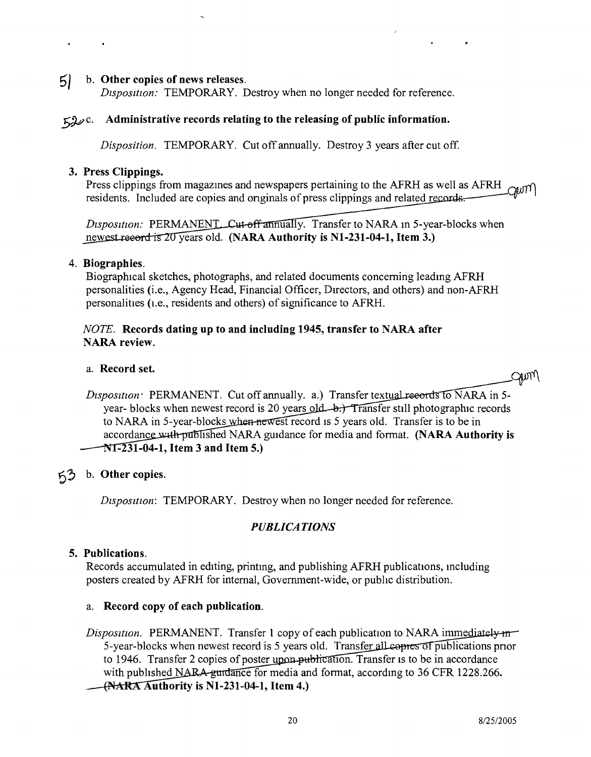51 b. **Other copies of news releases.**

*Disposition:* TEMPORARY. Destroy when no longer needed for reference.

52 c. **Administrative records relating to the releasing of public information.**

*Disposition.* TEMPORARY. Cut off annually. Destroy 3 years after cut off.

**3. Press Clippings.**

Press clippings from magazines and newspapers pertaining to the AFRH as well as AFRH residents. Included are copies and originals of press clippings and related records.

*Disposition:* PERMANENT. Cut off annually. Transfer to NARA in 5-year-blocks when newest record is 20 years old. **(NARA Authority is N1-231-04-1, Item 3.)**

4. **Biographies**.

Biographical sketches, photographs, and related documents concerning leading AFRH personalities (i.e., Agency Head, Financial Officer, Directors, and others) and non-AFRH personalities (i.e., residents and others) of significance to AFRH.

*NOTE.* **Records dating up to and including 1945, transfer to NARA after NARA review.**

a. **Record set.**

*Disposition:* PERMANENT. Cut off annually. a.) Transfer textual records to NARA in 5-year- blocks when newest record is 20 years old. b.) Transfer still photographic records to NARA in 5-year-blocks when newest record is 5 years old. Transfer is to be in accordance with published NARA guidance for media and format. **(NARA Authority is N1-231-04-1, Item 3 and Item 5.)**

53 b. **Other copies.**

*Disposition*: TEMPORARY. Destroy when no longer needed for reference.

## *PUBLICATIONS*

5. **Publications**.

Records accumulated in editing, printing, and publishing AFRH publications, including posters created by AFRH for internal, Government-wide, or public distribution.

a. **Record copy of each publication**.

*Disposition.* PERMANENT. Transfer 1 copy of each publication to NARA immediately in 5-year-blocks when newest record is 5 years old. Transfer all copies of publications prior to 1946. Transfer 2 copies of poster upon publication. Transfer is to be in accordance with published NARA guidance for media and format, according to 36 CFR 1228.266. **(NARA Authority is N1-231-04-1, Item 4.)**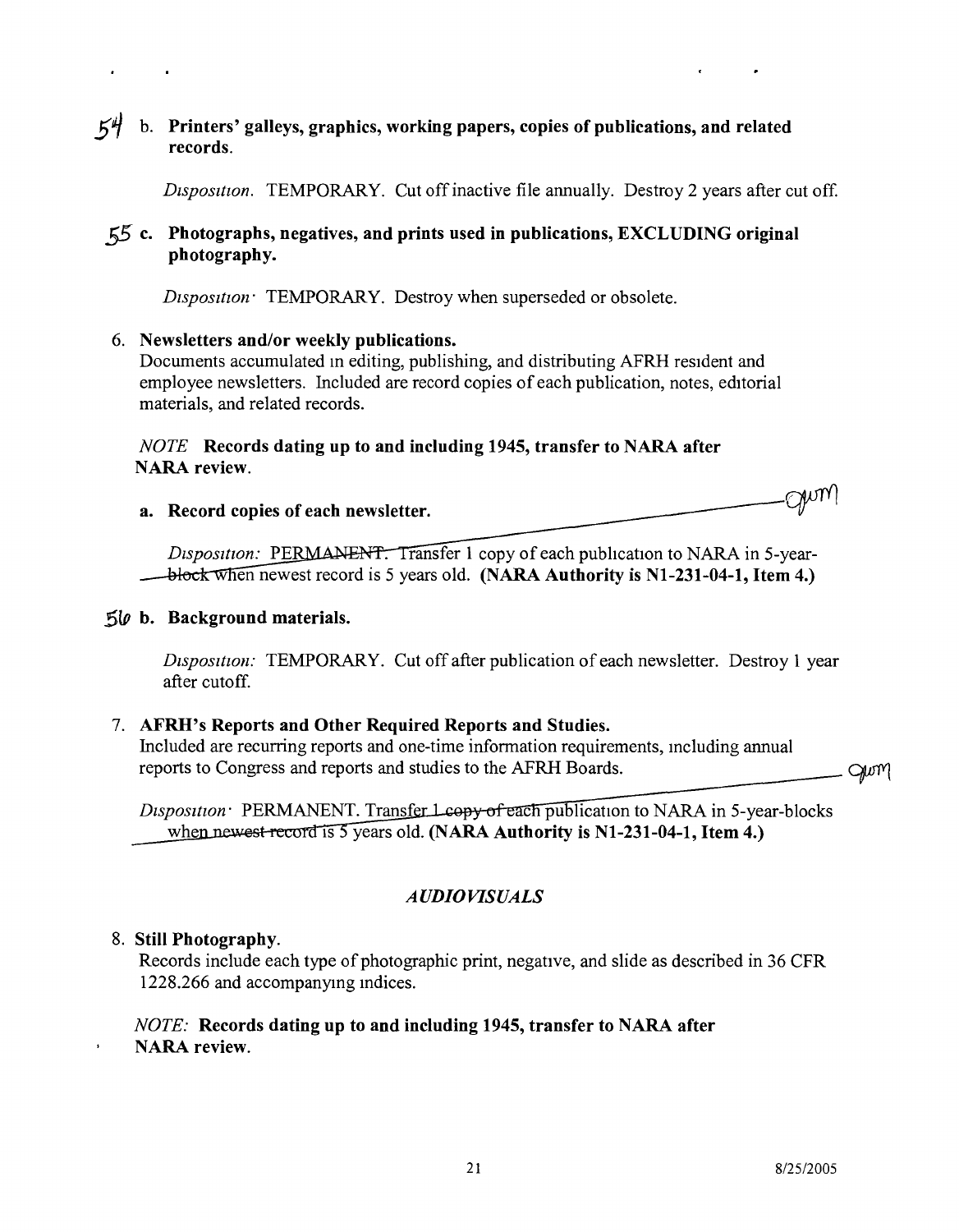54 b. **Printers' galleys, graphics, working papers, copies of publications, and related records.**

*Disposition.* TEMPORARY. Cut off inactive file annually. Destroy 2 years after cut off.

55 c. **Photographs, negatives, and prints used in publications, EXCLUDING original photography.**

*Disposition:* TEMPORARY. Destroy when superseded or obsolete.

6. **Newsletters and/or weekly publications.**
   Documents accumulated in editing, publishing, and distributing AFRH resident and employee newsletters. Included are record copies of each publication, notes, editorial materials, and related records.

   *NOTE* **Records dating up to and including 1945, transfer to NARA after NARA review.**

   a. **Record copies of each newsletter.**

   *Disposition:* PERMANENT. Transfer 1 copy of each publication to NARA in 5-year-block when newest record is 5 years old. **(NARA Authority is N1-231-04-1, Item 4.)**

56 b. **Background materials.**

*Disposition:* TEMPORARY. Cut off after publication of each newsletter. Destroy 1 year after cutoff.

7. **AFRH's Reports and Other Required Reports and Studies.**
   Included are recurring reports and one-time information requirements, including annual reports to Congress and reports and studies to the AFRH Boards.

   *Disposition:* PERMANENT. Transfer 1 copy of each publication to NARA in 5-year-blocks when newest record is 5 years old. **(NARA Authority is N1-231-04-1, Item 4.)**

## *AUDIOVISUALS*

8. **Still Photography.**
   Records include each type of photographic print, negative, and slide as described in 36 CFR 1228.266 and accompanying indices.

   *NOTE:* **Records dating up to and including 1945, transfer to NARA after NARA review.**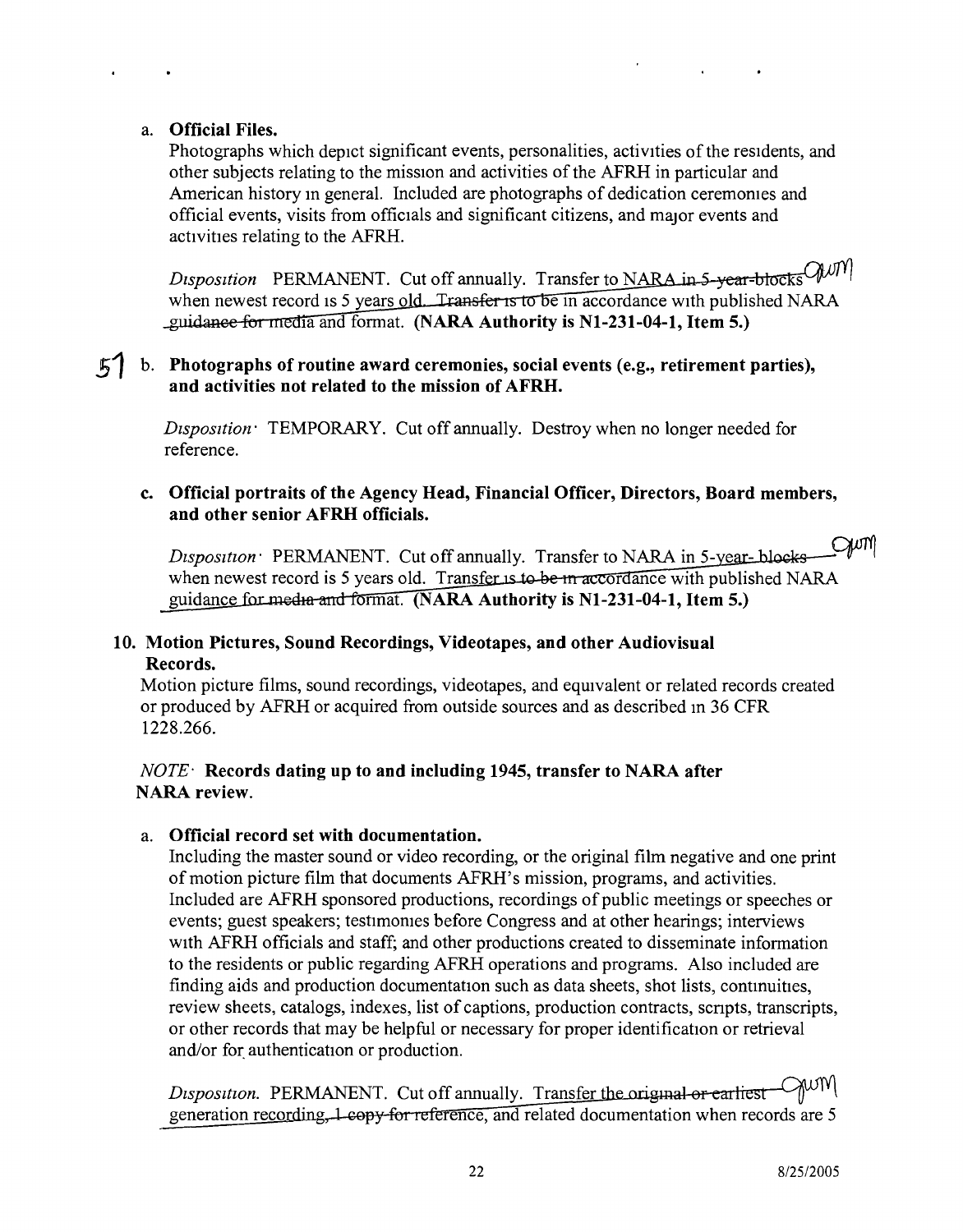a. **Official Files.**

Photographs which depict significant events, personalities, activities of the residents, and other subjects relating to the mission and activities of the AFRH in particular and American history in general. Included are photographs of dedication ceremonies and official events, visits from officials and significant citizens, and major events and activities relating to the AFRH.

*Disposition* PERMANENT. Cut off annually. Transfer to NARA ~~in 5-year-blocks~~ when newest record is 5 years old. ~~Transfer is to be~~ in accordance with published NARA ~~guidance for media~~ and format. **(NARA Authority is N1-231-04-1, Item 5.)**

b. **Photographs of routine award ceremonies, social events (e.g., retirement parties), and activities not related to the mission of AFRH.**

*Disposition:* TEMPORARY. Cut off annually. Destroy when no longer needed for reference.

c. **Official portraits of the Agency Head, Financial Officer, Directors, Board members, and other senior AFRH officials.**

*Disposition:* PERMANENT. Cut off annually. Transfer to NARA in 5-year- ~~blocks~~ when newest record is 5 years old. Transfer ~~is to be in accordance~~ with published NARA guidance ~~for media and format~~. **(NARA Authority is N1-231-04-1, Item 5.)**

**10. Motion Pictures, Sound Recordings, Videotapes, and other Audiovisual Records.**

Motion picture films, sound recordings, videotapes, and equivalent or related records created or produced by AFRH or acquired from outside sources and as described in 36 CFR 1228.266.

*NOTE:* **Records dating up to and including 1945, transfer to NARA after NARA review.**

a. **Official record set with documentation.**

Including the master sound or video recording, or the original film negative and one print of motion picture film that documents AFRH's mission, programs, and activities. Included are AFRH sponsored productions, recordings of public meetings or speeches or events; guest speakers; testimonies before Congress and at other hearings; interviews with AFRH officials and staff; and other productions created to disseminate information to the residents or public regarding AFRH operations and programs. Also included are finding aids and production documentation such as data sheets, shot lists, continuities, review sheets, catalogs, indexes, list of captions, production contracts, scripts, transcripts, or other records that may be helpful or necessary for proper identification or retrieval and/or for authentication or production.

*Disposition.* PERMANENT. Cut off annually. Transfer ~~the original or earliest~~ generation recording, ~~1 copy for reference~~, and related documentation when records are 5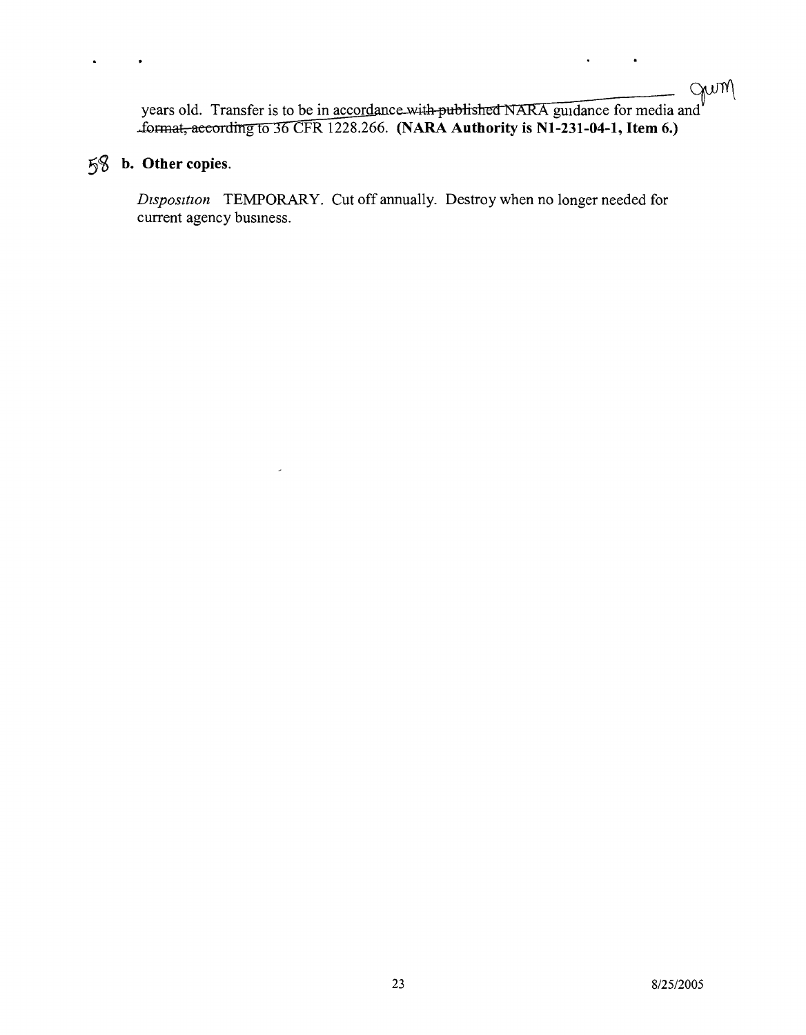years old. Transfer is to be in accordance with published NARA guidance for media and format, according to 36 CFR 1228.266. **(NARA Authority is N1-231-04-1, Item 6.)**

58 **b. Other copies.**

*Disposition* TEMPORARY. Cut off annually. Destroy when no longer needed for current agency business.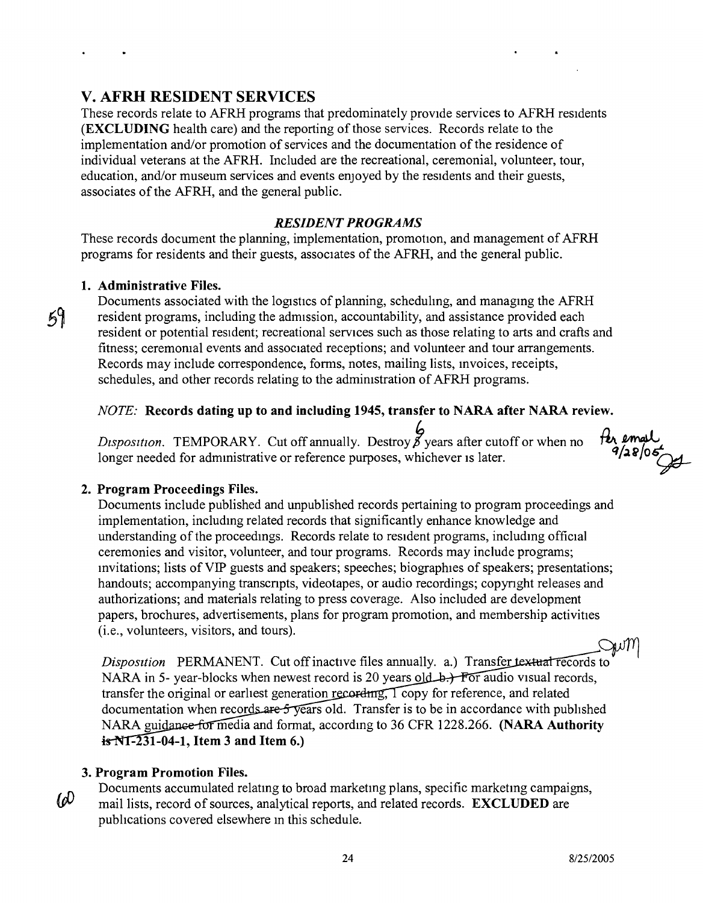## V. AFRH RESIDENT SERVICES

These records relate to AFRH programs that predominately provide services to AFRH residents (**EXCLUDING** health care) and the reporting of those services. Records relate to the implementation and/or promotion of services and the documentation of the residence of individual veterans at the AFRH. Included are the recreational, ceremonial, volunteer, tour, education, and/or museum services and events enjoyed by the residents and their guests, associates of the AFRH, and the general public.

### *RESIDENT PROGRAMS*

These records document the planning, implementation, promotion, and management of AFRH programs for residents and their guests, associates of the AFRH, and the general public.

59

**1. Administrative Files.**

Documents associated with the logistics of planning, scheduling, and managing the AFRH resident programs, including the admission, accountability, and assistance provided each resident or potential resident; recreational services such as those relating to arts and crafts and fitness; ceremonial events and associated receptions; and volunteer and tour arrangements. Records may include correspondence, forms, notes, mailing lists, invoices, receipts, schedules, and other records relating to the administration of AFRH programs.

*NOTE:* **Records dating up to and including 1945, transfer to NARA after NARA review.**

*Disposition.* TEMPORARY. Cut off annually. Destroy ~~5~~ 6 years after cutoff or when no longer needed for administrative or reference purposes, whichever is later. Per email 9/28/05

**2. Program Proceedings Files.**

Documents include published and unpublished records pertaining to program proceedings and implementation, including related records that significantly enhance knowledge and understanding of the proceedings. Records relate to resident programs, including official ceremonies and visitor, volunteer, and tour programs. Records may include programs; invitations; lists of VIP guests and speakers; speeches; biographies of speakers; presentations; handouts; accompanying transcripts, videotapes, or audio recordings; copyright releases and authorizations; and materials relating to press coverage. Also included are development papers, brochures, advertisements, plans for program promotion, and membership activities (i.e., volunteers, visitors, and tours).

*Disposition* PERMANENT. Cut off inactive files annually. a.) Transfer ~~textual~~ records to NARA in 5- year-blocks when newest record is 20 years old. ~~b.) For~~ audio visual records, transfer the original or earliest generation ~~recording, 1~~ copy for reference, and related documentation when records ~~are 5 years~~ old. Transfer is to be in accordance with published NARA ~~guidance for~~ media and format, according to 36 CFR 1228.266. **(NARA Authority ~~is N1-231-04-1~~, Item 3 and Item 6.)**

60

**3. Program Promotion Files.**

Documents accumulated relating to broad marketing plans, specific marketing campaigns, mail lists, record of sources, analytical reports, and related records. **EXCLUDED** are publications covered elsewhere in this schedule.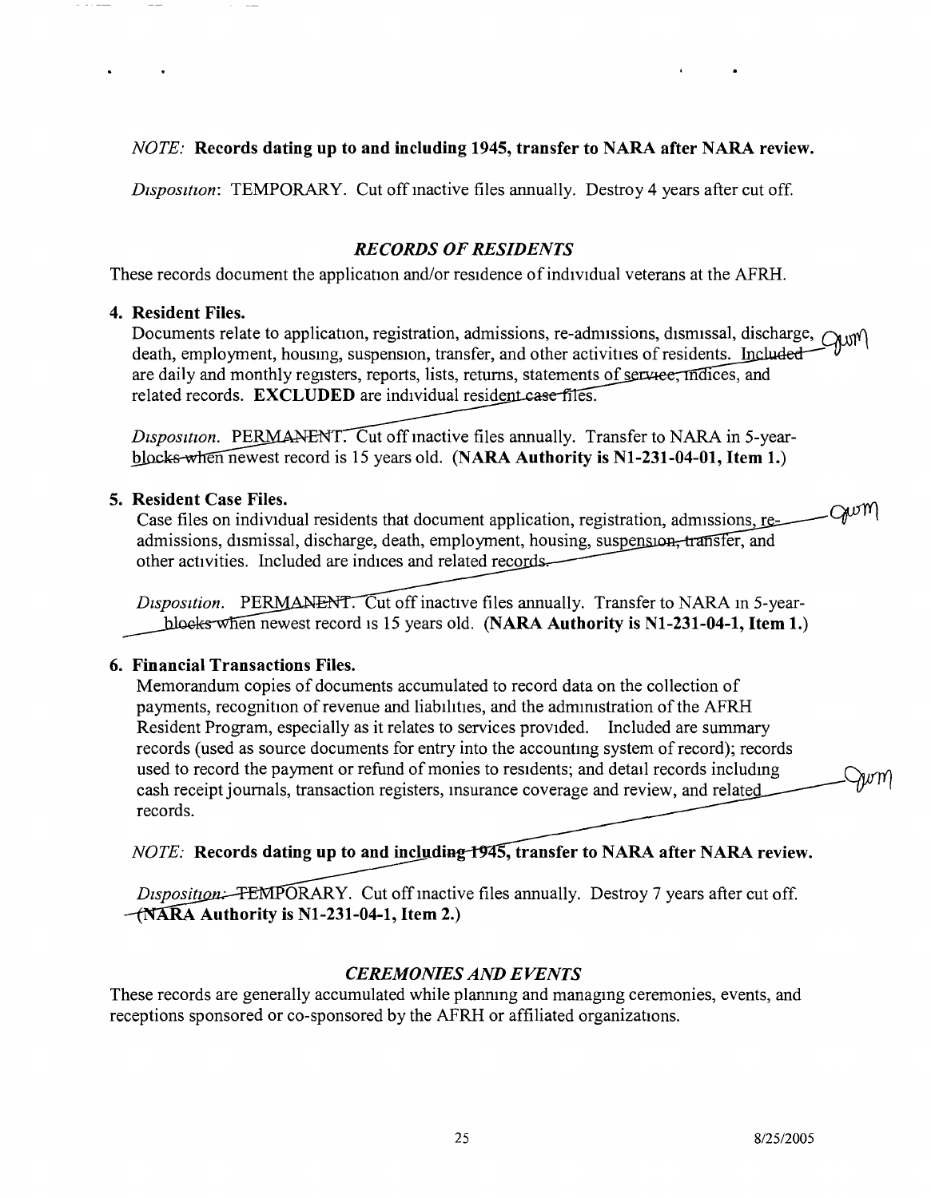*NOTE:* **Records dating up to and including 1945, transfer to NARA after NARA review.**

*Disposition*: TEMPORARY. Cut off inactive files annually. Destroy 4 years after cut off.

### *RECORDS OF RESIDENTS*

These records document the application and/or residence of individual veterans at the AFRH.

**4. Resident Files.**

Documents relate to application, registration, admissions, re-admissions, dismissal, discharge, death, employment, housing, suspension, transfer, and other activities of residents. Included are daily and monthly registers, reports, lists, returns, statements of service, indices, and related records. **EXCLUDED** are individual resident case files.

*Disposition.* PERMANENT. Cut off inactive files annually. Transfer to NARA in 5-year-blocks when newest record is 15 years old. **(NARA Authority is N1-231-04-01, Item 1.)**

**5. Resident Case Files.**

Case files on individual residents that document application, registration, admissions, re-admissions, dismissal, discharge, death, employment, housing, suspension, transfer, and other activities. Included are indices and related records.

*Disposition.* PERMANENT. Cut off inactive files annually. Transfer to NARA in 5-year-blocks when newest record is 15 years old. **(NARA Authority is N1-231-04-1, Item 1.)**

**6. Financial Transactions Files.**

Memorandum copies of documents accumulated to record data on the collection of payments, recognition of revenue and liabilities, and the administration of the AFRH Resident Program, especially as it relates to services provided. Included are summary records (used as source documents for entry into the accounting system of record); records used to record the payment or refund of monies to residents; and detail records including cash receipt journals, transaction registers, insurance coverage and review, and related records.

*NOTE:* **Records dating up to and including 1945, transfer to NARA after NARA review.**

*Disposition:* TEMPORARY. Cut off inactive files annually. Destroy 7 years after cut off. **(NARA Authority is N1-231-04-1, Item 2.)**

### *CEREMONIES AND EVENTS*

These records are generally accumulated while planning and managing ceremonies, events, and receptions sponsored or co-sponsored by the AFRH or affiliated organizations.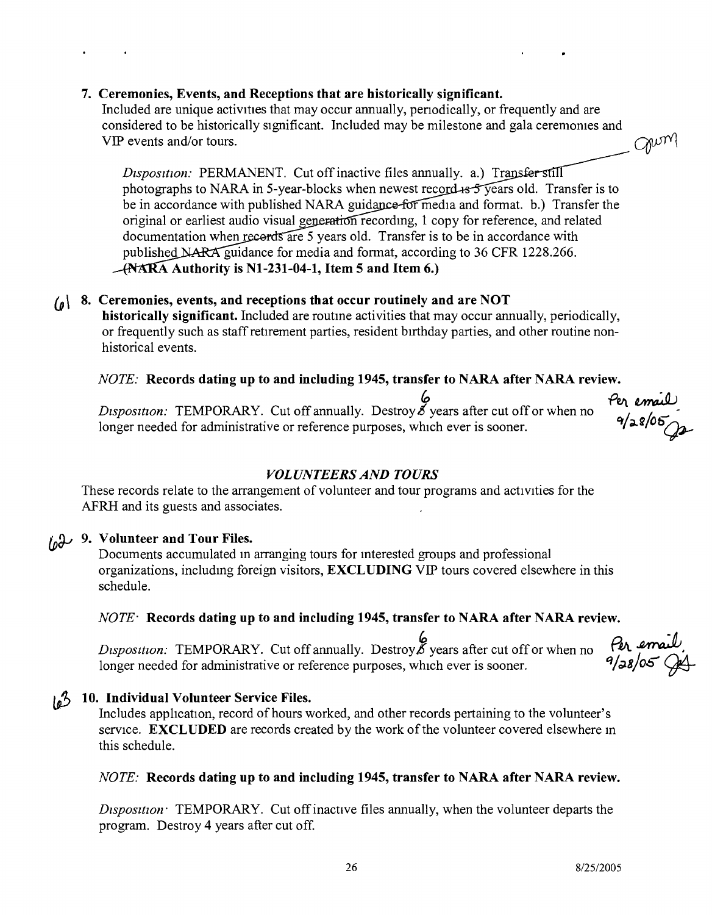**7. Ceremonies, Events, and Receptions that are historically significant.**
Included are unique activities that may occur annually, periodically, or frequently and are considered to be historically significant. Included may be milestone and gala ceremonies and VIP events and/or tours.

*Disposition:* PERMANENT. Cut off inactive files annually. a.) Transfer still photographs to NARA in 5-year-blocks when newest record is 5 years old. Transfer is to be in accordance with published NARA guidance for media and format. b.) Transfer the original or earliest audio visual generation recording, 1 copy for reference, and related documentation when records are 5 years old. Transfer is to be in accordance with published NARA guidance for media and format, according to 36 CFR 1228.266. **(NARA Authority is N1-231-04-1, Item 5 and Item 6.)**

**8. Ceremonies, events, and receptions that occur routinely and are NOT historically significant.** Included are routine activities that may occur annually, periodically, or frequently such as staff retirement parties, resident birthday parties, and other routine non-historical events.

*NOTE:* **Records dating up to and including 1945, transfer to NARA after NARA review.**

*Disposition:* TEMPORARY. Cut off annually. Destroy 6 years after cut off or when no longer needed for administrative or reference purposes, which ever is sooner.

Per email 9/28/05

### *VOLUNTEERS AND TOURS*

These records relate to the arrangement of volunteer and tour programs and activities for the AFRH and its guests and associates.

**9. Volunteer and Tour Files.**
Documents accumulated in arranging tours for interested groups and professional organizations, including foreign visitors, **EXCLUDING** VIP tours covered elsewhere in this schedule.

*NOTE:* **Records dating up to and including 1945, transfer to NARA after NARA review.**

*Disposition:* TEMPORARY. Cut off annually. Destroy 6 years after cut off or when no longer needed for administrative or reference purposes, which ever is sooner.

Per email 9/28/05

**10. Individual Volunteer Service Files.**
Includes application, record of hours worked, and other records pertaining to the volunteer's service. **EXCLUDED** are records created by the work of the volunteer covered elsewhere in this schedule.

*NOTE:* **Records dating up to and including 1945, transfer to NARA after NARA review.**

*Disposition:* TEMPORARY. Cut off inactive files annually, when the volunteer departs the program. Destroy 4 years after cut off.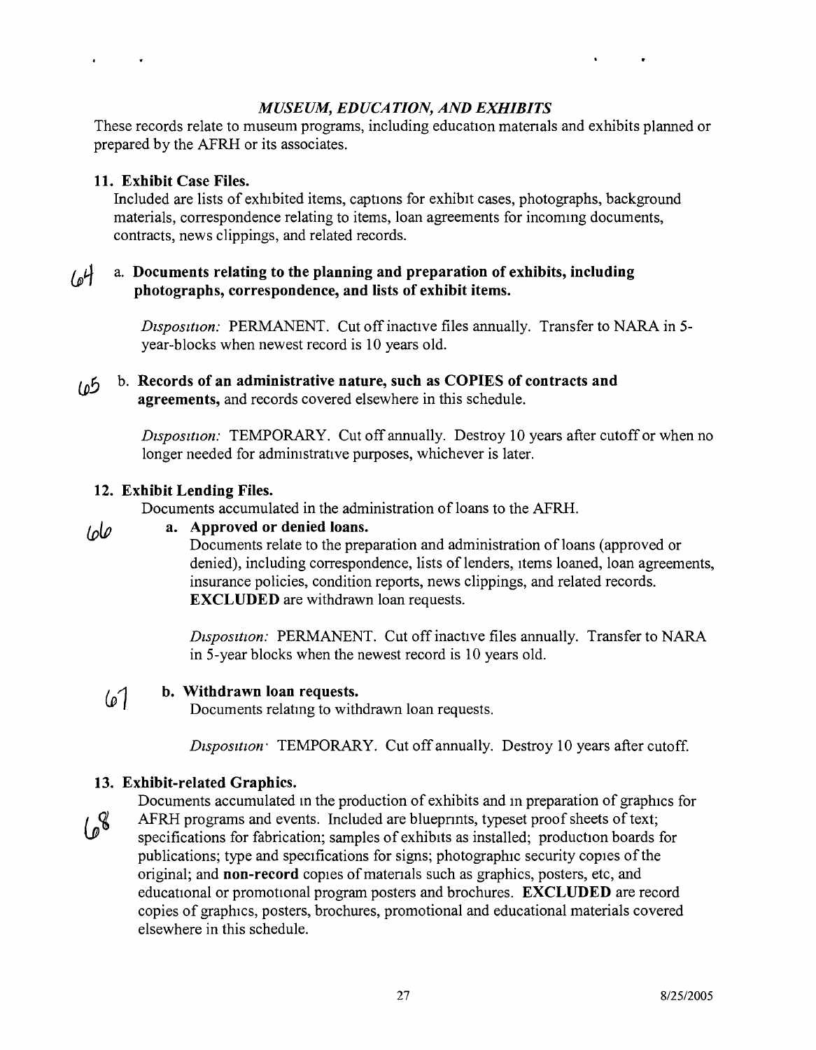### *MUSEUM, EDUCATION, AND EXHIBITS*

These records relate to museum programs, including education materials and exhibits planned or prepared by the AFRH or its associates.

**11. Exhibit Case Files.**

Included are lists of exhibited items, captions for exhibit cases, photographs, background materials, correspondence relating to items, loan agreements for incoming documents, contracts, news clippings, and related records.

64 a. **Documents relating to the planning and preparation of exhibits, including photographs, correspondence, and lists of exhibit items.**

*Disposition:* PERMANENT. Cut off inactive files annually. Transfer to NARA in 5-year-blocks when newest record is 10 years old.

65 b. **Records of an administrative nature, such as COPIES of contracts and agreements,** and records covered elsewhere in this schedule.

*Disposition:* TEMPORARY. Cut off annually. Destroy 10 years after cutoff or when no longer needed for administrative purposes, whichever is later.

**12. Exhibit Lending Files.**

Documents accumulated in the administration of loans to the AFRH.

66 **a. Approved or denied loans.**

Documents relate to the preparation and administration of loans (approved or denied), including correspondence, lists of lenders, items loaned, loan agreements, insurance policies, condition reports, news clippings, and related records. **EXCLUDED** are withdrawn loan requests.

*Disposition:* PERMANENT. Cut off inactive files annually. Transfer to NARA in 5-year blocks when the newest record is 10 years old.

67 **b. Withdrawn loan requests.**

Documents relating to withdrawn loan requests.

*Disposition:* TEMPORARY. Cut off annually. Destroy 10 years after cutoff.

**13. Exhibit-related Graphics.**

68 Documents accumulated in the production of exhibits and in preparation of graphics for AFRH programs and events. Included are blueprints, typeset proof sheets of text; specifications for fabrication; samples of exhibits as installed; production boards for publications; type and specifications for signs; photographic security copies of the original; and **non-record** copies of materials such as graphics, posters, etc, and educational or promotional program posters and brochures. **EXCLUDED** are record copies of graphics, posters, brochures, promotional and educational materials covered elsewhere in this schedule.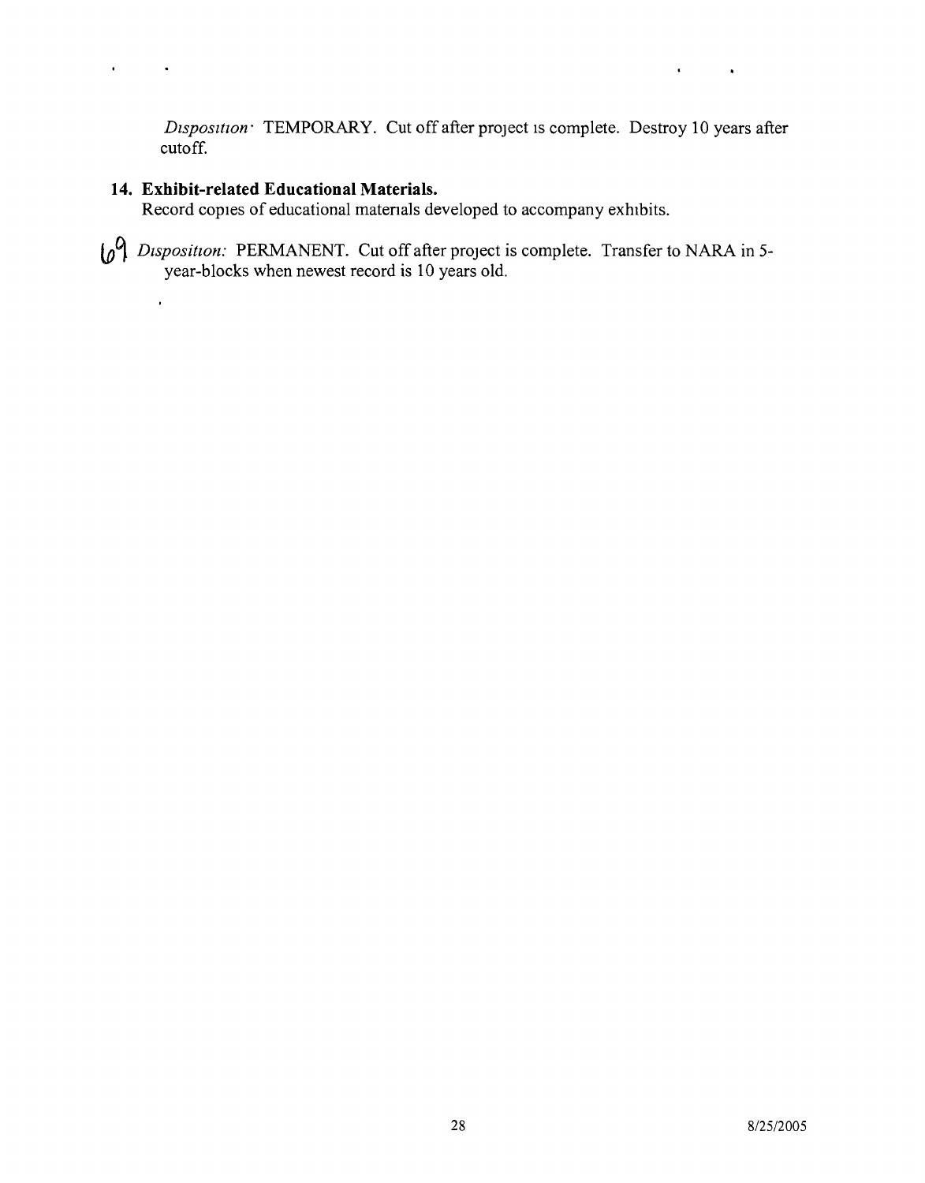*Disposition:* TEMPORARY. Cut off after project is complete. Destroy 10 years after cutoff.

**14. Exhibit-related Educational Materials.**

Record copies of educational materials developed to accompany exhibits.

69 *Disposition:* PERMANENT. Cut off after project is complete. Transfer to NARA in 5-year-blocks when newest record is 10 years old.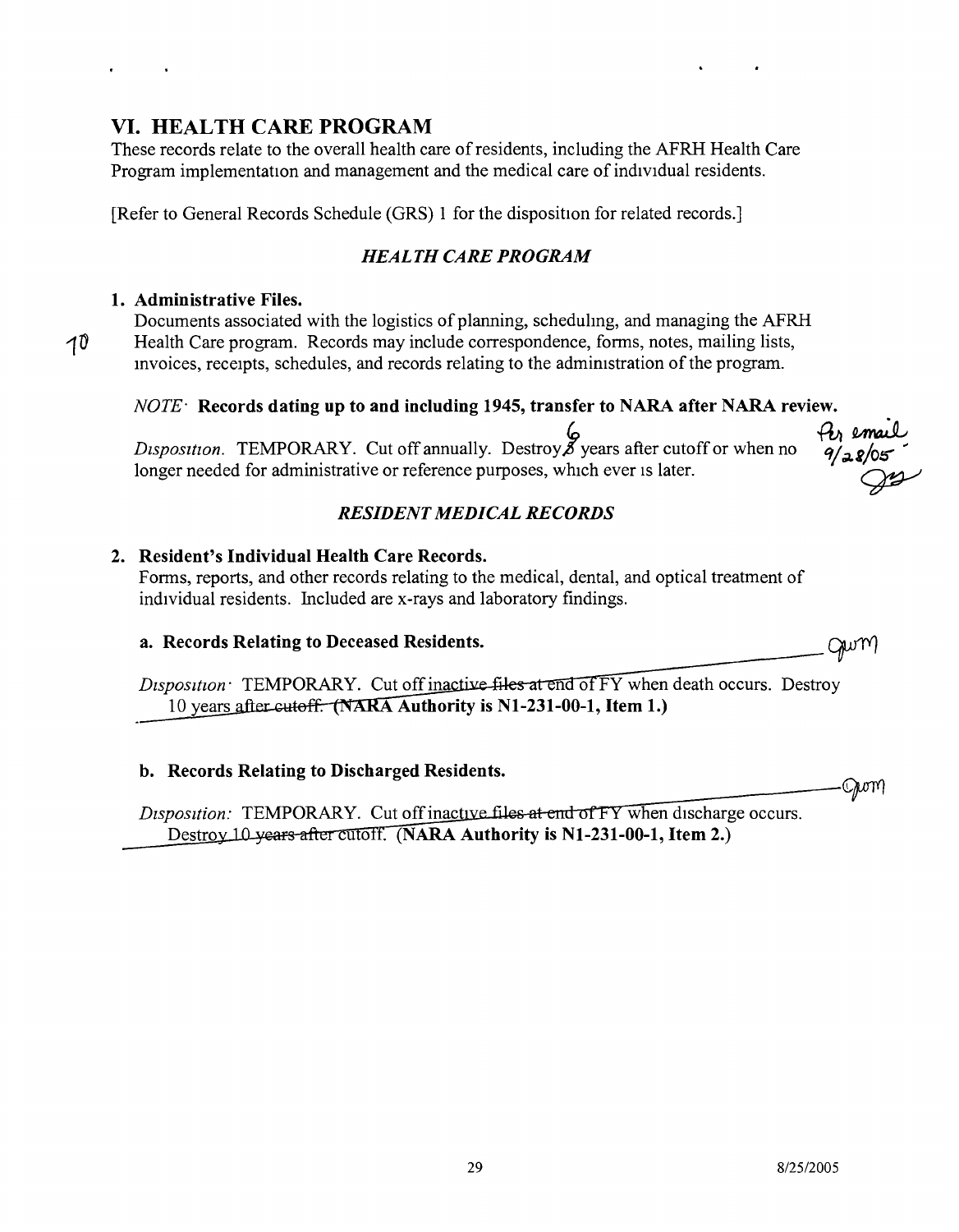## VI. HEALTH CARE PROGRAM

These records relate to the overall health care of residents, including the AFRH Health Care Program implementation and management and the medical care of individual residents.

[Refer to General Records Schedule (GRS) 1 for the disposition for related records.]

### *HEALTH CARE PROGRAM*

**1. Administrative Files.**

Documents associated with the logistics of planning, scheduling, and managing the AFRH Health Care program. Records may include correspondence, forms, notes, mailing lists, invoices, receipts, schedules, and records relating to the administration of the program.

*NOTE:* **Records dating up to and including 1945, transfer to NARA after NARA review.**

*Disposition.* TEMPORARY. Cut off annually. Destroy 6 years after cutoff or when no longer needed for administrative or reference purposes, which ever is later.

Per email 9/28/05

### *RESIDENT MEDICAL RECORDS*

**2. Resident's Individual Health Care Records.**

Forms, reports, and other records relating to the medical, dental, and optical treatment of individual residents. Included are x-rays and laboratory findings.

**a. Records Relating to Deceased Residents.**

*Disposition:* TEMPORARY. Cut off ~~inactive files at end of FY~~ when death occurs. Destroy 10 years ~~after cutoff.~~ **(NARA Authority is N1-231-00-1, Item 1.)**

**b. Records Relating to Discharged Residents.**

*Disposition:* TEMPORARY. Cut off ~~inactive files at end of FY~~ when discharge occurs. Destroy ~~10 years after cutoff.~~ **(NARA Authority is N1-231-00-1, Item 2.)**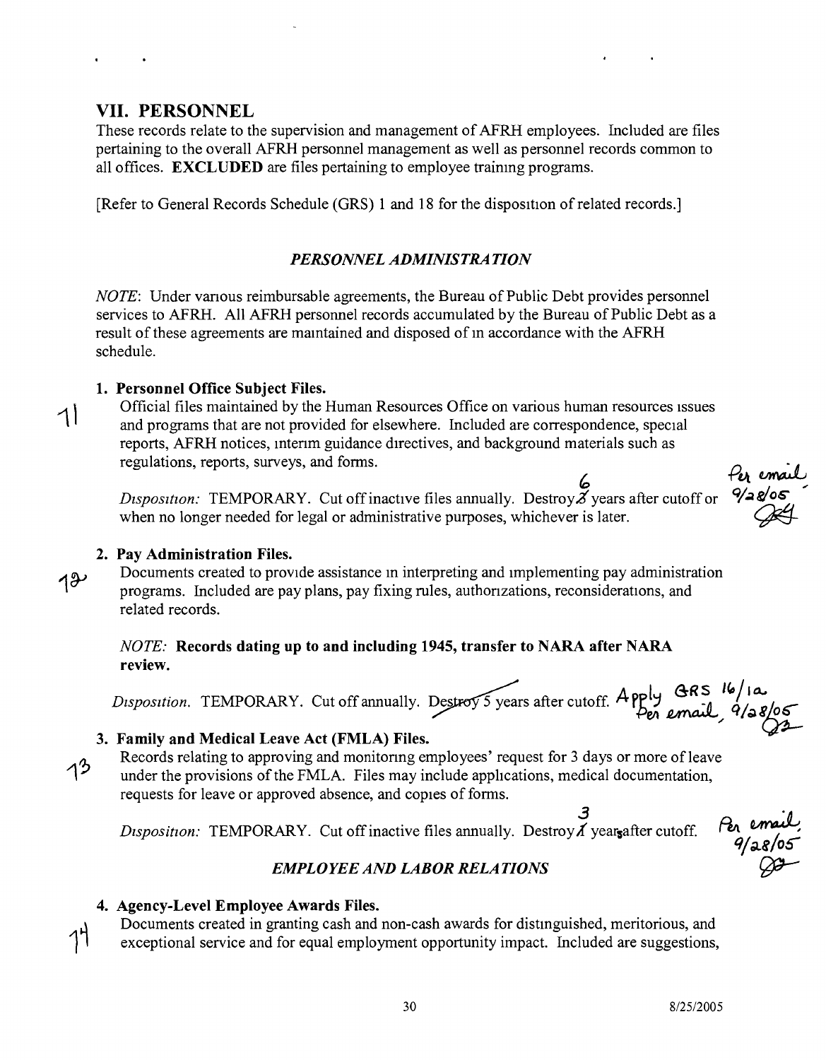## VII. PERSONNEL

These records relate to the supervision and management of AFRH employees. Included are files pertaining to the overall AFRH personnel management as well as personnel records common to all offices. **EXCLUDED** are files pertaining to employee training programs.

[Refer to General Records Schedule (GRS) 1 and 18 for the disposition of related records.]

### *PERSONNEL ADMINISTRATION*

*NOTE*: Under various reimbursable agreements, the Bureau of Public Debt provides personnel services to AFRH. All AFRH personnel records accumulated by the Bureau of Public Debt as a result of these agreements are maintained and disposed of in accordance with the AFRH schedule.

71

**1. Personnel Office Subject Files.**

Official files maintained by the Human Resources Office on various human resources issues and programs that are not provided for elsewhere. Included are correspondence, special reports, AFRH notices, interim guidance directives, and background materials such as regulations, reports, surveys, and forms.

*Disposition:* TEMPORARY. Cut off inactive files annually. Destroy ~~3~~ 6 years after cutoff or when no longer needed for legal or administrative purposes, whichever is later.

Per email 9/28/05

72

**2. Pay Administration Files.**

Documents created to provide assistance in interpreting and implementing pay administration programs. Included are pay plans, pay fixing rules, authorizations, reconsiderations, and related records.

*NOTE:* **Records dating up to and including 1945, transfer to NARA after NARA review.**

*Disposition.* TEMPORARY. Cut off annually. ~~Destroy 5 years after cutoff.~~ Apply GRS 16/1a Per email, 9/28/05

73

**3. Family and Medical Leave Act (FMLA) Files.**

Records relating to approving and monitoring employees' request for 3 days or more of leave under the provisions of the FMLA. Files may include applications, medical documentation, requests for leave or approved absence, and copies of forms.

*Disposition:* TEMPORARY. Cut off inactive files annually. Destroy ~~1~~ 3 years after cutoff.

Per email, 9/28/05

### *EMPLOYEE AND LABOR RELATIONS*

74

**4. Agency-Level Employee Awards Files.**

Documents created in granting cash and non-cash awards for distinguished, meritorious, and exceptional service and for equal employment opportunity impact. Included are suggestions,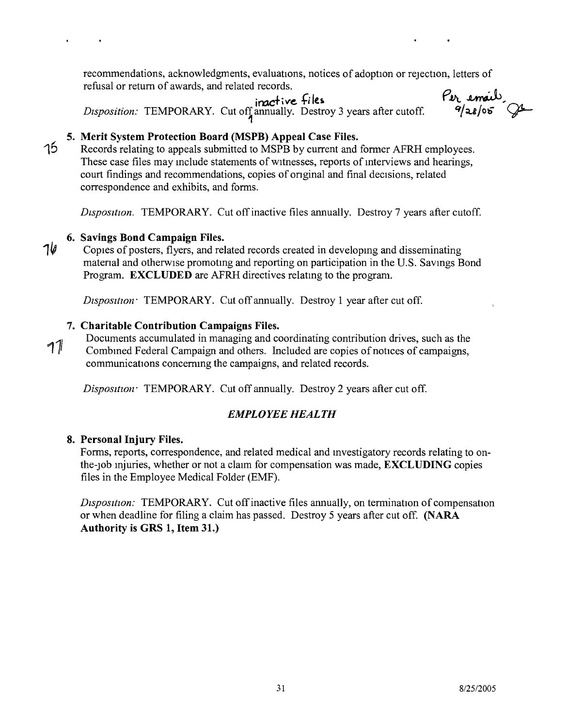recommendations, acknowledgments, evaluations, notices of adoption or rejection, letters of refusal or return of awards, and related records.

*Disposition:* TEMPORARY. Cut off inactive files annually. Destroy 3 years after cutoff. Per email 9/28/05

15

**5. Merit System Protection Board (MSPB) Appeal Case Files.**

Records relating to appeals submitted to MSPB by current and former AFRH employees. These case files may include statements of witnesses, reports of interviews and hearings, court findings and recommendations, copies of original and final decisions, related correspondence and exhibits, and forms.

*Disposition.* TEMPORARY. Cut off inactive files annually. Destroy 7 years after cutoff.

16

**6. Savings Bond Campaign Files.**

Copies of posters, flyers, and related records created in developing and disseminating material and otherwise promoting and reporting on participation in the U.S. Savings Bond Program. **EXCLUDED** are AFRH directives relating to the program.

*Disposition:* TEMPORARY. Cut off annually. Destroy 1 year after cut off.

17

**7. Charitable Contribution Campaigns Files.**

Documents accumulated in managing and coordinating contribution drives, such as the Combined Federal Campaign and others. Included are copies of notices of campaigns, communications concerning the campaigns, and related records.

*Disposition:* TEMPORARY. Cut off annually. Destroy 2 years after cut off.

### *EMPLOYEE HEALTH*

**8. Personal Injury Files.**

Forms, reports, correspondence, and related medical and investigatory records relating to on-the-job injuries, whether or not a claim for compensation was made, **EXCLUDING** copies files in the Employee Medical Folder (EMF).

*Disposition:* TEMPORARY. Cut off inactive files annually, on termination of compensation or when deadline for filing a claim has passed. Destroy 5 years after cut off. **(NARA Authority is GRS 1, Item 31.)**

8/25/2005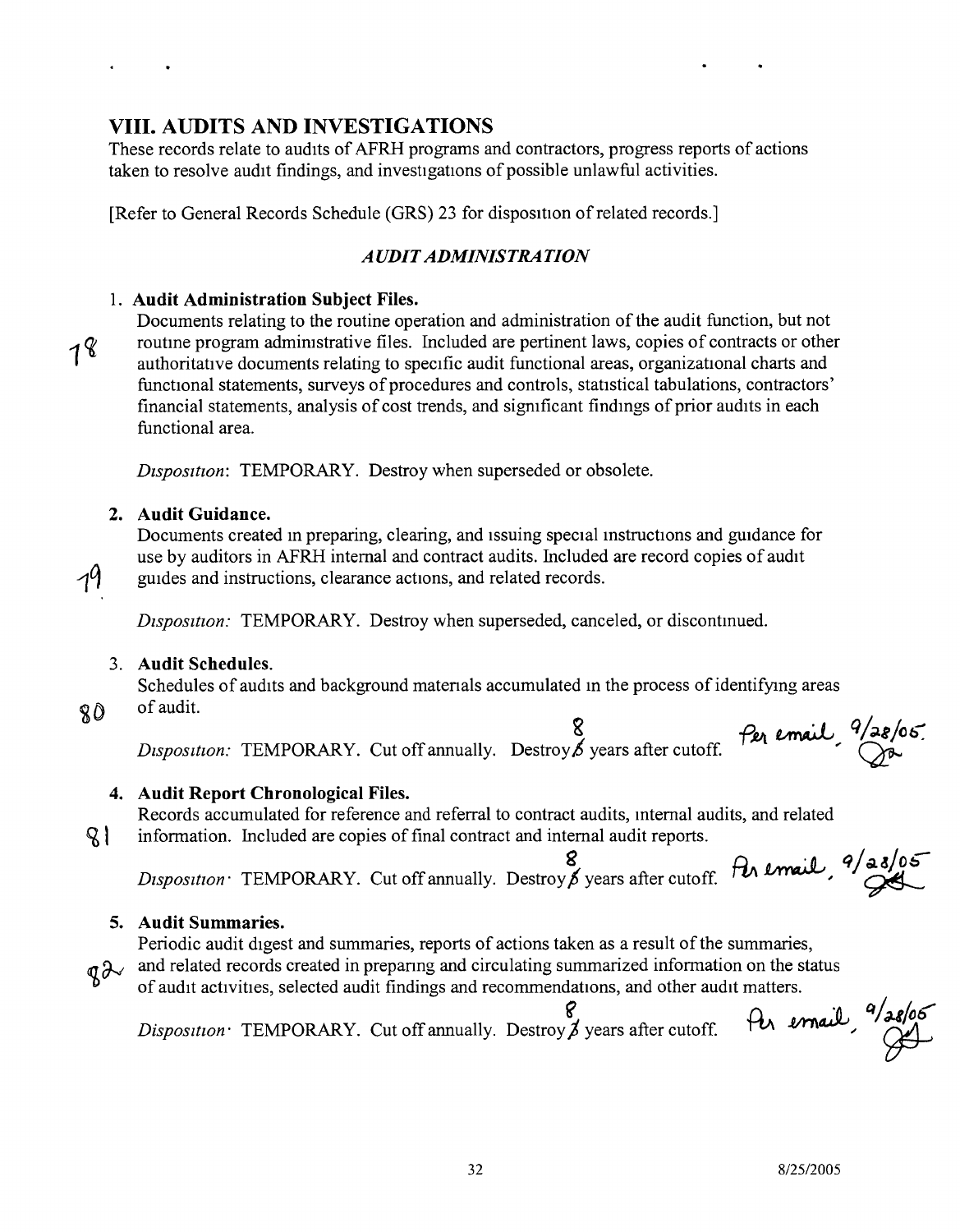## VIII. AUDITS AND INVESTIGATIONS

These records relate to audits of AFRH programs and contractors, progress reports of actions taken to resolve audit findings, and investigations of possible unlawful activities.

[Refer to General Records Schedule (GRS) 23 for disposition of related records.]

### *AUDIT ADMINISTRATION*

78

1. **Audit Administration Subject Files.**
   Documents relating to the routine operation and administration of the audit function, but not routine program administrative files. Included are pertinent laws, copies of contracts or other authoritative documents relating to specific audit functional areas, organizational charts and functional statements, surveys of procedures and controls, statistical tabulations, contractors' financial statements, analysis of cost trends, and significant findings of prior audits in each functional area.

   *Disposition*: TEMPORARY. Destroy when superseded or obsolete.

79

2. **Audit Guidance.**
   Documents created in preparing, clearing, and issuing special instructions and guidance for use by auditors in AFRH internal and contract audits. Included are record copies of audit guides and instructions, clearance actions, and related records.

   *Disposition:* TEMPORARY. Destroy when superseded, canceled, or discontinued.

80

3. **Audit Schedules.**
   Schedules of audits and background materials accumulated in the process of identifying areas of audit.

   *Disposition:* TEMPORARY. Cut off annually. Destroy ~~5~~ 8 years after cutoff. Per email, 9/28/05.

81

4. **Audit Report Chronological Files.**
   Records accumulated for reference and referral to contract audits, internal audits, and related information. Included are copies of final contract and internal audit reports.

   *Disposition*: TEMPORARY. Cut off annually. Destroy ~~5~~ 8 years after cutoff. Per email, 9/28/05

82

5. **Audit Summaries.**
   Periodic audit digest and summaries, reports of actions taken as a result of the summaries, and related records created in preparing and circulating summarized information on the status of audit activities, selected audit findings and recommendations, and other audit matters.

   *Disposition*: TEMPORARY. Cut off annually. Destroy ~~3~~ 8 years after cutoff. Per email, 9/28/05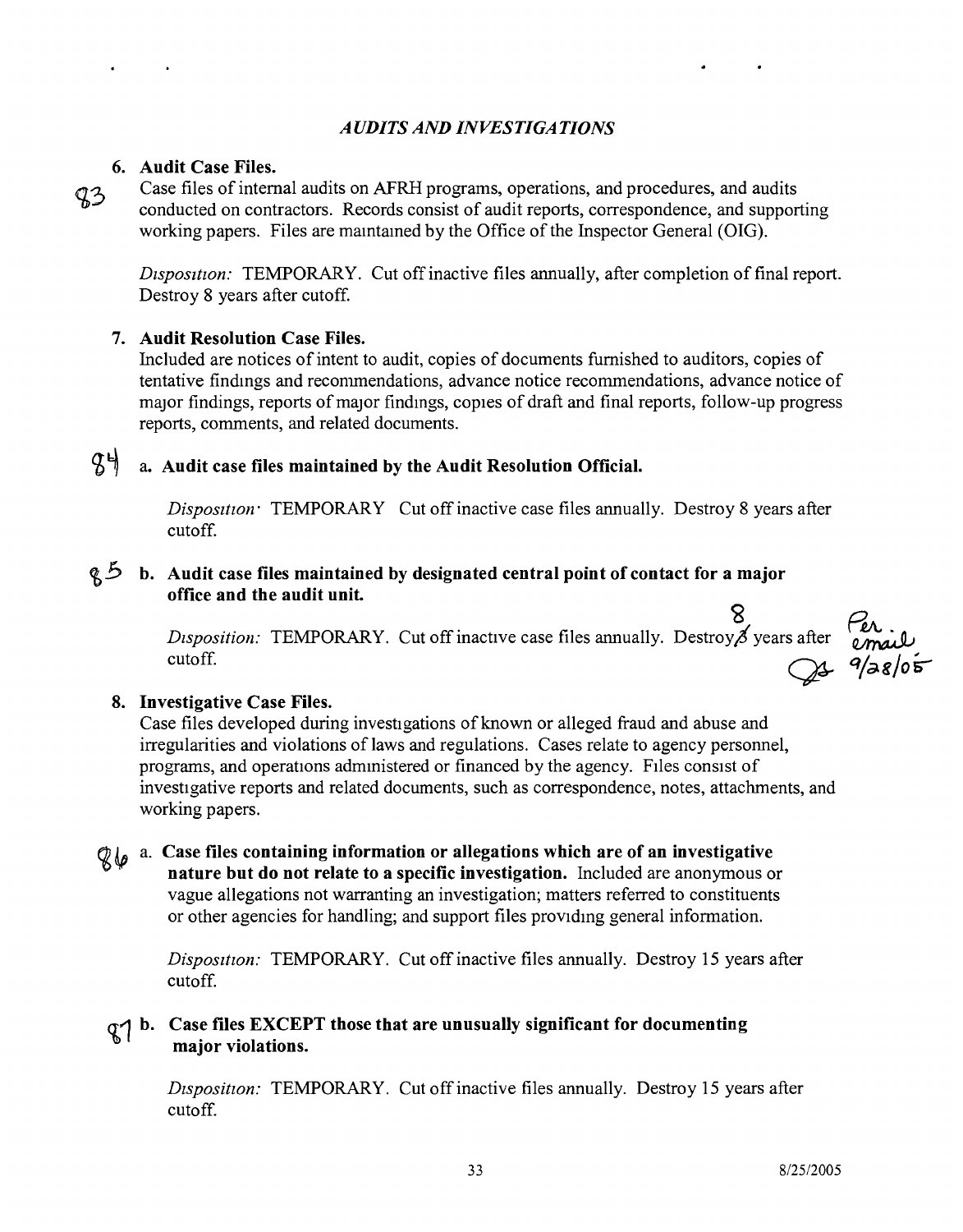## *AUDITS AND INVESTIGATIONS*

**6. Audit Case Files.**

83 Case files of internal audits on AFRH programs, operations, and procedures, and audits conducted on contractors. Records consist of audit reports, correspondence, and supporting working papers. Files are maintained by the Office of the Inspector General (OIG).

*Disposition:* TEMPORARY. Cut off inactive files annually, after completion of final report. Destroy 8 years after cutoff.

**7. Audit Resolution Case Files.**

Included are notices of intent to audit, copies of documents furnished to auditors, copies of tentative findings and recommendations, advance notice recommendations, advance notice of major findings, reports of major findings, copies of draft and final reports, follow-up progress reports, comments, and related documents.

84 a. **Audit case files maintained by the Audit Resolution Official.**

*Disposition:* TEMPORARY Cut off inactive case files annually. Destroy 8 years after cutoff.

85 b. **Audit case files maintained by designated central point of contact for a major office and the audit unit.**

*Disposition:* TEMPORARY. Cut off inactive case files annually. Destroy ~~3~~ 8 years after cutoff. Per email 9/28/05

**8. Investigative Case Files.**

Case files developed during investigations of known or alleged fraud and abuse and irregularities and violations of laws and regulations. Cases relate to agency personnel, programs, and operations administered or financed by the agency. Files consist of investigative reports and related documents, such as correspondence, notes, attachments, and working papers.

86 a. **Case files containing information or allegations which are of an investigative nature but do not relate to a specific investigation.** Included are anonymous or vague allegations not warranting an investigation; matters referred to constituents or other agencies for handling; and support files providing general information.

*Disposition:* TEMPORARY. Cut off inactive files annually. Destroy 15 years after cutoff.

87 b. **Case files EXCEPT those that are unusually significant for documenting major violations.**

*Disposition:* TEMPORARY. Cut off inactive files annually. Destroy 15 years after cutoff.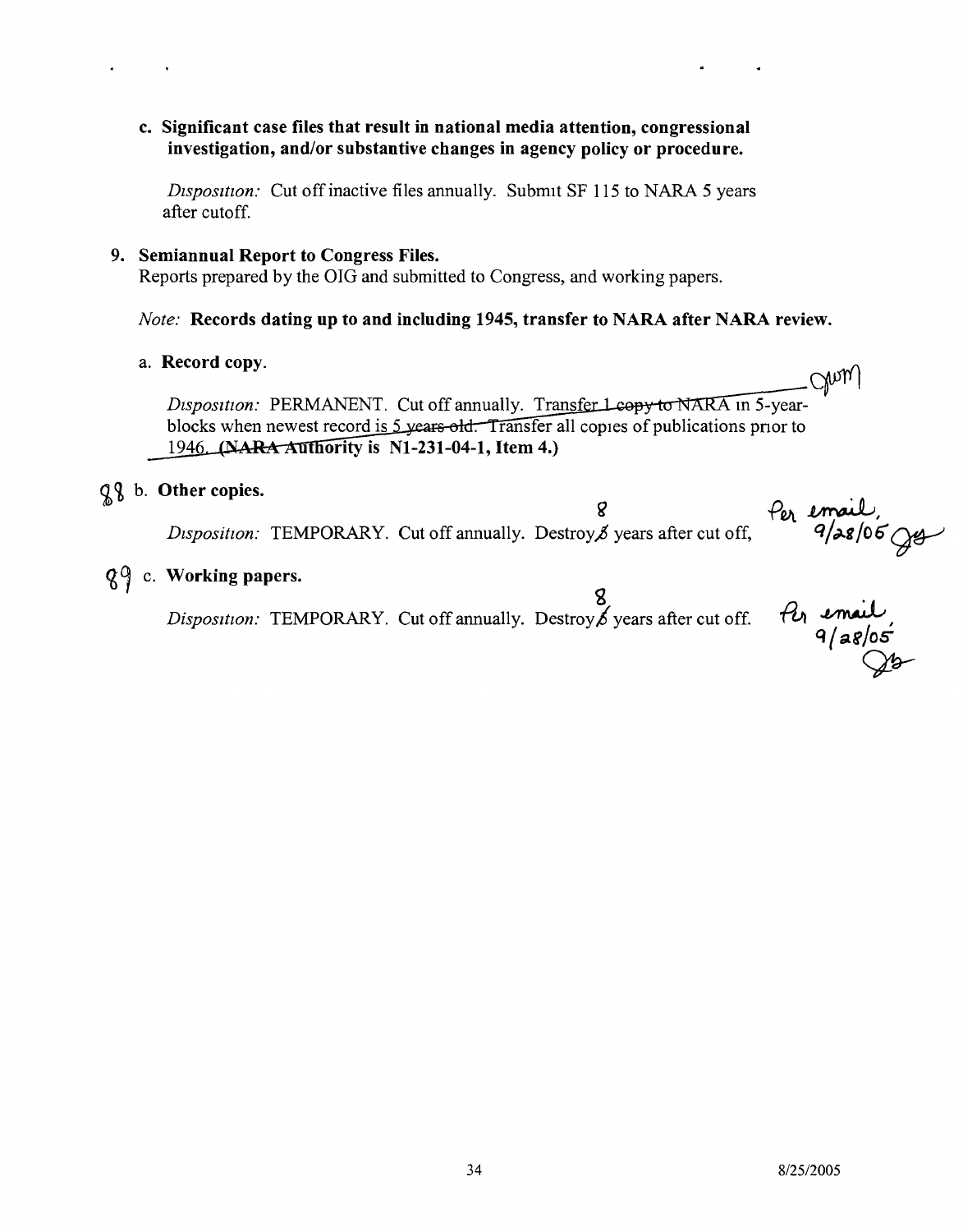**c. Significant case files that result in national media attention, congressional investigation, and/or substantive changes in agency policy or procedure.**

*Disposition:* Cut off inactive files annually. Submit SF 115 to NARA 5 years after cutoff.

**9. Semiannual Report to Congress Files.**

Reports prepared by the OIG and submitted to Congress, and working papers.

*Note:* **Records dating up to and including 1945, transfer to NARA after NARA review.**

a. **Record copy.**

*Disposition:* PERMANENT. Cut off annually. Transfer ~~1 copy to NARA~~ in 5-year-blocks when newest record is ~~5 years old~~. Transfer all copies of publications prior to 1946. ~~(NARA Authority~~ **is N1-231-04-1, Item 4.)**

88 b. **Other copies.**

*Disposition:* TEMPORARY. Cut off annually. Destroy ~~5~~ 8 years after cut off, Per email, 9/28/05

89 c. **Working papers.**

*Disposition:* TEMPORARY. Cut off annually. Destroy ~~5~~ 8 years after cut off. Per email, 9/28/05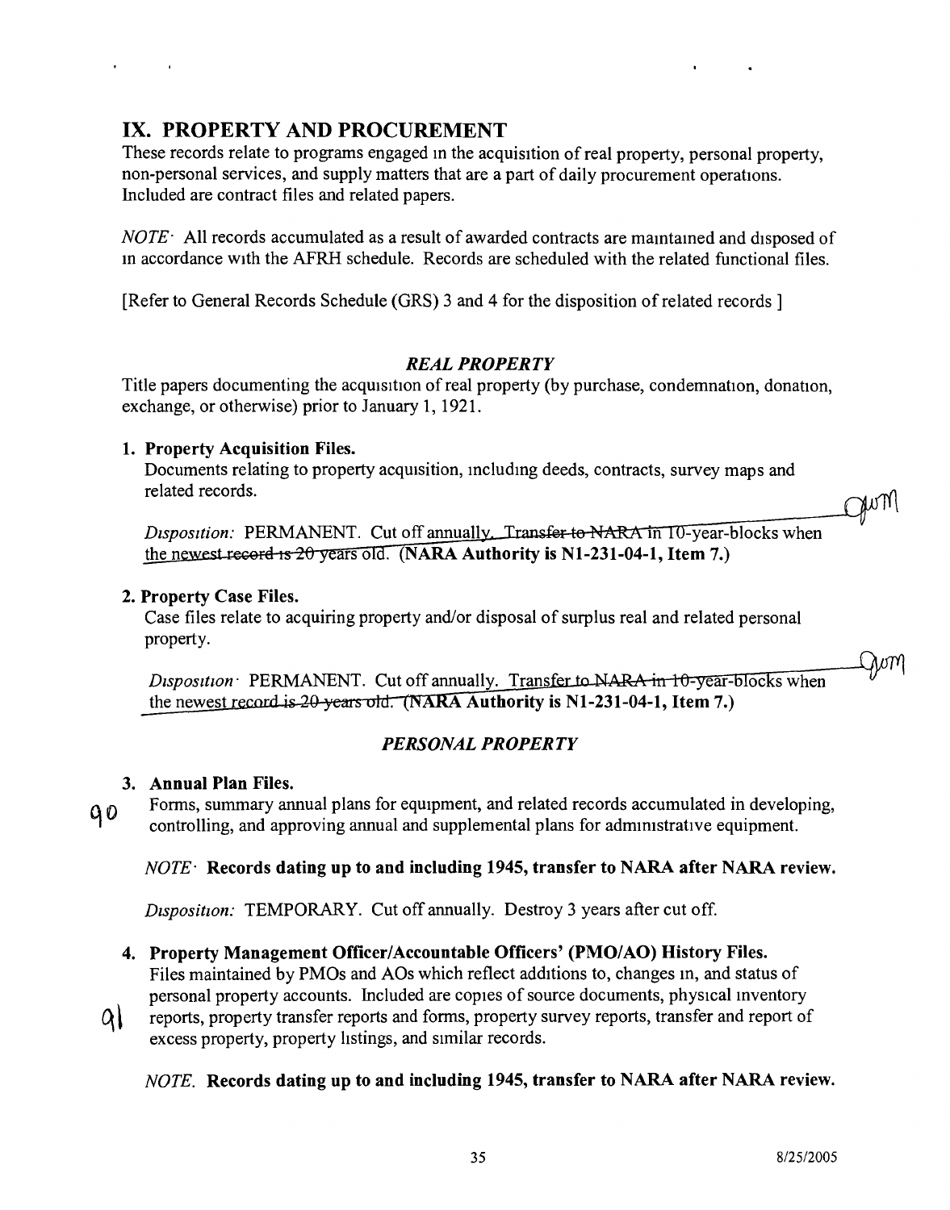## IX. PROPERTY AND PROCUREMENT

These records relate to programs engaged in the acquisition of real property, personal property, non-personal services, and supply matters that are a part of daily procurement operations. Included are contract files and related papers.

*NOTE:* All records accumulated as a result of awarded contracts are maintained and disposed of in accordance with the AFRH schedule. Records are scheduled with the related functional files.

[Refer to General Records Schedule (GRS) 3 and 4 for the disposition of related records ]

### *REAL PROPERTY*

Title papers documenting the acquisition of real property (by purchase, condemnation, donation, exchange, or otherwise) prior to January 1, 1921.

**1. Property Acquisition Files.**

Documents relating to property acquisition, including deeds, contracts, survey maps and related records.

*Disposition:* PERMANENT. Cut off annually. ~~Transfer to NARA in 10-year-blocks when the newest record is 20 years old.~~ **(NARA Authority is N1-231-04-1, Item 7.)**

**2. Property Case Files.**

Case files relate to acquiring property and/or disposal of surplus real and related personal property.

*Disposition:* PERMANENT. Cut off annually. ~~Transfer to NARA in 10-year-blocks when the newest record is 20 years old.~~ **(NARA Authority is N1-231-04-1, Item 7.)**

### *PERSONAL PROPERTY*

**3. Annual Plan Files.**

90 Forms, summary annual plans for equipment, and related records accumulated in developing, controlling, and approving annual and supplemental plans for administrative equipment.

*NOTE:* **Records dating up to and including 1945, transfer to NARA after NARA review.**

*Disposition:* TEMPORARY. Cut off annually. Destroy 3 years after cut off.

**4. Property Management Officer/Accountable Officers' (PMO/AO) History Files.**

Files maintained by PMOs and AOs which reflect additions to, changes in, and status of personal property accounts. Included are copies of source documents, physical inventory reports, property transfer reports and forms, property survey reports, transfer and report of excess property, property listings, and similar records. 91

*NOTE.* **Records dating up to and including 1945, transfer to NARA after NARA review.**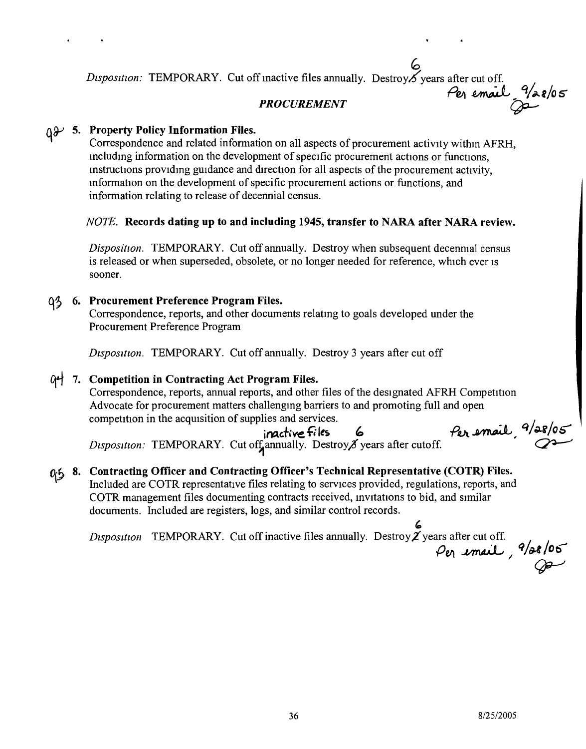*Disposition:* TEMPORARY. Cut off inactive files annually. Destroy 5 6 years after cut off.

Per email 9/28/05

### *PROCUREMENT*

92 **5. Property Policy Information Files.**

Correspondence and related information on all aspects of procurement activity within AFRH, including information on the development of specific procurement actions or functions, instructions providing guidance and direction for all aspects of the procurement activity, information on the development of specific procurement actions or functions, and information relating to release of decennial census.

*NOTE.* **Records dating up to and including 1945, transfer to NARA after NARA review.**

*Disposition.* TEMPORARY. Cut off annually. Destroy when subsequent decennial census is released or when superseded, obsolete, or no longer needed for reference, which ever is sooner.

93 **6. Procurement Preference Program Files.**

Correspondence, reports, and other documents relating to goals developed under the Procurement Preference Program

*Disposition.* TEMPORARY. Cut off annually. Destroy 3 years after cut off

94 **7. Competition in Contracting Act Program Files.**

Correspondence, reports, annual reports, and other files of the designated AFRH Competition Advocate for procurement matters challenging barriers to and promoting full and open competition in the acquisition of supplies and services.

*Disposition:* TEMPORARY. Cut off inactive files annually. Destroy 3 6 years after cutoff.

Per email, 9/28/05

95 **8. Contracting Officer and Contracting Officer's Technical Representative (COTR) Files.**

Included are COTR representative files relating to services provided, regulations, reports, and COTR management files documenting contracts received, invitations to bid, and similar documents. Included are registers, logs, and similar control records.

*Disposition* TEMPORARY. Cut off inactive files annually. Destroy 2 6 years after cut off.

Per email, 9/28/05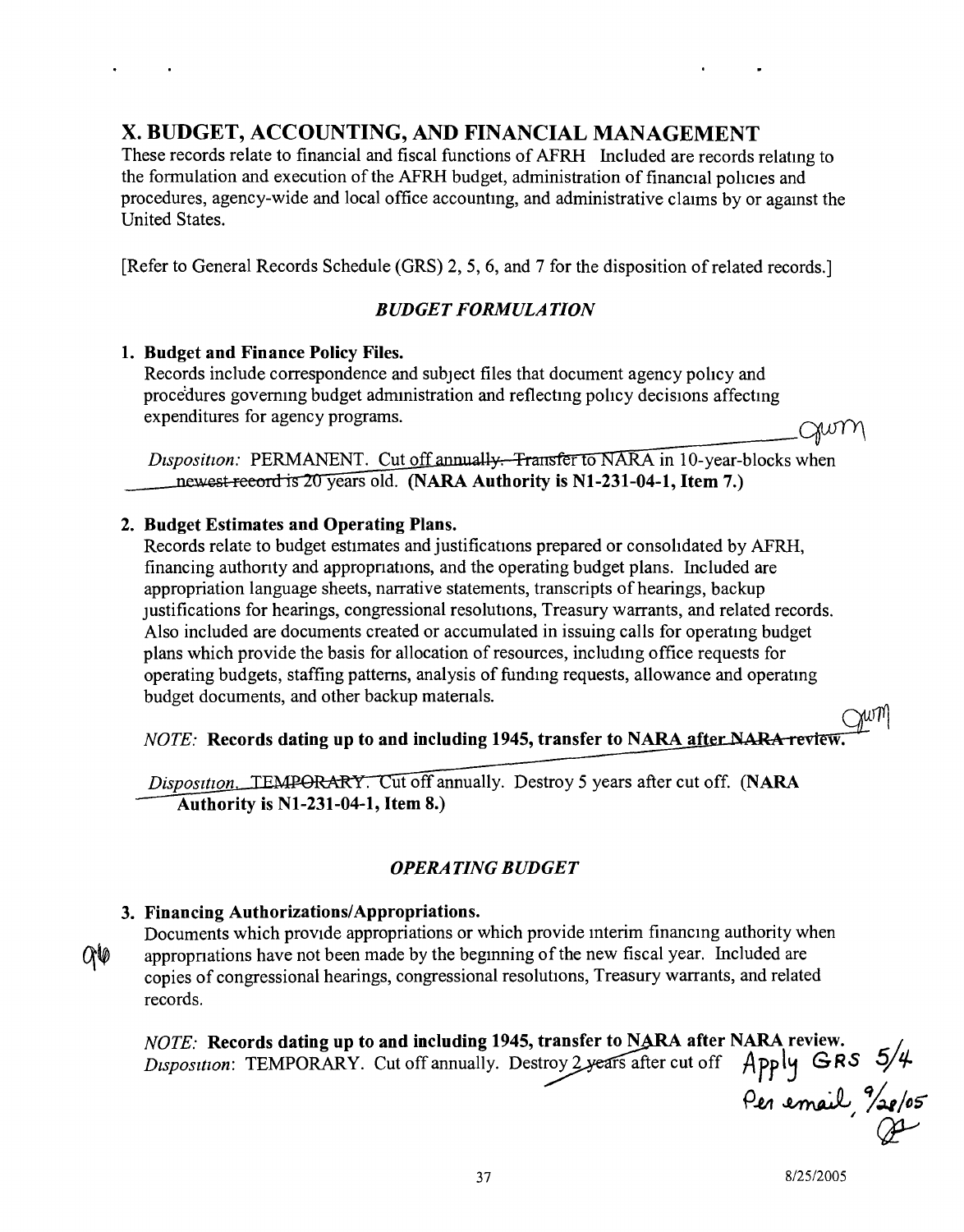# X. BUDGET, ACCOUNTING, AND FINANCIAL MANAGEMENT

These records relate to financial and fiscal functions of AFRH Included are records relating to the formulation and execution of the AFRH budget, administration of financial policies and procedures, agency-wide and local office accounting, and administrative claims by or against the United States.

[Refer to General Records Schedule (GRS) 2, 5, 6, and 7 for the disposition of related records.]

### *BUDGET FORMULATION*

**1. Budget and Finance Policy Files.**

Records include correspondence and subject files that document agency policy and procedures governing budget administration and reflecting policy decisions affecting expenditures for agency programs.

gwm

*Disposition:* PERMANENT. Cut off ~~annually. Transfer~~ to NARA in 10-year-blocks when ~~newest record is 20~~ years old. **(NARA Authority is N1-231-04-1, Item 7.)**

**2. Budget Estimates and Operating Plans.**

Records relate to budget estimates and justifications prepared or consolidated by AFRH, financing authority and appropriations, and the operating budget plans. Included are appropriation language sheets, narrative statements, transcripts of hearings, backup justifications for hearings, congressional resolutions, Treasury warrants, and related records. Also included are documents created or accumulated in issuing calls for operating budget plans which provide the basis for allocation of resources, including office requests for operating budgets, staffing patterns, analysis of funding requests, allowance and operating budget documents, and other backup materials.

gwm

*NOTE:* **Records dating up to and including 1945, transfer to NARA after ~~NARA review~~.**

*Disposition.* ~~TEMPORARY~~. Cut off annually. Destroy 5 years after cut off. **(NARA Authority is N1-231-04-1, Item 8.)**

### *OPERATING BUDGET*

**3. Financing Authorizations/Appropriations.**

Documents which provide appropriations or which provide interim financing authority when appropriations have not been made by the beginning of the new fiscal year. Included are copies of congressional hearings, congressional resolutions, Treasury warrants, and related records.

*NOTE:* **Records dating up to and including 1945, transfer to NARA after NARA review.**
*Disposition*: TEMPORARY. Cut off annually. Destroy ~~2 years~~ after cut off Apply GRS 5/4 Per email, 9/28/05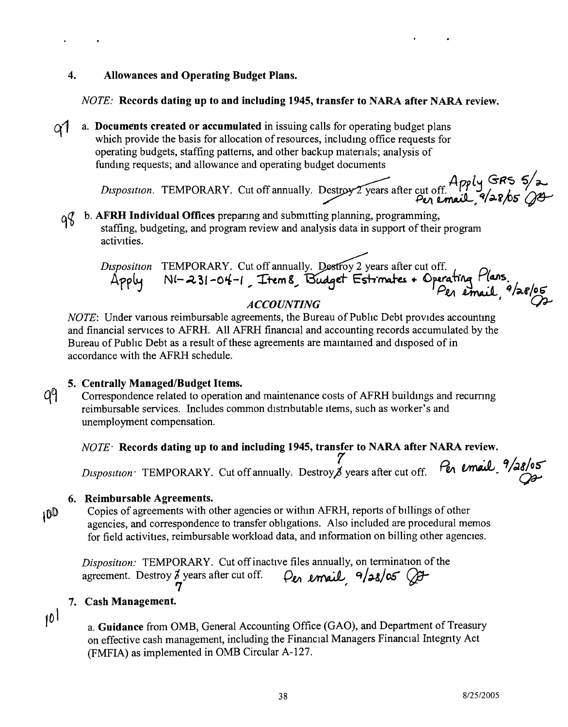## 4. Allowances and Operating Budget Plans.

*NOTE:* **Records dating up to and including 1945, transfer to NARA after NARA review.**

97 a. **Documents created or accumulated** in issuing calls for operating budget plans which provide the basis for allocation of resources, including office requests for operating budgets, staffing patterns, and other backup materials; analysis of funding requests; and allowance and operating budget documents

*Disposition.* TEMPORARY. Cut off annually. ~~Destroy 2 years after cut off.~~ Apply GRS 5/2 Per email, 9/28/05

98 b. **AFRH Individual Offices** preparing and submitting planning, programming, staffing, budgeting, and program review and analysis data in support of their program activities.

*Disposition* TEMPORARY. Cut off annually. ~~Destroy 2 years after cut off.~~ Apply N1-231-04-1, Item 8, Budget Estimates + Operating Plans. Per email, 9/28/05

### *ACCOUNTING*

*NOTE*: Under various reimbursable agreements, the Bureau of Public Debt provides accounting and financial services to AFRH. All AFRH financial and accounting records accumulated by the Bureau of Public Debt as a result of these agreements are maintained and disposed of in accordance with the AFRH schedule.

## 5. Centrally Managed/Budget Items.

99 Correspondence related to operation and maintenance costs of AFRH buildings and recurring reimbursable services. Includes common distributable items, such as worker's and unemployment compensation.

*NOTE:* **Records dating up to and including 1945, transfer to NARA after NARA review.**

*Disposition:* TEMPORARY. Cut off annually. Destroy ~~3~~ 7 years after cut off. Per email, 9/28/05

## 6. Reimbursable Agreements.

100 Copies of agreements with other agencies or within AFRH, reports of billings of other agencies, and correspondence to transfer obligations. Also included are procedural memos for field activities, reimbursable workload data, and information on billing other agencies.

*Disposition:* TEMPORARY. Cut off inactive files annually, on termination of the agreement. Destroy ~~3~~ 7 years after cut off. Per email, 9/28/05

## 7. Cash Management.

101 a. **Guidance** from OMB, General Accounting Office (GAO), and Department of Treasury on effective cash management, including the Financial Managers Financial Integrity Act (FMFIA) as implemented in OMB Circular A-127.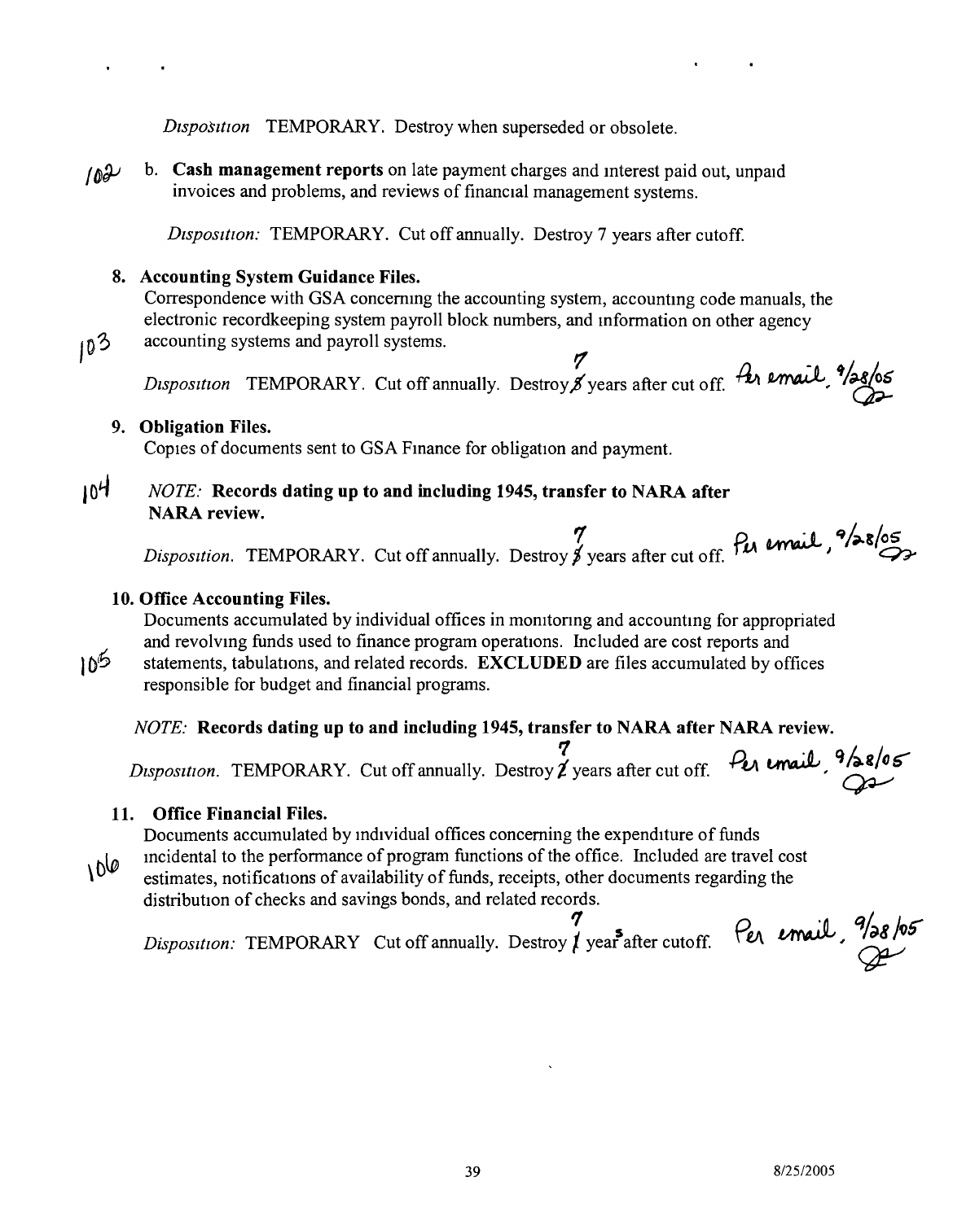*Disposition* TEMPORARY. Destroy when superseded or obsolete.

102 b. **Cash management reports** on late payment charges and interest paid out, unpaid invoices and problems, and reviews of financial management systems.

*Disposition:* TEMPORARY. Cut off annually. Destroy 7 years after cutoff.

**8. Accounting System Guidance Files.**

103 Correspondence with GSA concerning the accounting system, accounting code manuals, the electronic recordkeeping system payroll block numbers, and information on other agency accounting systems and payroll systems.

*Disposition* TEMPORARY. Cut off annually. Destroy ~~5~~ 7 years after cut off. Per email, 9/28/05

**9. Obligation Files.**

Copies of documents sent to GSA Finance for obligation and payment.

104 *NOTE:* **Records dating up to and including 1945, transfer to NARA after NARA review.**

*Disposition.* TEMPORARY. Cut off annually. Destroy ~~5~~ 7 years after cut off. Per email, 9/28/05

**10. Office Accounting Files.**

105 Documents accumulated by individual offices in monitoring and accounting for appropriated and revolving funds used to finance program operations. Included are cost reports and statements, tabulations, and related records. **EXCLUDED** are files accumulated by offices responsible for budget and financial programs.

*NOTE:* **Records dating up to and including 1945, transfer to NARA after NARA review.**

*Disposition.* TEMPORARY. Cut off annually. Destroy ~~2~~ 7 years after cut off. Per email, 9/28/05

**11. Office Financial Files.**

106 Documents accumulated by individual offices concerning the expenditure of funds incidental to the performance of program functions of the office. Included are travel cost estimates, notifications of availability of funds, receipts, other documents regarding the distribution of checks and savings bonds, and related records.

*Disposition:* TEMPORARY Cut off annually. Destroy ~~1~~ 7 years after cutoff. Per email, 9/28/05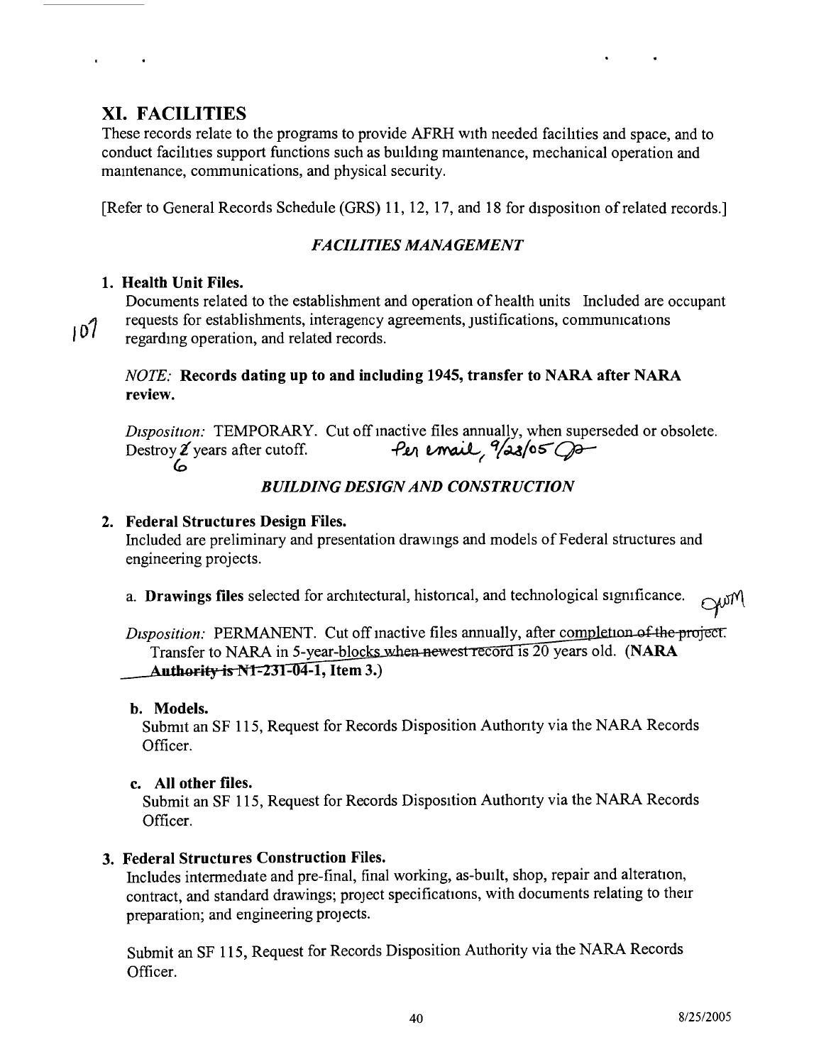## XI. FACILITIES

These records relate to the programs to provide AFRH with needed facilities and space, and to conduct facilities support functions such as building maintenance, mechanical operation and maintenance, communications, and physical security.

[Refer to General Records Schedule (GRS) 11, 12, 17, and 18 for disposition of related records.]

### *FACILITIES MANAGEMENT*

**1. Health Unit Files.**

107

Documents related to the establishment and operation of health units Included are occupant requests for establishments, interagency agreements, justifications, communications regarding operation, and related records.

*NOTE:* **Records dating up to and including 1945, transfer to NARA after NARA review.**

*Disposition:* TEMPORARY. Cut off inactive files annually, when superseded or obsolete. Destroy ~~2~~ 6 years after cutoff. Per email, 9/23/05

### *BUILDING DESIGN AND CONSTRUCTION*

**2. Federal Structures Design Files.**

Included are preliminary and presentation drawings and models of Federal structures and engineering projects.

a. **Drawings files** selected for architectural, historical, and technological significance.

*Disposition:* PERMANENT. Cut off inactive files annually, after ~~completion of the project.~~ Transfer to NARA in 5-year-blocks ~~when newest record~~ is 20 years old. (**NARA ~~Authority is N1-231-04-1,~~ Item 3.**)

**b. Models.**

Submit an SF 115, Request for Records Disposition Authority via the NARA Records Officer.

**c. All other files.**

Submit an SF 115, Request for Records Disposition Authority via the NARA Records Officer.

**3. Federal Structures Construction Files.**

Includes intermediate and pre-final, final working, as-built, shop, repair and alteration, contract, and standard drawings; project specifications, with documents relating to their preparation; and engineering projects.

Submit an SF 115, Request for Records Disposition Authority via the NARA Records Officer.

8/25/2005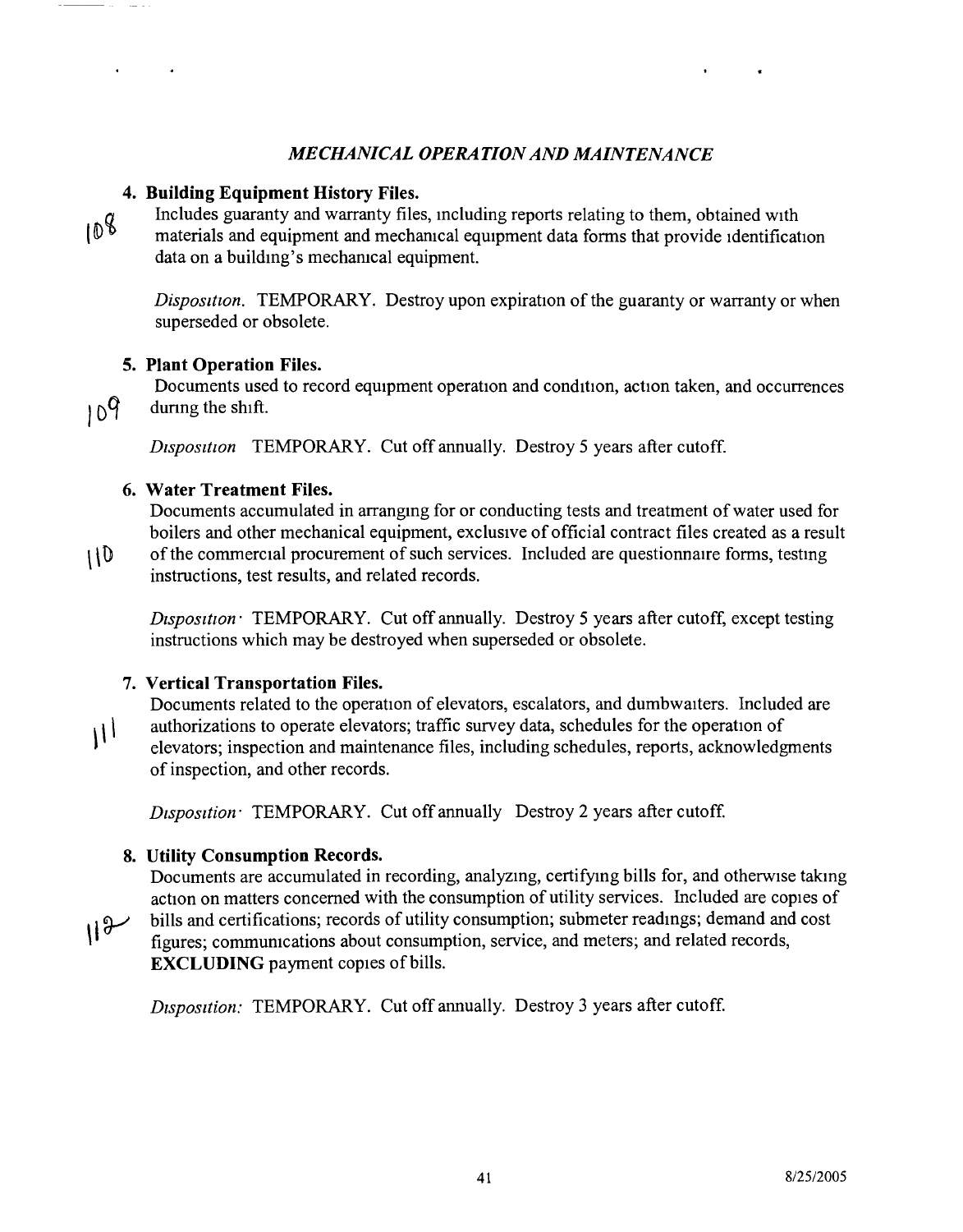## *MECHANICAL OPERATION AND MAINTENANCE*

**4. Building Equipment History Files.**

108

Includes guaranty and warranty files, including reports relating to them, obtained with materials and equipment and mechanical equipment data forms that provide identification data on a building's mechanical equipment.

*Disposition.* TEMPORARY. Destroy upon expiration of the guaranty or warranty or when superseded or obsolete.

**5. Plant Operation Files.**

109

Documents used to record equipment operation and condition, action taken, and occurrences during the shift.

*Disposition* TEMPORARY. Cut off annually. Destroy 5 years after cutoff.

**6. Water Treatment Files.**

110

Documents accumulated in arranging for or conducting tests and treatment of water used for boilers and other mechanical equipment, exclusive of official contract files created as a result of the commercial procurement of such services. Included are questionnaire forms, testing instructions, test results, and related records.

*Disposition:* TEMPORARY. Cut off annually. Destroy 5 years after cutoff, except testing instructions which may be destroyed when superseded or obsolete.

**7. Vertical Transportation Files.**

111

Documents related to the operation of elevators, escalators, and dumbwaiters. Included are authorizations to operate elevators; traffic survey data, schedules for the operation of elevators; inspection and maintenance files, including schedules, reports, acknowledgments of inspection, and other records.

*Disposition:* TEMPORARY. Cut off annually Destroy 2 years after cutoff.

**8. Utility Consumption Records.**

112

Documents are accumulated in recording, analyzing, certifying bills for, and otherwise taking action on matters concerned with the consumption of utility services. Included are copies of bills and certifications; records of utility consumption; submeter readings; demand and cost figures; communications about consumption, service, and meters; and related records, **EXCLUDING** payment copies of bills.

*Disposition:* TEMPORARY. Cut off annually. Destroy 3 years after cutoff.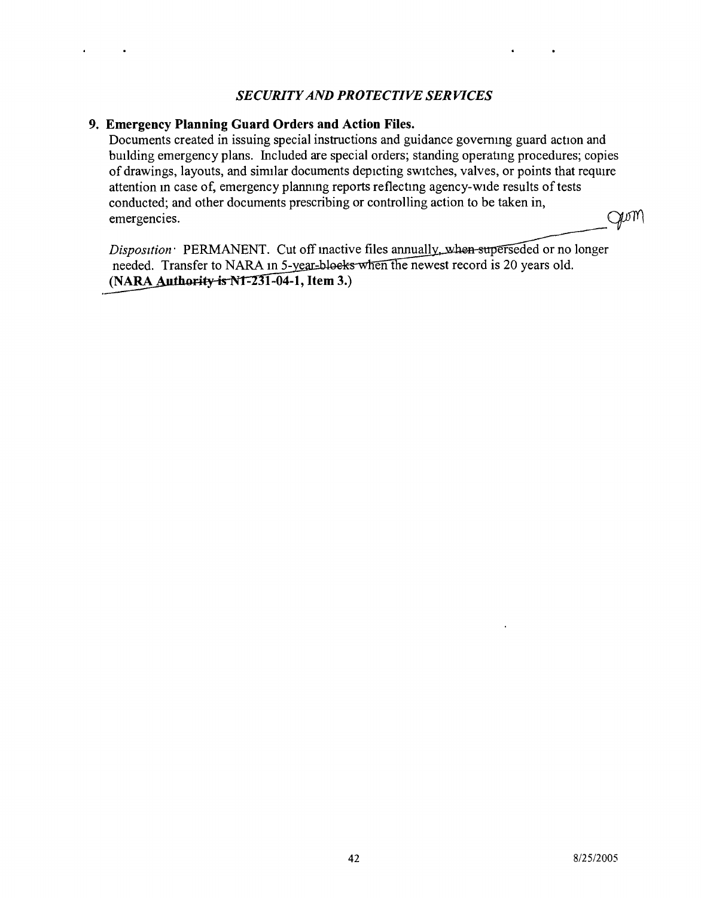*SECURITY AND PROTECTIVE SERVICES*

**9. Emergency Planning Guard Orders and Action Files.**

Documents created in issuing special instructions and guidance governing guard action and building emergency plans. Included are special orders; standing operating procedures; copies of drawings, layouts, and similar documents depicting switches, valves, or points that require attention in case of, emergency planning reports reflecting agency-wide results of tests conducted; and other documents prescribing or controlling action to be taken in, emergencies.

*Disposition:* PERMANENT. Cut off inactive files annually, ~~when superseded~~ or no longer needed. Transfer to NARA in 5-~~year-blocks when~~ the newest record is 20 years old. **(NARA ~~Authority is~~ N1-231-04-1, Item 3.)**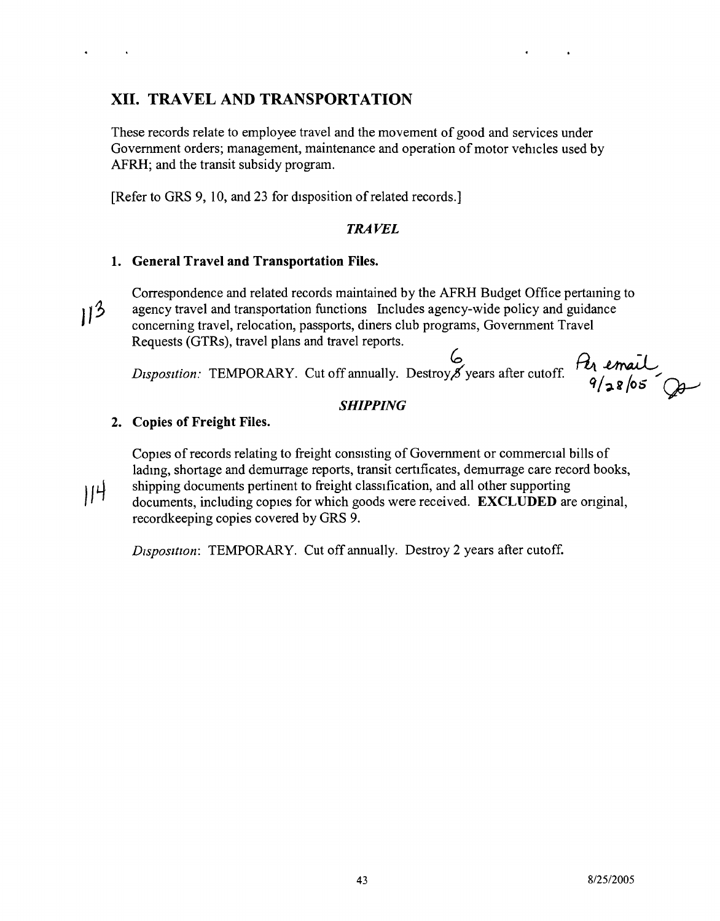## XII. TRAVEL AND TRANSPORTATION

These records relate to employee travel and the movement of good and services under Government orders; management, maintenance and operation of motor vehicles used by AFRH; and the transit subsidy program.

[Refer to GRS 9, 10, and 23 for disposition of related records.]

### *TRAVEL*

**1. General Travel and Transportation Files.**

113

Correspondence and related records maintained by the AFRH Budget Office pertaining to agency travel and transportation functions Includes agency-wide policy and guidance concerning travel, relocation, passports, diners club programs, Government Travel Requests (GTRs), travel plans and travel reports.

*Disposition:* TEMPORARY. Cut off annually. Destroy ~~5~~ 6 years after cutoff. Per email 9/28/05

### *SHIPPING*

**2. Copies of Freight Files.**

114

Copies of records relating to freight consisting of Government or commercial bills of lading, shortage and demurrage reports, transit certificates, demurrage care record books, shipping documents pertinent to freight classification, and all other supporting documents, including copies for which goods were received. **EXCLUDED** are original, recordkeeping copies covered by GRS 9.

*Disposition*: TEMPORARY. Cut off annually. Destroy 2 years after cutoff.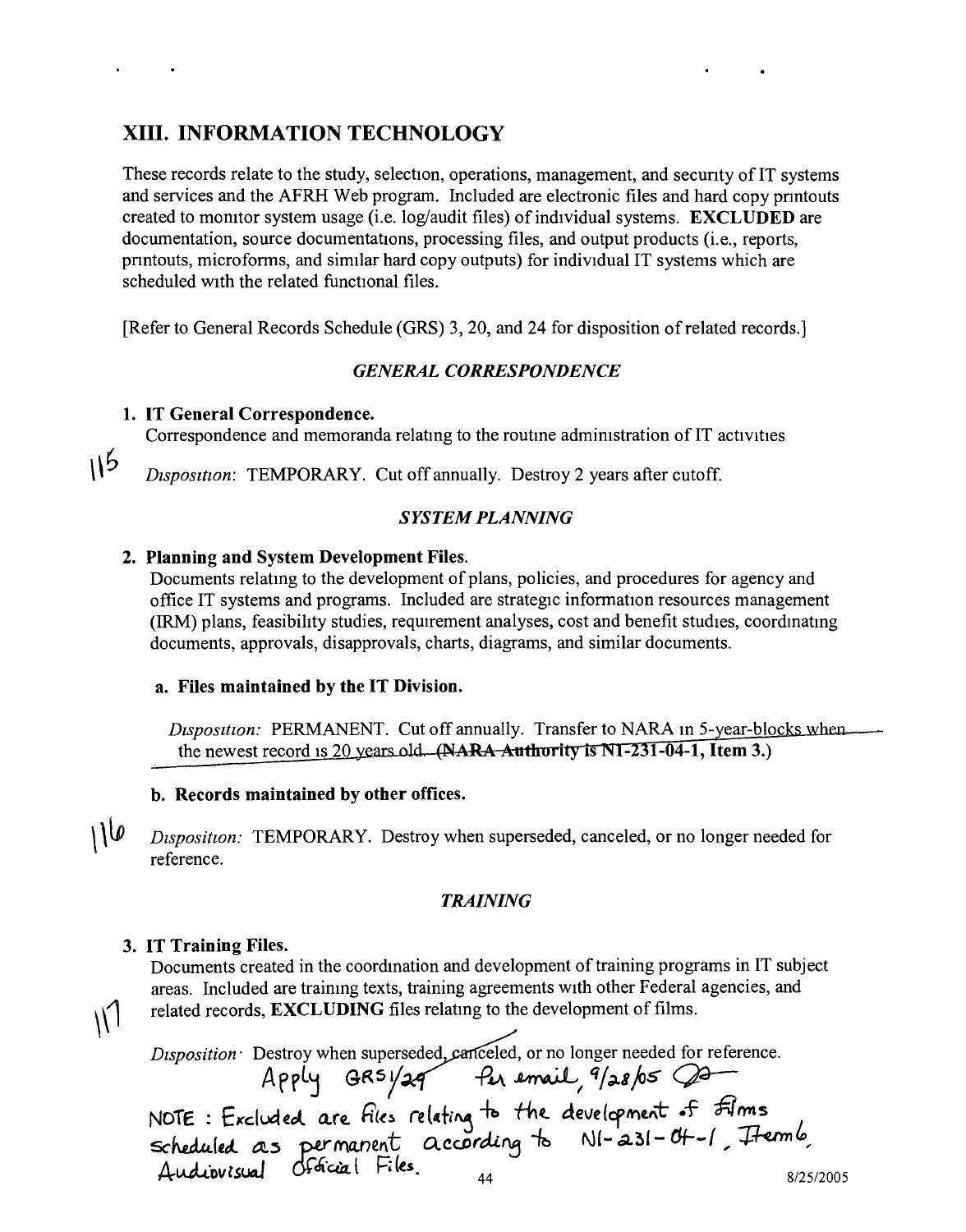## XIII. INFORMATION TECHNOLOGY

These records relate to the study, selection, operations, management, and security of IT systems and services and the AFRH Web program. Included are electronic files and hard copy printouts created to monitor system usage (i.e. log/audit files) of individual systems. **EXCLUDED** are documentation, source documentations, processing files, and output products (i.e., reports, printouts, microforms, and similar hard copy outputs) for individual IT systems which are scheduled with the related functional files.

[Refer to General Records Schedule (GRS) 3, 20, and 24 for disposition of related records.]

### *GENERAL CORRESPONDENCE*

**1. IT General Correspondence.**
Correspondence and memoranda relating to the routine administration of IT activities

115

*Disposition*: TEMPORARY. Cut off annually. Destroy 2 years after cutoff.

### *SYSTEM PLANNING*

**2. Planning and System Development Files.**
Documents relating to the development of plans, policies, and procedures for agency and office IT systems and programs. Included are strategic information resources management (IRM) plans, feasibility studies, requirement analyses, cost and benefit studies, coordinating documents, approvals, disapprovals, charts, diagrams, and similar documents.

**a. Files maintained by the IT Division.**

*Disposition:* PERMANENT. Cut off annually. Transfer to NARA in 5-year-blocks when the newest record is 20 years old. ~~**(NARA Authority is N1-231-04-1, Item 3.)**~~

**b. Records maintained by other offices.**

116

*Disposition:* TEMPORARY. Destroy when superseded, canceled, or no longer needed for reference.

### *TRAINING*

**3. IT Training Files.**
Documents created in the coordination and development of training programs in IT subject areas. Included are training texts, training agreements with other Federal agencies, and related records, **EXCLUDING** files relating to the development of films.

117

*Disposition*: Destroy when superseded, ~~canceled~~, or no longer needed for reference.
Apply GRS 1/29 Per email, 9/28/05

NOTE: Excluded are files relating to the development of films scheduled as permanent according to N1-231-04-1, Item 6, Audiovisual Official Files.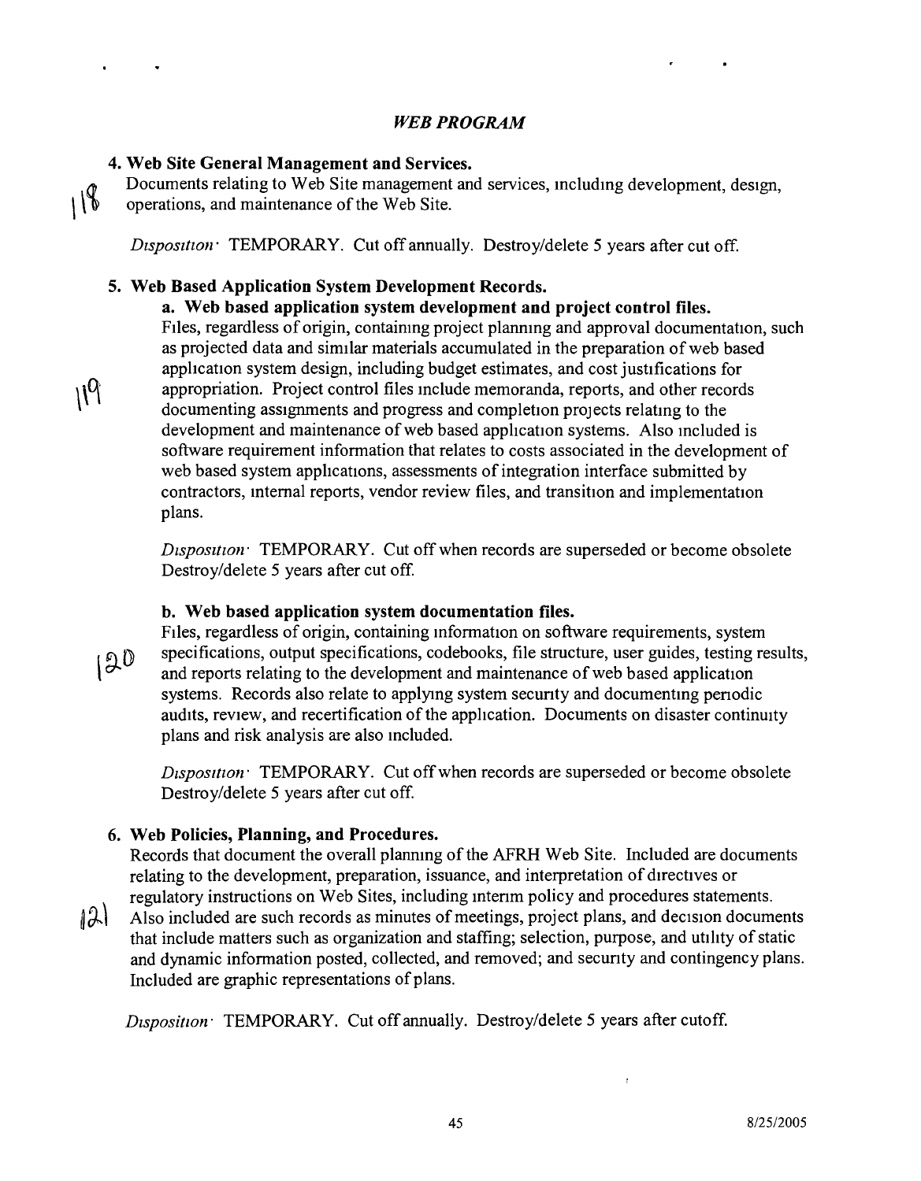## *WEB PROGRAM*

**4. Web Site General Management and Services.**

118 Documents relating to Web Site management and services, including development, design, operations, and maintenance of the Web Site.

*Disposition:* TEMPORARY. Cut off annually. Destroy/delete 5 years after cut off.

**5. Web Based Application System Development Records.**

**a. Web based application system development and project control files.**

119 Files, regardless of origin, containing project planning and approval documentation, such as projected data and similar materials accumulated in the preparation of web based application system design, including budget estimates, and cost justifications for appropriation. Project control files include memoranda, reports, and other records documenting assignments and progress and completion projects relating to the development and maintenance of web based application systems. Also included is software requirement information that relates to costs associated in the development of web based system applications, assessments of integration interface submitted by contractors, internal reports, vendor review files, and transition and implementation plans.

*Disposition:* TEMPORARY. Cut off when records are superseded or become obsolete Destroy/delete 5 years after cut off.

**b. Web based application system documentation files.**

120 Files, regardless of origin, containing information on software requirements, system specifications, output specifications, codebooks, file structure, user guides, testing results, and reports relating to the development and maintenance of web based application systems. Records also relate to applying system security and documenting periodic audits, review, and recertification of the application. Documents on disaster continuity plans and risk analysis are also included.

*Disposition:* TEMPORARY. Cut off when records are superseded or become obsolete Destroy/delete 5 years after cut off.

**6. Web Policies, Planning, and Procedures.**

121 Records that document the overall planning of the AFRH Web Site. Included are documents relating to the development, preparation, issuance, and interpretation of directives or regulatory instructions on Web Sites, including interim policy and procedures statements. Also included are such records as minutes of meetings, project plans, and decision documents that include matters such as organization and staffing; selection, purpose, and utility of static and dynamic information posted, collected, and removed; and security and contingency plans. Included are graphic representations of plans.

*Disposition:* TEMPORARY. Cut off annually. Destroy/delete 5 years after cutoff.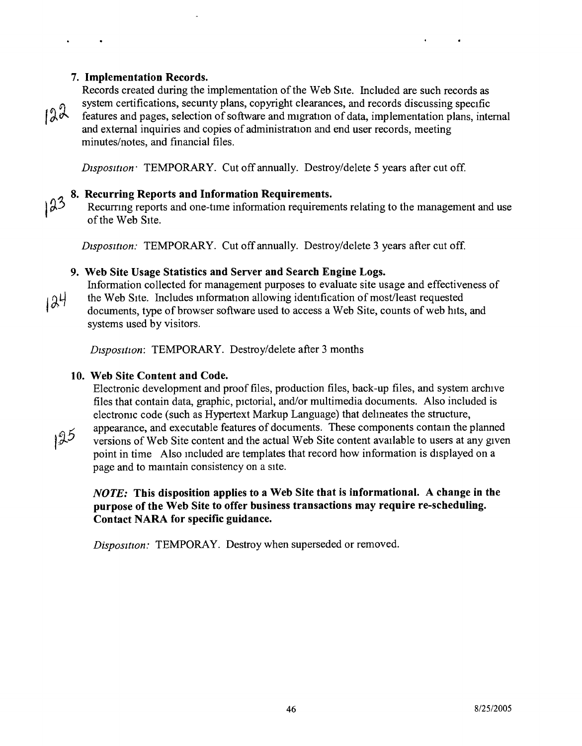**7. Implementation Records.**

122 Records created during the implementation of the Web Site. Included are such records as system certifications, security plans, copyright clearances, and records discussing specific features and pages, selection of software and migration of data, implementation plans, internal and external inquiries and copies of administration and end user records, meeting minutes/notes, and financial files.

*Disposition:* TEMPORARY. Cut off annually. Destroy/delete 5 years after cut off.

**8. Recurring Reports and Information Requirements.**

123 Recurring reports and one-time information requirements relating to the management and use of the Web Site.

*Disposition:* TEMPORARY. Cut off annually. Destroy/delete 3 years after cut off.

**9. Web Site Usage Statistics and Server and Search Engine Logs.**

124 Information collected for management purposes to evaluate site usage and effectiveness of the Web Site. Includes information allowing identification of most/least requested documents, type of browser software used to access a Web Site, counts of web hits, and systems used by visitors.

*Disposition:* TEMPORARY. Destroy/delete after 3 months

**10. Web Site Content and Code.**

125 Electronic development and proof files, production files, back-up files, and system archive files that contain data, graphic, pictorial, and/or multimedia documents. Also included is electronic code (such as Hypertext Markup Language) that delineates the structure, appearance, and executable features of documents. These components contain the planned versions of Web Site content and the actual Web Site content available to users at any given point in time Also included are templates that record how information is displayed on a page and to maintain consistency on a site.

***NOTE:* This disposition applies to a Web Site that is informational. A change in the purpose of the Web Site to offer business transactions may require re-scheduling. Contact NARA for specific guidance.**

*Disposition:* TEMPORAY. Destroy when superseded or removed.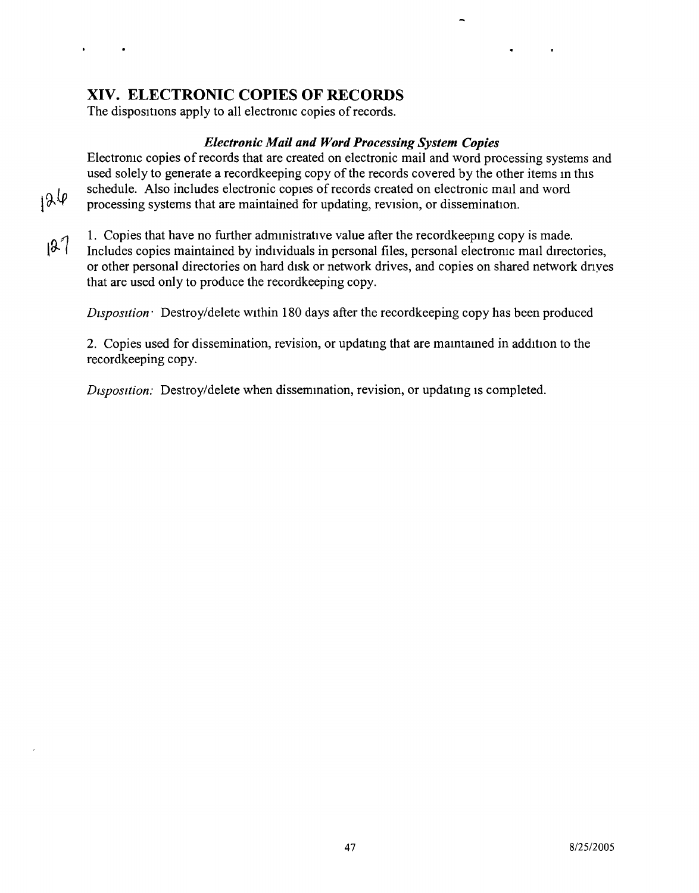## XIV. ELECTRONIC COPIES OF RECORDS

The dispositions apply to all electronic copies of records.

### *Electronic Mail and Word Processing System Copies*

126

Electronic copies of records that are created on electronic mail and word processing systems and used solely to generate a recordkeeping copy of the records covered by the other items in this schedule. Also includes electronic copies of records created on electronic mail and word processing systems that are maintained for updating, revision, or dissemination.

127

1. Copies that have no further administrative value after the recordkeeping copy is made. Includes copies maintained by individuals in personal files, personal electronic mail directories, or other personal directories on hard disk or network drives, and copies on shared network drives that are used only to produce the recordkeeping copy.

*Disposition:* Destroy/delete within 180 days after the recordkeeping copy has been produced

2. Copies used for dissemination, revision, or updating that are maintained in addition to the recordkeeping copy.

*Disposition:* Destroy/delete when dissemination, revision, or updating is completed.